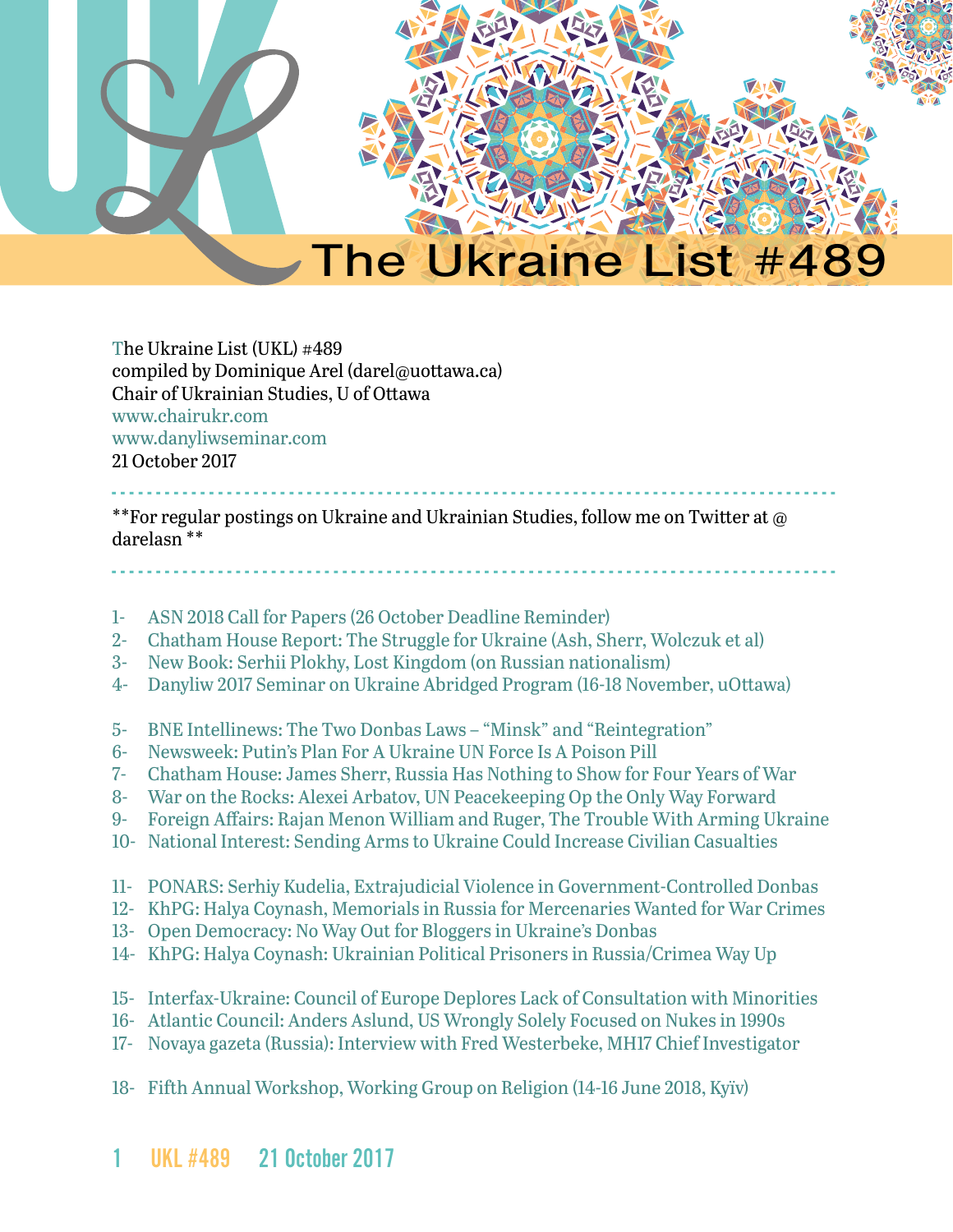# The Ukraine List #489

The Ukraine List (UKL) #489
compiled by Dominique Arel (darel@uottawa.ca)
Chair of Ukrainian Studies, U of Ottawa
www.chairukr.com
www.danyliwseminar.com
21 October 2017

---

**For regular postings on Ukraine and Ukrainian Studies, follow me on Twitter at @darelasn **

---

1- ASN 2018 Call for Papers (26 October Deadline Reminder)
2- Chatham House Report: The Struggle for Ukraine (Ash, Sherr, Wolczuk et al)
3- New Book: Serhii Plokhy, Lost Kingdom (on Russian nationalism)
4- Danyliw 2017 Seminar on Ukraine Abridged Program (16-18 November, uOttawa)

5- BNE Intellinews: The Two Donbas Laws – "Minsk" and "Reintegration"
6- Newsweek: Putin's Plan For A Ukraine UN Force Is A Poison Pill
7- Chatham House: James Sherr, Russia Has Nothing to Show for Four Years of War
8- War on the Rocks: Alexei Arbatov, UN Peacekeeping Op the Only Way Forward
9- Foreign Affairs: Rajan Menon William and Ruger, The Trouble With Arming Ukraine
10- National Interest: Sending Arms to Ukraine Could Increase Civilian Casualties

11- PONARS: Serhiy Kudelia, Extrajudicial Violence in Government-Controlled Donbas
12- KhPG: Halya Coynash, Memorials in Russia for Mercenaries Wanted for War Crimes
13- Open Democracy: No Way Out for Bloggers in Ukraine's Donbas
14- KhPG: Halya Coynash: Ukrainian Political Prisoners in Russia/Crimea Way Up

15- Interfax-Ukraine: Council of Europe Deplores Lack of Consultation with Minorities
16- Atlantic Council: Anders Aslund, US Wrongly Solely Focused on Nukes in 1990s
17- Novaya gazeta (Russia): Interview with Fred Westerbeke, MH17 Chief Investigator

18- Fifth Annual Workshop, Working Group on Religion (14-16 June 2018, Kyïv)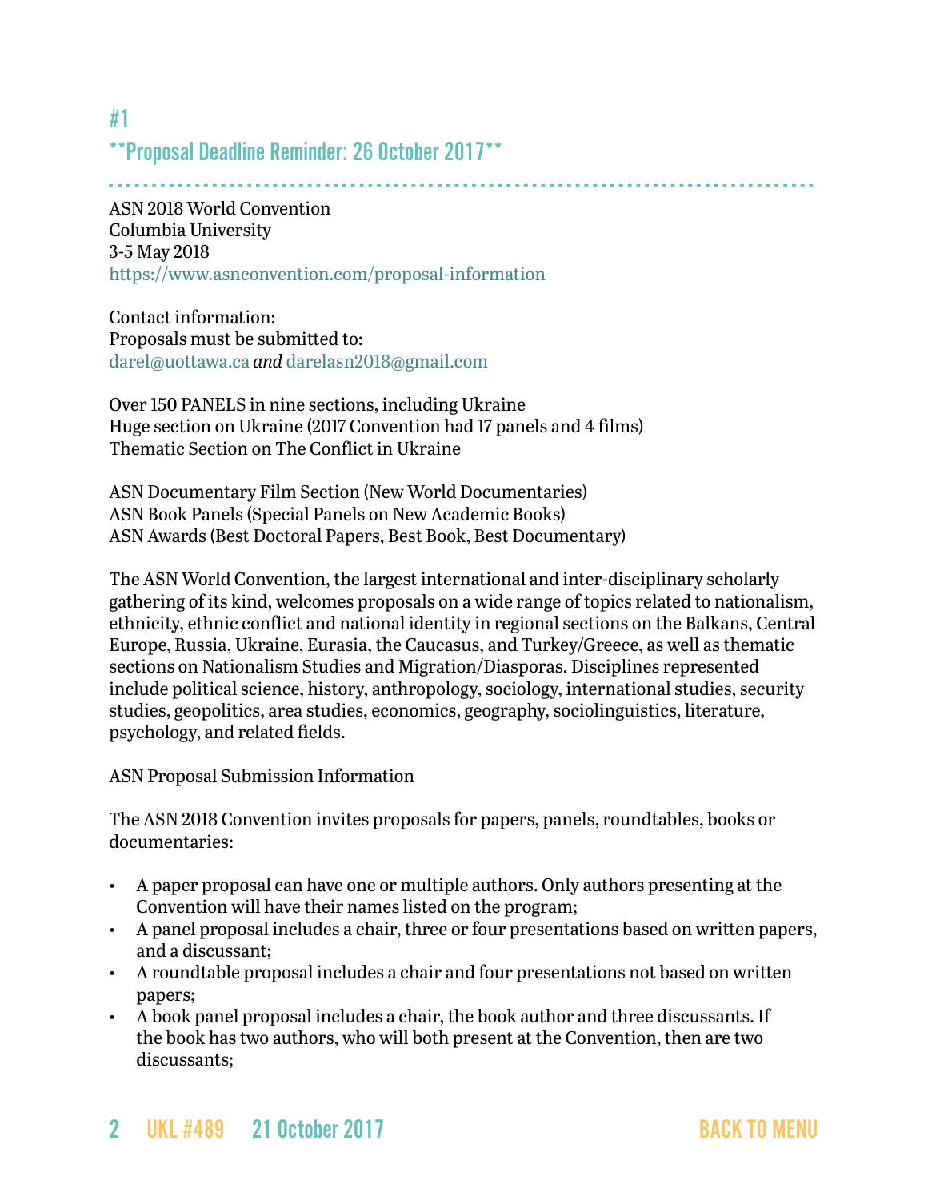# #1

## **Proposal Deadline Reminder: 26 October 2017**

ASN 2018 World Convention
Columbia University
3-5 May 2018
https://www.asnconvention.com/proposal-information

Contact information:
Proposals must be submitted to:
darel@uottawa.ca *and* darelasn2018@gmail.com

Over 150 PANELS in nine sections, including Ukraine
Huge section on Ukraine (2017 Convention had 17 panels and 4 films)
Thematic Section on The Conflict in Ukraine

ASN Documentary Film Section (New World Documentaries)
ASN Book Panels (Special Panels on New Academic Books)
ASN Awards (Best Doctoral Papers, Best Book, Best Documentary)

The ASN World Convention, the largest international and inter-disciplinary scholarly gathering of its kind, welcomes proposals on a wide range of topics related to nationalism, ethnicity, ethnic conflict and national identity in regional sections on the Balkans, Central Europe, Russia, Ukraine, Eurasia, the Caucasus, and Turkey/Greece, as well as thematic sections on Nationalism Studies and Migration/Diasporas. Disciplines represented include political science, history, anthropology, sociology, international studies, security studies, geopolitics, area studies, economics, geography, sociolinguistics, literature, psychology, and related fields.

ASN Proposal Submission Information

The ASN 2018 Convention invites proposals for papers, panels, roundtables, books or documentaries:

- A paper proposal can have one or multiple authors. Only authors presenting at the Convention will have their names listed on the program;
- A panel proposal includes a chair, three or four presentations based on written papers, and a discussant;
- A roundtable proposal includes a chair and four presentations not based on written papers;
- A book panel proposal includes a chair, the book author and three discussants. If the book has two authors, who will both present at the Convention, then are two discussants;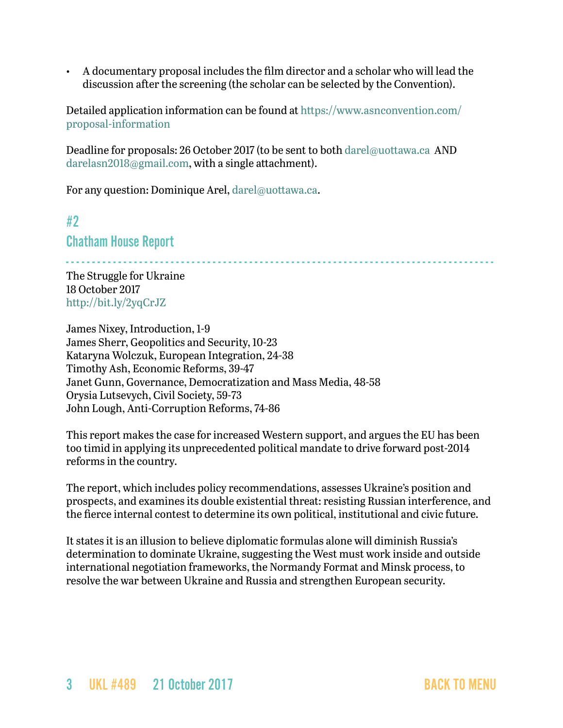- A documentary proposal includes the film director and a scholar who will lead the discussion after the screening (the scholar can be selected by the Convention).

Detailed application information can be found at https://www.asnconvention.com/proposal-information

Deadline for proposals: 26 October 2017 (to be sent to both darel@uottawa.ca AND darelasn2018@gmail.com, with a single attachment).

For any question: Dominique Arel, darel@uottawa.ca.

## #2

## Chatham House Report

The Struggle for Ukraine
18 October 2017
http://bit.ly/2yqCrJZ

James Nixey, Introduction, 1-9
James Sherr, Geopolitics and Security, 10-23
Kataryna Wolczuk, European Integration, 24-38
Timothy Ash, Economic Reforms, 39-47
Janet Gunn, Governance, Democratization and Mass Media, 48-58
Orysia Lutsevych, Civil Society, 59-73
John Lough, Anti-Corruption Reforms, 74-86

This report makes the case for increased Western support, and argues the EU has been too timid in applying its unprecedented political mandate to drive forward post-2014 reforms in the country.

The report, which includes policy recommendations, assesses Ukraine's position and prospects, and examines its double existential threat: resisting Russian interference, and the fierce internal contest to determine its own political, institutional and civic future.

It states it is an illusion to believe diplomatic formulas alone will diminish Russia's determination to dominate Ukraine, suggesting the West must work inside and outside international negotiation frameworks, the Normandy Format and Minsk process, to resolve the war between Ukraine and Russia and strengthen European security.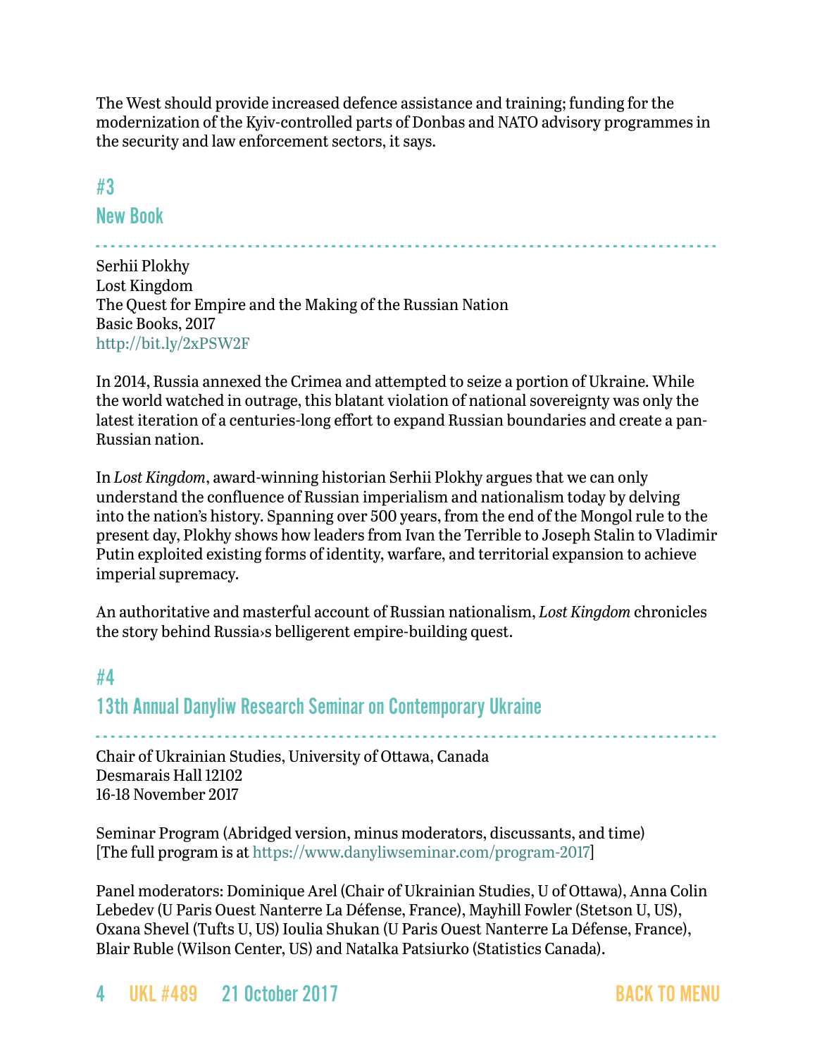The West should provide increased defence assistance and training; funding for the modernization of the Kyiv-controlled parts of Donbas and NATO advisory programmes in the security and law enforcement sectors, it says.

## #3

## New Book

Serhii Plokhy
Lost Kingdom
The Quest for Empire and the Making of the Russian Nation
Basic Books, 2017
http://bit.ly/2xPSW2F

In 2014, Russia annexed the Crimea and attempted to seize a portion of Ukraine. While the world watched in outrage, this blatant violation of national sovereignty was only the latest iteration of a centuries-long effort to expand Russian boundaries and create a pan-Russian nation.

In *Lost Kingdom*, award-winning historian Serhii Plokhy argues that we can only understand the confluence of Russian imperialism and nationalism today by delving into the nation's history. Spanning over 500 years, from the end of the Mongol rule to the present day, Plokhy shows how leaders from Ivan the Terrible to Joseph Stalin to Vladimir Putin exploited existing forms of identity, warfare, and territorial expansion to achieve imperial supremacy.

An authoritative and masterful account of Russian nationalism, *Lost Kingdom* chronicles the story behind Russia›s belligerent empire-building quest.

## #4

## 13th Annual Danyliw Research Seminar on Contemporary Ukraine

Chair of Ukrainian Studies, University of Ottawa, Canada
Desmarais Hall 12102
16-18 November 2017

Seminar Program (Abridged version, minus moderators, discussants, and time)
[The full program is at https://www.danyliwseminar.com/program-2017]

Panel moderators: Dominique Arel (Chair of Ukrainian Studies, U of Ottawa), Anna Colin Lebedev (U Paris Ouest Nanterre La Défense, France), Mayhill Fowler (Stetson U, US), Oxana Shevel (Tufts U, US) Ioulia Shukan (U Paris Ouest Nanterre La Défense, France), Blair Ruble (Wilson Center, US) and Natalka Patsiurko (Statistics Canada).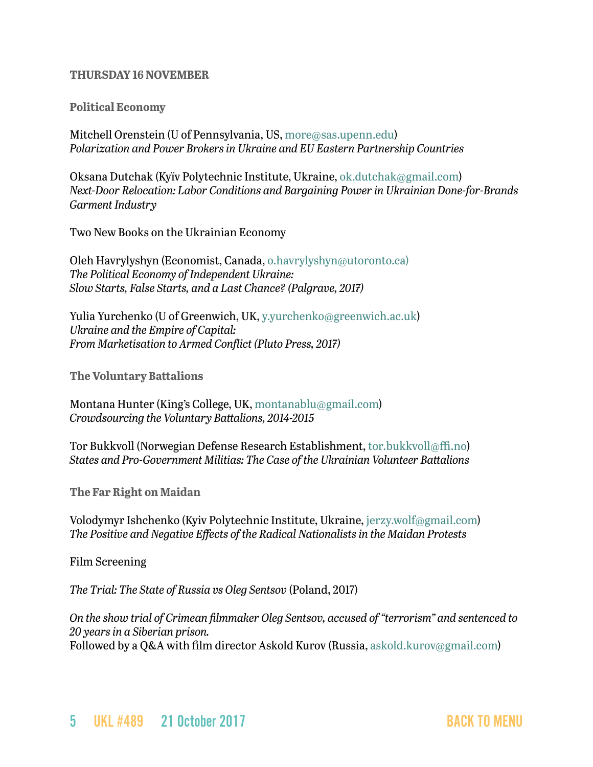**THURSDAY 16 NOVEMBER**

**Political Economy**

Mitchell Orenstein (U of Pennsylvania, US, more@sas.upenn.edu)
*Polarization and Power Brokers in Ukraine and EU Eastern Partnership Countries*

Oksana Dutchak (Kyïv Polytechnic Institute, Ukraine, ok.dutchak@gmail.com)
*Next-Door Relocation: Labor Conditions and Bargaining Power in Ukrainian Done-for-Brands Garment Industry*

Two New Books on the Ukrainian Economy

Oleh Havrylyshyn (Economist, Canada, o.havrylyshyn@utoronto.ca)
*The Political Economy of Independent Ukraine:*
*Slow Starts, False Starts, and a Last Chance? (Palgrave, 2017)*

Yulia Yurchenko (U of Greenwich, UK, y.yurchenko@greenwich.ac.uk)
*Ukraine and the Empire of Capital:*
*From Marketisation to Armed Conflict (Pluto Press, 2017)*

**The Voluntary Battalions**

Montana Hunter (King's College, UK, montanablu@gmail.com)
*Crowdsourcing the Voluntary Battalions, 2014-2015*

Tor Bukkvoll (Norwegian Defense Research Establishment, tor.bukkvoll@ffi.no)
*States and Pro-Government Militias: The Case of the Ukrainian Volunteer Battalions*

**The Far Right on Maidan**

Volodymyr Ishchenko (Kyiv Polytechnic Institute, Ukraine, jerzy.wolf@gmail.com)
*The Positive and Negative Effects of the Radical Nationalists in the Maidan Protests*

Film Screening

*The Trial: The State of Russia vs Oleg Sentsov* (Poland, 2017)

*On the show trial of Crimean filmmaker Oleg Sentsov, accused of "terrorism" and sentenced to 20 years in a Siberian prison.*
Followed by a Q&A with film director Askold Kurov (Russia, askold.kurov@gmail.com)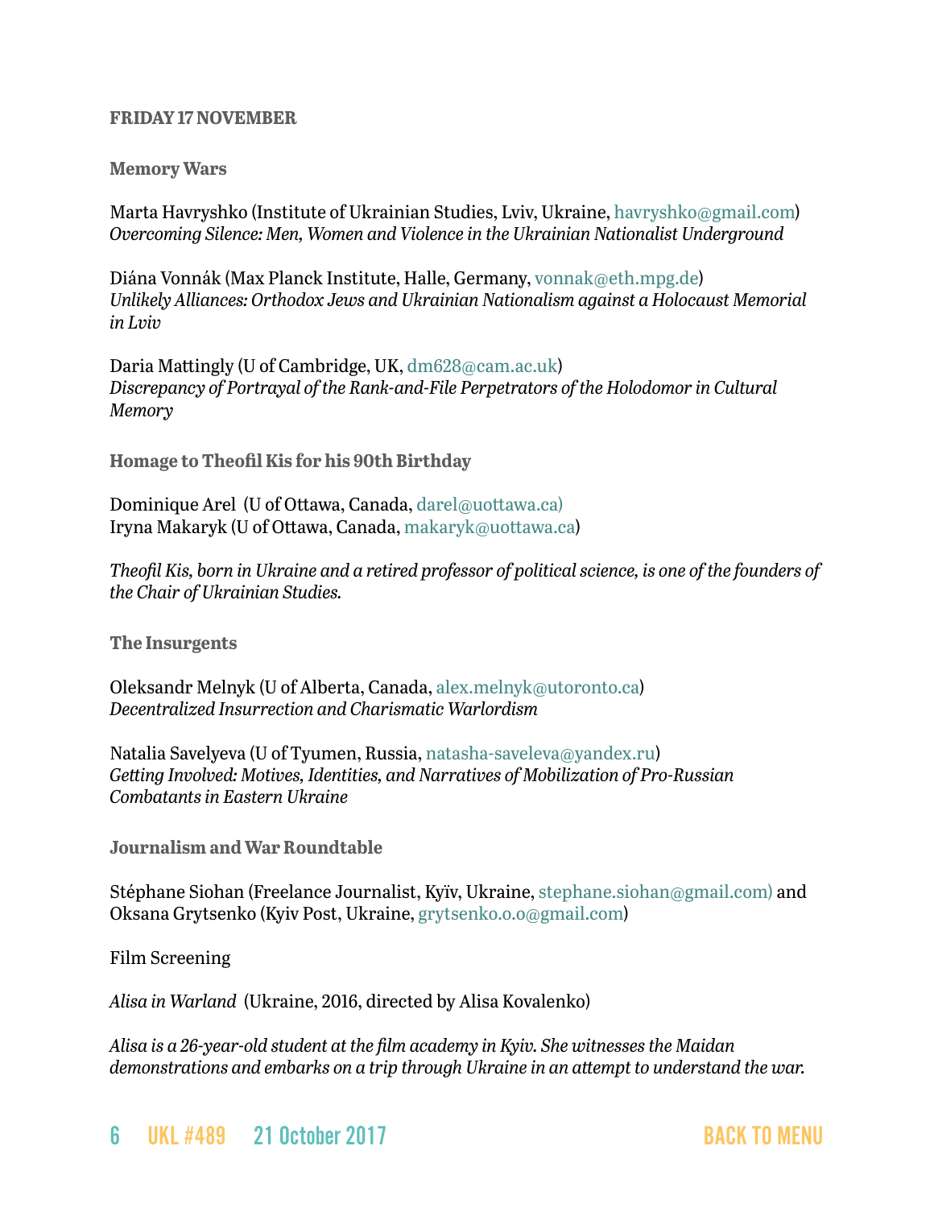**FRIDAY 17 NOVEMBER**

**Memory Wars**

Marta Havryshko (Institute of Ukrainian Studies, Lviv, Ukraine, havryshko@gmail.com)
*Overcoming Silence: Men, Women and Violence in the Ukrainian Nationalist Underground*

Diána Vonnák (Max Planck Institute, Halle, Germany, vonnak@eth.mpg.de)
*Unlikely Alliances: Orthodox Jews and Ukrainian Nationalism against a Holocaust Memorial in Lviv*

Daria Mattingly (U of Cambridge, UK, dm628@cam.ac.uk)
*Discrepancy of Portrayal of the Rank-and-File Perpetrators of the Holodomor in Cultural Memory*

**Homage to Theofil Kis for his 90th Birthday**

Dominique Arel (U of Ottawa, Canada, darel@uottawa.ca)
Iryna Makaryk (U of Ottawa, Canada, makaryk@uottawa.ca)

*Theofil Kis, born in Ukraine and a retired professor of political science, is one of the founders of the Chair of Ukrainian Studies.*

**The Insurgents**

Oleksandr Melnyk (U of Alberta, Canada, alex.melnyk@utoronto.ca)
*Decentralized Insurrection and Charismatic Warlordism*

Natalia Savelyeva (U of Tyumen, Russia, natasha-saveleva@yandex.ru)
*Getting Involved: Motives, Identities, and Narratives of Mobilization of Pro-Russian Combatants in Eastern Ukraine*

**Journalism and War Roundtable**

Stéphane Siohan (Freelance Journalist, Kyïv, Ukraine, stephane.siohan@gmail.com) and Oksana Grytsenko (Kyiv Post, Ukraine, grytsenko.o.o@gmail.com)

Film Screening

*Alisa in Warland* (Ukraine, 2016, directed by Alisa Kovalenko)

*Alisa is a 26-year-old student at the film academy in Kyiv. She witnesses the Maidan demonstrations and embarks on a trip through Ukraine in an attempt to understand the war.*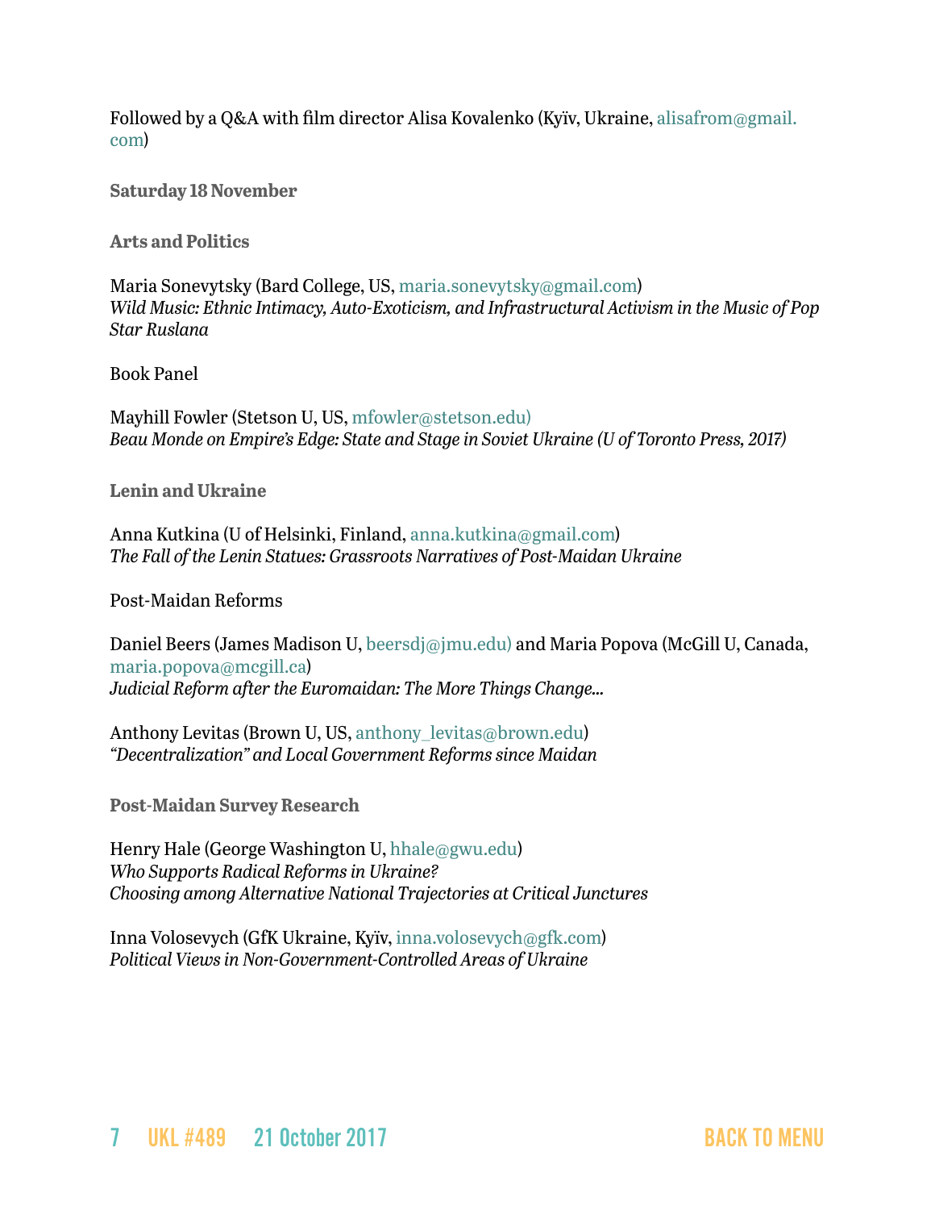Followed by a Q&A with film director Alisa Kovalenko (Kyïv, Ukraine, alisafrom@gmail.com)

**Saturday 18 November**

**Arts and Politics**

Maria Sonevytsky (Bard College, US, maria.sonevytsky@gmail.com)
*Wild Music: Ethnic Intimacy, Auto-Exoticism, and Infrastructural Activism in the Music of Pop Star Ruslana*

Book Panel

Mayhill Fowler (Stetson U, US, mfowler@stetson.edu)
*Beau Monde on Empire's Edge: State and Stage in Soviet Ukraine (U of Toronto Press, 2017)*

**Lenin and Ukraine**

Anna Kutkina (U of Helsinki, Finland, anna.kutkina@gmail.com)
*The Fall of the Lenin Statues: Grassroots Narratives of Post-Maidan Ukraine*

Post-Maidan Reforms

Daniel Beers (James Madison U, beersdj@jmu.edu) and Maria Popova (McGill U, Canada, maria.popova@mcgill.ca)
*Judicial Reform after the Euromaidan: The More Things Change...*

Anthony Levitas (Brown U, US, anthony_levitas@brown.edu)
*"Decentralization" and Local Government Reforms since Maidan*

**Post-Maidan Survey Research**

Henry Hale (George Washington U, hhale@gwu.edu)
*Who Supports Radical Reforms in Ukraine?*
*Choosing among Alternative National Trajectories at Critical Junctures*

Inna Volosevych (GfK Ukraine, Kyïv, inna.volosevych@gfk.com)
*Political Views in Non-Government-Controlled Areas of Ukraine*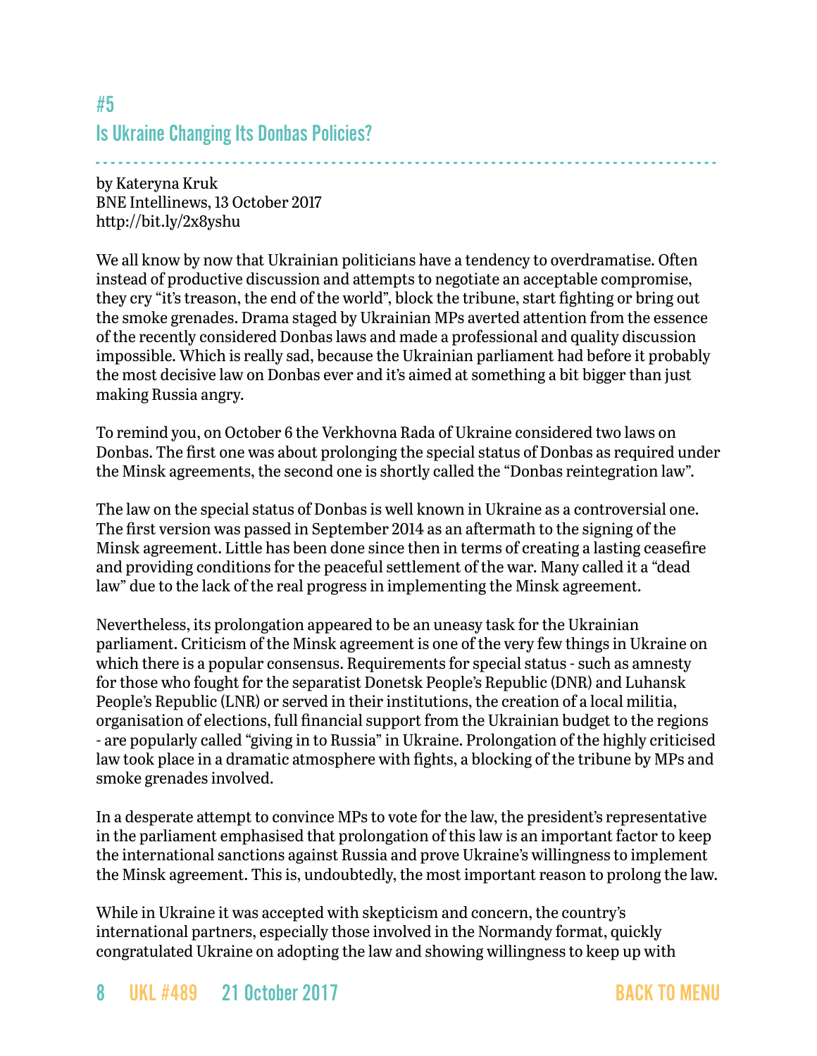## #5

## Is Ukraine Changing Its Donbas Policies?

by Kateryna Kruk
BNE Intellinews, 13 October 2017
http://bit.ly/2x8yshu

We all know by now that Ukrainian politicians have a tendency to overdramatise. Often instead of productive discussion and attempts to negotiate an acceptable compromise, they cry "it's treason, the end of the world", block the tribune, start fighting or bring out the smoke grenades. Drama staged by Ukrainian MPs averted attention from the essence of the recently considered Donbas laws and made a professional and quality discussion impossible. Which is really sad, because the Ukrainian parliament had before it probably the most decisive law on Donbas ever and it's aimed at something a bit bigger than just making Russia angry.

To remind you, on October 6 the Verkhovna Rada of Ukraine considered two laws on Donbas. The first one was about prolonging the special status of Donbas as required under the Minsk agreements, the second one is shortly called the "Donbas reintegration law".

The law on the special status of Donbas is well known in Ukraine as a controversial one. The first version was passed in September 2014 as an aftermath to the signing of the Minsk agreement. Little has been done since then in terms of creating a lasting ceasefire and providing conditions for the peaceful settlement of the war. Many called it a "dead law" due to the lack of the real progress in implementing the Minsk agreement.

Nevertheless, its prolongation appeared to be an uneasy task for the Ukrainian parliament. Criticism of the Minsk agreement is one of the very few things in Ukraine on which there is a popular consensus. Requirements for special status - such as amnesty for those who fought for the separatist Donetsk People's Republic (DNR) and Luhansk People's Republic (LNR) or served in their institutions, the creation of a local militia, organisation of elections, full financial support from the Ukrainian budget to the regions - are popularly called "giving in to Russia" in Ukraine. Prolongation of the highly criticised law took place in a dramatic atmosphere with fights, a blocking of the tribune by MPs and smoke grenades involved.

In a desperate attempt to convince MPs to vote for the law, the president's representative in the parliament emphasised that prolongation of this law is an important factor to keep the international sanctions against Russia and prove Ukraine's willingness to implement the Minsk agreement. This is, undoubtedly, the most important reason to prolong the law.

While in Ukraine it was accepted with skepticism and concern, the country's international partners, especially those involved in the Normandy format, quickly congratulated Ukraine on adopting the law and showing willingness to keep up with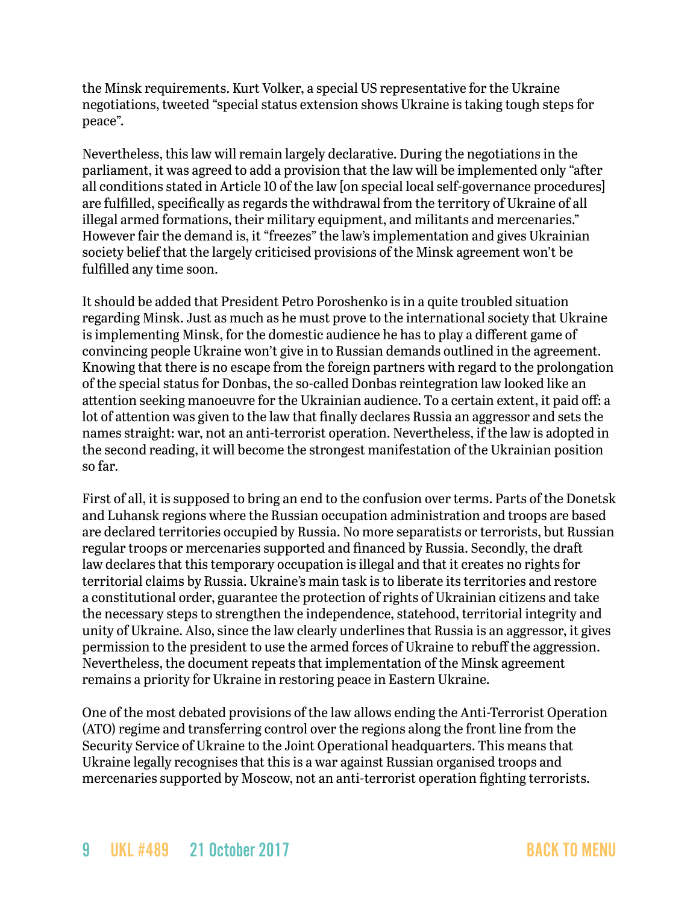the Minsk requirements. Kurt Volker, a special US representative for the Ukraine negotiations, tweeted "special status extension shows Ukraine is taking tough steps for peace".

Nevertheless, this law will remain largely declarative. During the negotiations in the parliament, it was agreed to add a provision that the law will be implemented only "after all conditions stated in Article 10 of the law [on special local self-governance procedures] are fulfilled, specifically as regards the withdrawal from the territory of Ukraine of all illegal armed formations, their military equipment, and militants and mercenaries." However fair the demand is, it "freezes" the law's implementation and gives Ukrainian society belief that the largely criticised provisions of the Minsk agreement won't be fulfilled any time soon.

It should be added that President Petro Poroshenko is in a quite troubled situation regarding Minsk. Just as much as he must prove to the international society that Ukraine is implementing Minsk, for the domestic audience he has to play a different game of convincing people Ukraine won't give in to Russian demands outlined in the agreement. Knowing that there is no escape from the foreign partners with regard to the prolongation of the special status for Donbas, the so-called Donbas reintegration law looked like an attention seeking manoeuvre for the Ukrainian audience. To a certain extent, it paid off: a lot of attention was given to the law that finally declares Russia an aggressor and sets the names straight: war, not an anti-terrorist operation. Nevertheless, if the law is adopted in the second reading, it will become the strongest manifestation of the Ukrainian position so far.

First of all, it is supposed to bring an end to the confusion over terms. Parts of the Donetsk and Luhansk regions where the Russian occupation administration and troops are based are declared territories occupied by Russia. No more separatists or terrorists, but Russian regular troops or mercenaries supported and financed by Russia. Secondly, the draft law declares that this temporary occupation is illegal and that it creates no rights for territorial claims by Russia. Ukraine's main task is to liberate its territories and restore a constitutional order, guarantee the protection of rights of Ukrainian citizens and take the necessary steps to strengthen the independence, statehood, territorial integrity and unity of Ukraine. Also, since the law clearly underlines that Russia is an aggressor, it gives permission to the president to use the armed forces of Ukraine to rebuff the aggression. Nevertheless, the document repeats that implementation of the Minsk agreement remains a priority for Ukraine in restoring peace in Eastern Ukraine.

One of the most debated provisions of the law allows ending the Anti-Terrorist Operation (ATO) regime and transferring control over the regions along the front line from the Security Service of Ukraine to the Joint Operational headquarters. This means that Ukraine legally recognises that this is a war against Russian organised troops and mercenaries supported by Moscow, not an anti-terrorist operation fighting terrorists.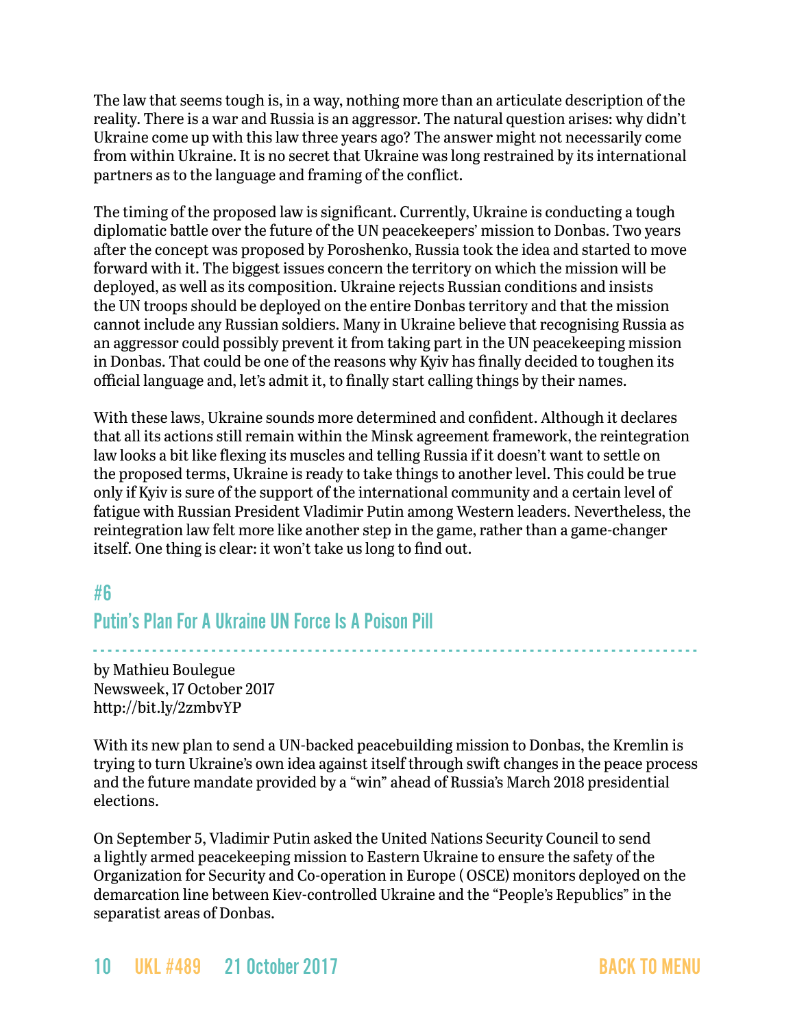The law that seems tough is, in a way, nothing more than an articulate description of the reality. There is a war and Russia is an aggressor. The natural question arises: why didn't Ukraine come up with this law three years ago? The answer might not necessarily come from within Ukraine. It is no secret that Ukraine was long restrained by its international partners as to the language and framing of the conflict.

The timing of the proposed law is significant. Currently, Ukraine is conducting a tough diplomatic battle over the future of the UN peacekeepers' mission to Donbas. Two years after the concept was proposed by Poroshenko, Russia took the idea and started to move forward with it. The biggest issues concern the territory on which the mission will be deployed, as well as its composition. Ukraine rejects Russian conditions and insists the UN troops should be deployed on the entire Donbas territory and that the mission cannot include any Russian soldiers. Many in Ukraine believe that recognising Russia as an aggressor could possibly prevent it from taking part in the UN peacekeeping mission in Donbas. That could be one of the reasons why Kyiv has finally decided to toughen its official language and, let's admit it, to finally start calling things by their names.

With these laws, Ukraine sounds more determined and confident. Although it declares that all its actions still remain within the Minsk agreement framework, the reintegration law looks a bit like flexing its muscles and telling Russia if it doesn't want to settle on the proposed terms, Ukraine is ready to take things to another level. This could be true only if Kyiv is sure of the support of the international community and a certain level of fatigue with Russian President Vladimir Putin among Western leaders. Nevertheless, the reintegration law felt more like another step in the game, rather than a game-changer itself. One thing is clear: it won't take us long to find out.

## #6
## Putin's Plan For A Ukraine UN Force Is A Poison Pill

by Mathieu Boulegue
Newsweek, 17 October 2017
http://bit.ly/2zmbvYP

With its new plan to send a UN-backed peacebuilding mission to Donbas, the Kremlin is trying to turn Ukraine's own idea against itself through swift changes in the peace process and the future mandate provided by a "win" ahead of Russia's March 2018 presidential elections.

On September 5, Vladimir Putin asked the United Nations Security Council to send a lightly armed peacekeeping mission to Eastern Ukraine to ensure the safety of the Organization for Security and Co-operation in Europe ( OSCE) monitors deployed on the demarcation line between Kiev-controlled Ukraine and the "People's Republics" in the separatist areas of Donbas.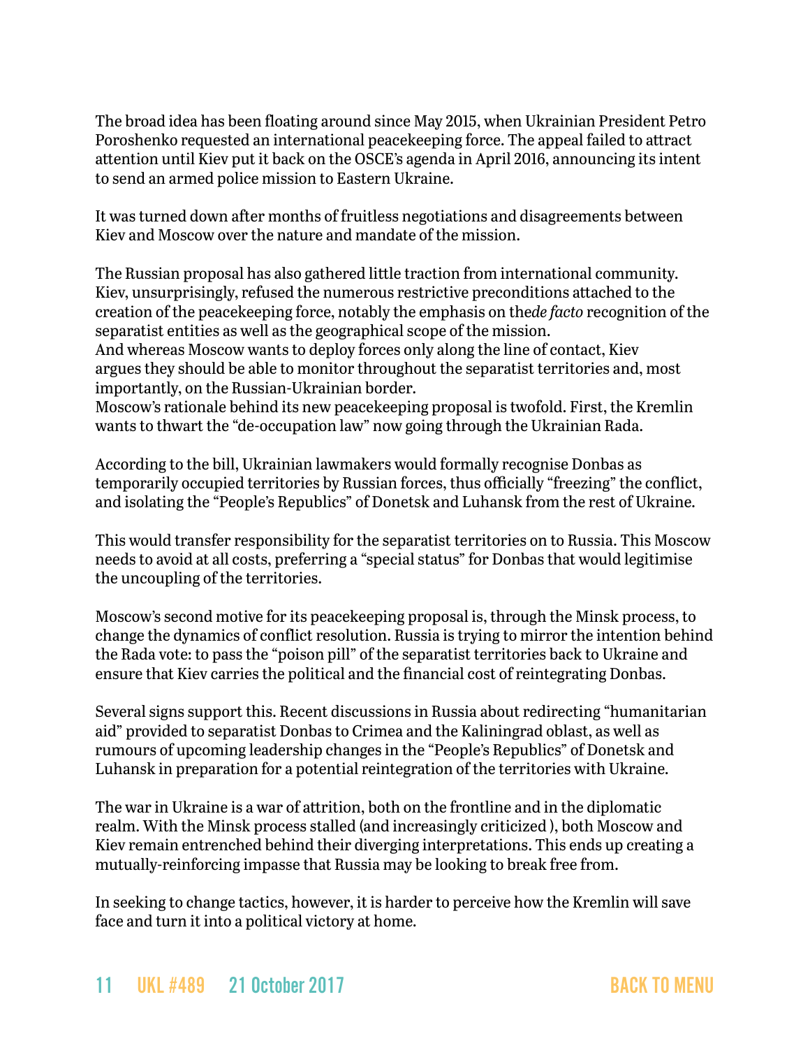The broad idea has been floating around since May 2015, when Ukrainian President Petro Poroshenko requested an international peacekeeping force. The appeal failed to attract attention until Kiev put it back on the OSCE's agenda in April 2016, announcing its intent to send an armed police mission to Eastern Ukraine.

It was turned down after months of fruitless negotiations and disagreements between Kiev and Moscow over the nature and mandate of the mission.

The Russian proposal has also gathered little traction from international community. Kiev, unsurprisingly, refused the numerous restrictive preconditions attached to the creation of the peacekeeping force, notably the emphasis on the*de facto* recognition of the separatist entities as well as the geographical scope of the mission.
And whereas Moscow wants to deploy forces only along the line of contact, Kiev argues they should be able to monitor throughout the separatist territories and, most importantly, on the Russian-Ukrainian border.
Moscow's rationale behind its new peacekeeping proposal is twofold. First, the Kremlin wants to thwart the "de-occupation law" now going through the Ukrainian Rada.

According to the bill, Ukrainian lawmakers would formally recognise Donbas as temporarily occupied territories by Russian forces, thus officially "freezing" the conflict, and isolating the "People's Republics" of Donetsk and Luhansk from the rest of Ukraine.

This would transfer responsibility for the separatist territories on to Russia. This Moscow needs to avoid at all costs, preferring a "special status" for Donbas that would legitimise the uncoupling of the territories.

Moscow's second motive for its peacekeeping proposal is, through the Minsk process, to change the dynamics of conflict resolution. Russia is trying to mirror the intention behind the Rada vote: to pass the "poison pill" of the separatist territories back to Ukraine and ensure that Kiev carries the political and the financial cost of reintegrating Donbas.

Several signs support this. Recent discussions in Russia about redirecting "humanitarian aid" provided to separatist Donbas to Crimea and the Kaliningrad oblast, as well as rumours of upcoming leadership changes in the "People's Republics" of Donetsk and Luhansk in preparation for a potential reintegration of the territories with Ukraine.

The war in Ukraine is a war of attrition, both on the frontline and in the diplomatic realm. With the Minsk process stalled (and increasingly criticized ), both Moscow and Kiev remain entrenched behind their diverging interpretations. This ends up creating a mutually-reinforcing impasse that Russia may be looking to break free from.

In seeking to change tactics, however, it is harder to perceive how the Kremlin will save face and turn it into a political victory at home.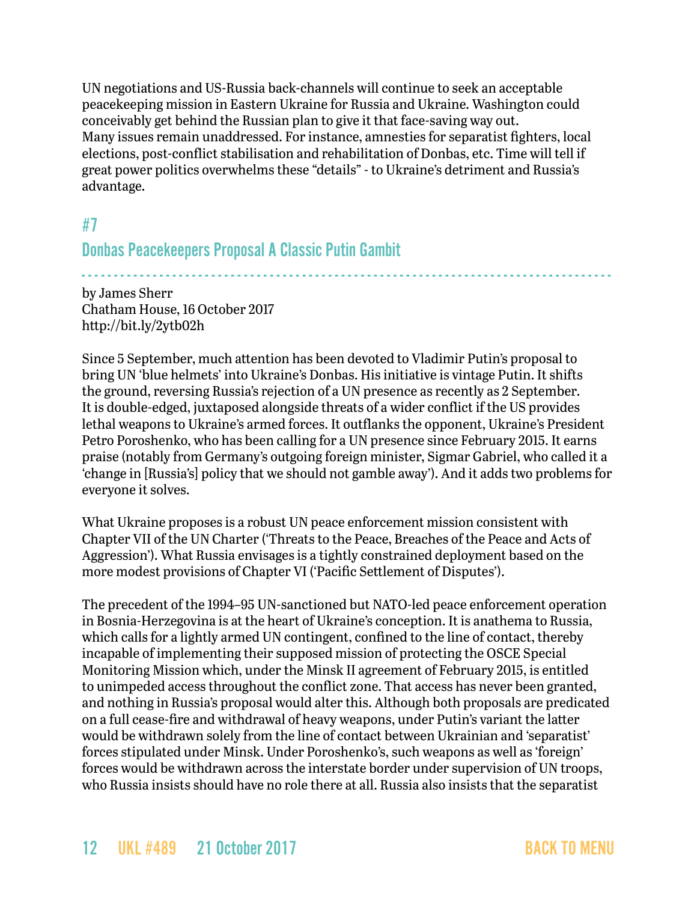UN negotiations and US-Russia back-channels will continue to seek an acceptable peacekeeping mission in Eastern Ukraine for Russia and Ukraine. Washington could conceivably get behind the Russian plan to give it that face-saving way out.
Many issues remain unaddressed. For instance, amnesties for separatist fighters, local elections, post-conflict stabilisation and rehabilitation of Donbas, etc. Time will tell if great power politics overwhelms these "details" - to Ukraine's detriment and Russia's advantage.

## #7

## Donbas Peacekeepers Proposal A Classic Putin Gambit

by James Sherr
Chatham House, 16 October 2017
http://bit.ly/2ytb02h

Since 5 September, much attention has been devoted to Vladimir Putin's proposal to bring UN 'blue helmets' into Ukraine's Donbas. His initiative is vintage Putin. It shifts the ground, reversing Russia's rejection of a UN presence as recently as 2 September. It is double-edged, juxtaposed alongside threats of a wider conflict if the US provides lethal weapons to Ukraine's armed forces. It outflanks the opponent, Ukraine's President Petro Poroshenko, who has been calling for a UN presence since February 2015. It earns praise (notably from Germany's outgoing foreign minister, Sigmar Gabriel, who called it a 'change in [Russia's] policy that we should not gamble away'). And it adds two problems for everyone it solves.

What Ukraine proposes is a robust UN peace enforcement mission consistent with Chapter VII of the UN Charter ('Threats to the Peace, Breaches of the Peace and Acts of Aggression'). What Russia envisages is a tightly constrained deployment based on the more modest provisions of Chapter VI ('Pacific Settlement of Disputes').

The precedent of the 1994–95 UN-sanctioned but NATO-led peace enforcement operation in Bosnia-Herzegovina is at the heart of Ukraine's conception. It is anathema to Russia, which calls for a lightly armed UN contingent, confined to the line of contact, thereby incapable of implementing their supposed mission of protecting the OSCE Special Monitoring Mission which, under the Minsk II agreement of February 2015, is entitled to unimpeded access throughout the conflict zone. That access has never been granted, and nothing in Russia's proposal would alter this. Although both proposals are predicated on a full cease-fire and withdrawal of heavy weapons, under Putin's variant the latter would be withdrawn solely from the line of contact between Ukrainian and 'separatist' forces stipulated under Minsk. Under Poroshenko's, such weapons as well as 'foreign' forces would be withdrawn across the interstate border under supervision of UN troops, who Russia insists should have no role there at all. Russia also insists that the separatist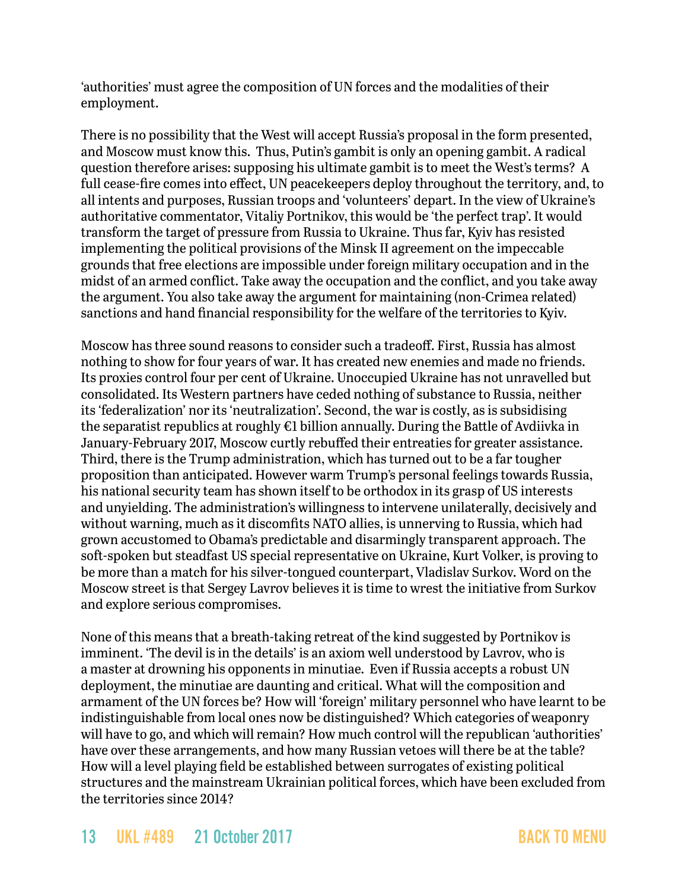'authorities' must agree the composition of UN forces and the modalities of their employment.

There is no possibility that the West will accept Russia's proposal in the form presented, and Moscow must know this. Thus, Putin's gambit is only an opening gambit. A radical question therefore arises: supposing his ultimate gambit is to meet the West's terms? A full cease-fire comes into effect, UN peacekeepers deploy throughout the territory, and, to all intents and purposes, Russian troops and 'volunteers' depart. In the view of Ukraine's authoritative commentator, Vitaliy Portnikov, this would be 'the perfect trap'. It would transform the target of pressure from Russia to Ukraine. Thus far, Kyiv has resisted implementing the political provisions of the Minsk II agreement on the impeccable grounds that free elections are impossible under foreign military occupation and in the midst of an armed conflict. Take away the occupation and the conflict, and you take away the argument. You also take away the argument for maintaining (non-Crimea related) sanctions and hand financial responsibility for the welfare of the territories to Kyiv.

Moscow has three sound reasons to consider such a tradeoff. First, Russia has almost nothing to show for four years of war. It has created new enemies and made no friends. Its proxies control four per cent of Ukraine. Unoccupied Ukraine has not unravelled but consolidated. Its Western partners have ceded nothing of substance to Russia, neither its 'federalization' nor its 'neutralization'. Second, the war is costly, as is subsidising the separatist republics at roughly €1 billion annually. During the Battle of Avdiivka in January-February 2017, Moscow curtly rebuffed their entreaties for greater assistance. Third, there is the Trump administration, which has turned out to be a far tougher proposition than anticipated. However warm Trump's personal feelings towards Russia, his national security team has shown itself to be orthodox in its grasp of US interests and unyielding. The administration's willingness to intervene unilaterally, decisively and without warning, much as it discomfits NATO allies, is unnerving to Russia, which had grown accustomed to Obama's predictable and disarmingly transparent approach. The soft-spoken but steadfast US special representative on Ukraine, Kurt Volker, is proving to be more than a match for his silver-tongued counterpart, Vladislav Surkov. Word on the Moscow street is that Sergey Lavrov believes it is time to wrest the initiative from Surkov and explore serious compromises.

None of this means that a breath-taking retreat of the kind suggested by Portnikov is imminent. 'The devil is in the details' is an axiom well understood by Lavrov, who is a master at drowning his opponents in minutiae. Even if Russia accepts a robust UN deployment, the minutiae are daunting and critical. What will the composition and armament of the UN forces be? How will 'foreign' military personnel who have learnt to be indistinguishable from local ones now be distinguished? Which categories of weaponry will have to go, and which will remain? How much control will the republican 'authorities' have over these arrangements, and how many Russian vetoes will there be at the table? How will a level playing field be established between surrogates of existing political structures and the mainstream Ukrainian political forces, which have been excluded from the territories since 2014?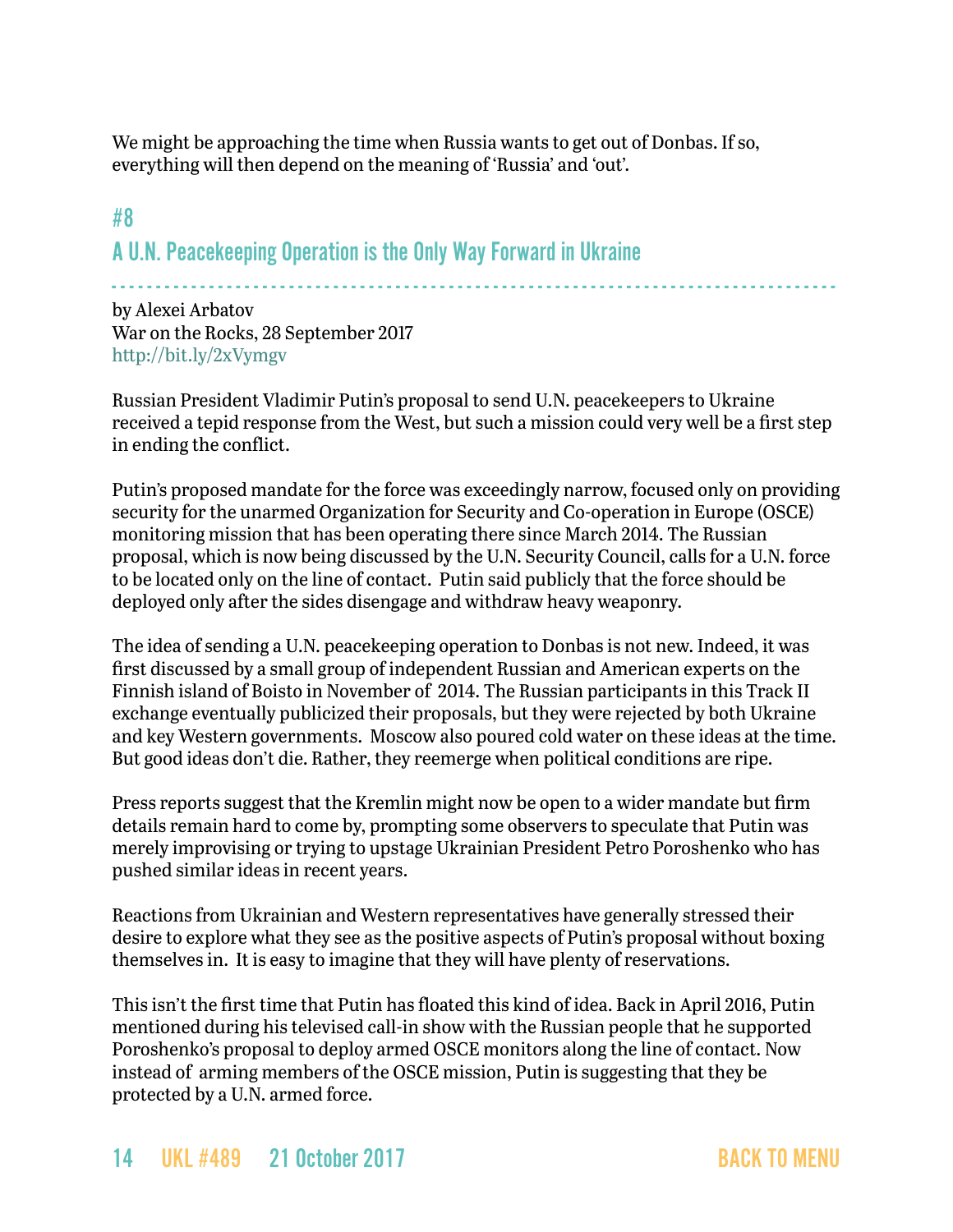We might be approaching the time when Russia wants to get out of Donbas. If so, everything will then depend on the meaning of 'Russia' and 'out'.

## #8

## A U.N. Peacekeeping Operation is the Only Way Forward in Ukraine

by Alexei Arbatov
War on the Rocks, 28 September 2017
http://bit.ly/2xVymgv

Russian President Vladimir Putin's proposal to send U.N. peacekeepers to Ukraine received a tepid response from the West, but such a mission could very well be a first step in ending the conflict.

Putin's proposed mandate for the force was exceedingly narrow, focused only on providing security for the unarmed Organization for Security and Co-operation in Europe (OSCE) monitoring mission that has been operating there since March 2014. The Russian proposal, which is now being discussed by the U.N. Security Council, calls for a U.N. force to be located only on the line of contact. Putin said publicly that the force should be deployed only after the sides disengage and withdraw heavy weaponry.

The idea of sending a U.N. peacekeeping operation to Donbas is not new. Indeed, it was first discussed by a small group of independent Russian and American experts on the Finnish island of Boisto in November of 2014. The Russian participants in this Track II exchange eventually publicized their proposals, but they were rejected by both Ukraine and key Western governments. Moscow also poured cold water on these ideas at the time. But good ideas don't die. Rather, they reemerge when political conditions are ripe.

Press reports suggest that the Kremlin might now be open to a wider mandate but firm details remain hard to come by, prompting some observers to speculate that Putin was merely improvising or trying to upstage Ukrainian President Petro Poroshenko who has pushed similar ideas in recent years.

Reactions from Ukrainian and Western representatives have generally stressed their desire to explore what they see as the positive aspects of Putin's proposal without boxing themselves in. It is easy to imagine that they will have plenty of reservations.

This isn't the first time that Putin has floated this kind of idea. Back in April 2016, Putin mentioned during his televised call-in show with the Russian people that he supported Poroshenko's proposal to deploy armed OSCE monitors along the line of contact. Now instead of arming members of the OSCE mission, Putin is suggesting that they be protected by a U.N. armed force.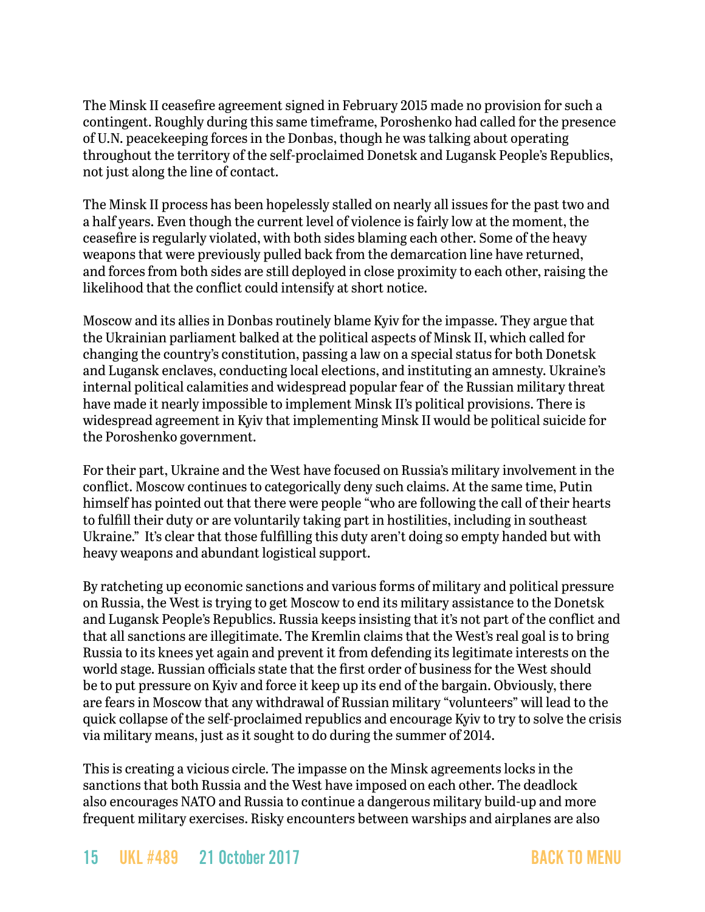The Minsk II ceasefire agreement signed in February 2015 made no provision for such a contingent. Roughly during this same timeframe, Poroshenko had called for the presence of U.N. peacekeeping forces in the Donbas, though he was talking about operating throughout the territory of the self-proclaimed Donetsk and Lugansk People's Republics, not just along the line of contact.

The Minsk II process has been hopelessly stalled on nearly all issues for the past two and a half years. Even though the current level of violence is fairly low at the moment, the ceasefire is regularly violated, with both sides blaming each other. Some of the heavy weapons that were previously pulled back from the demarcation line have returned, and forces from both sides are still deployed in close proximity to each other, raising the likelihood that the conflict could intensify at short notice.

Moscow and its allies in Donbas routinely blame Kyiv for the impasse. They argue that the Ukrainian parliament balked at the political aspects of Minsk II, which called for changing the country's constitution, passing a law on a special status for both Donetsk and Lugansk enclaves, conducting local elections, and instituting an amnesty. Ukraine's internal political calamities and widespread popular fear of the Russian military threat have made it nearly impossible to implement Minsk II's political provisions. There is widespread agreement in Kyiv that implementing Minsk II would be political suicide for the Poroshenko government.

For their part, Ukraine and the West have focused on Russia's military involvement in the conflict. Moscow continues to categorically deny such claims. At the same time, Putin himself has pointed out that there were people "who are following the call of their hearts to fulfill their duty or are voluntarily taking part in hostilities, including in southeast Ukraine." It's clear that those fulfilling this duty aren't doing so empty handed but with heavy weapons and abundant logistical support.

By ratcheting up economic sanctions and various forms of military and political pressure on Russia, the West is trying to get Moscow to end its military assistance to the Donetsk and Lugansk People's Republics. Russia keeps insisting that it's not part of the conflict and that all sanctions are illegitimate. The Kremlin claims that the West's real goal is to bring Russia to its knees yet again and prevent it from defending its legitimate interests on the world stage. Russian officials state that the first order of business for the West should be to put pressure on Kyiv and force it keep up its end of the bargain. Obviously, there are fears in Moscow that any withdrawal of Russian military "volunteers" will lead to the quick collapse of the self-proclaimed republics and encourage Kyiv to try to solve the crisis via military means, just as it sought to do during the summer of 2014.

This is creating a vicious circle. The impasse on the Minsk agreements locks in the sanctions that both Russia and the West have imposed on each other. The deadlock also encourages NATO and Russia to continue a dangerous military build-up and more frequent military exercises. Risky encounters between warships and airplanes are also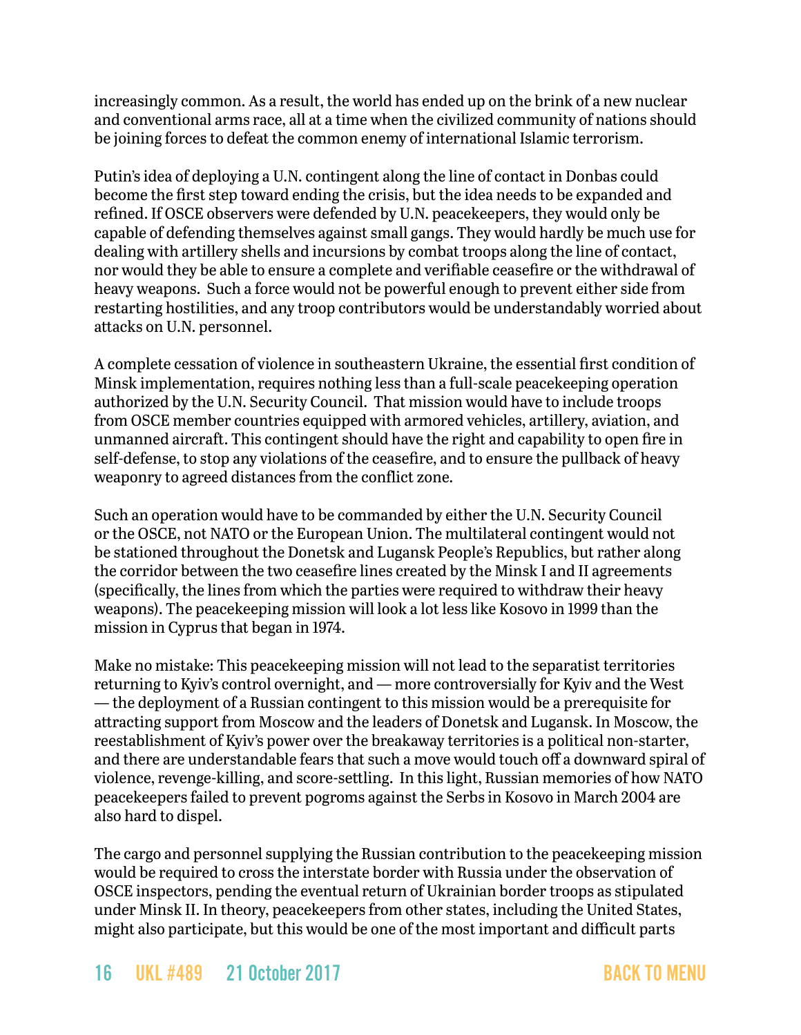increasingly common. As a result, the world has ended up on the brink of a new nuclear and conventional arms race, all at a time when the civilized community of nations should be joining forces to defeat the common enemy of international Islamic terrorism.

Putin's idea of deploying a U.N. contingent along the line of contact in Donbas could become the first step toward ending the crisis, but the idea needs to be expanded and refined. If OSCE observers were defended by U.N. peacekeepers, they would only be capable of defending themselves against small gangs. They would hardly be much use for dealing with artillery shells and incursions by combat troops along the line of contact, nor would they be able to ensure a complete and verifiable ceasefire or the withdrawal of heavy weapons. Such a force would not be powerful enough to prevent either side from restarting hostilities, and any troop contributors would be understandably worried about attacks on U.N. personnel.

A complete cessation of violence in southeastern Ukraine, the essential first condition of Minsk implementation, requires nothing less than a full-scale peacekeeping operation authorized by the U.N. Security Council. That mission would have to include troops from OSCE member countries equipped with armored vehicles, artillery, aviation, and unmanned aircraft. This contingent should have the right and capability to open fire in self-defense, to stop any violations of the ceasefire, and to ensure the pullback of heavy weaponry to agreed distances from the conflict zone.

Such an operation would have to be commanded by either the U.N. Security Council or the OSCE, not NATO or the European Union. The multilateral contingent would not be stationed throughout the Donetsk and Lugansk People's Republics, but rather along the corridor between the two ceasefire lines created by the Minsk I and II agreements (specifically, the lines from which the parties were required to withdraw their heavy weapons). The peacekeeping mission will look a lot less like Kosovo in 1999 than the mission in Cyprus that began in 1974.

Make no mistake: This peacekeeping mission will not lead to the separatist territories returning to Kyiv's control overnight, and — more controversially for Kyiv and the West — the deployment of a Russian contingent to this mission would be a prerequisite for attracting support from Moscow and the leaders of Donetsk and Lugansk. In Moscow, the reestablishment of Kyiv's power over the breakaway territories is a political non-starter, and there are understandable fears that such a move would touch off a downward spiral of violence, revenge-killing, and score-settling. In this light, Russian memories of how NATO peacekeepers failed to prevent pogroms against the Serbs in Kosovo in March 2004 are also hard to dispel.

The cargo and personnel supplying the Russian contribution to the peacekeeping mission would be required to cross the interstate border with Russia under the observation of OSCE inspectors, pending the eventual return of Ukrainian border troops as stipulated under Minsk II. In theory, peacekeepers from other states, including the United States, might also participate, but this would be one of the most important and difficult parts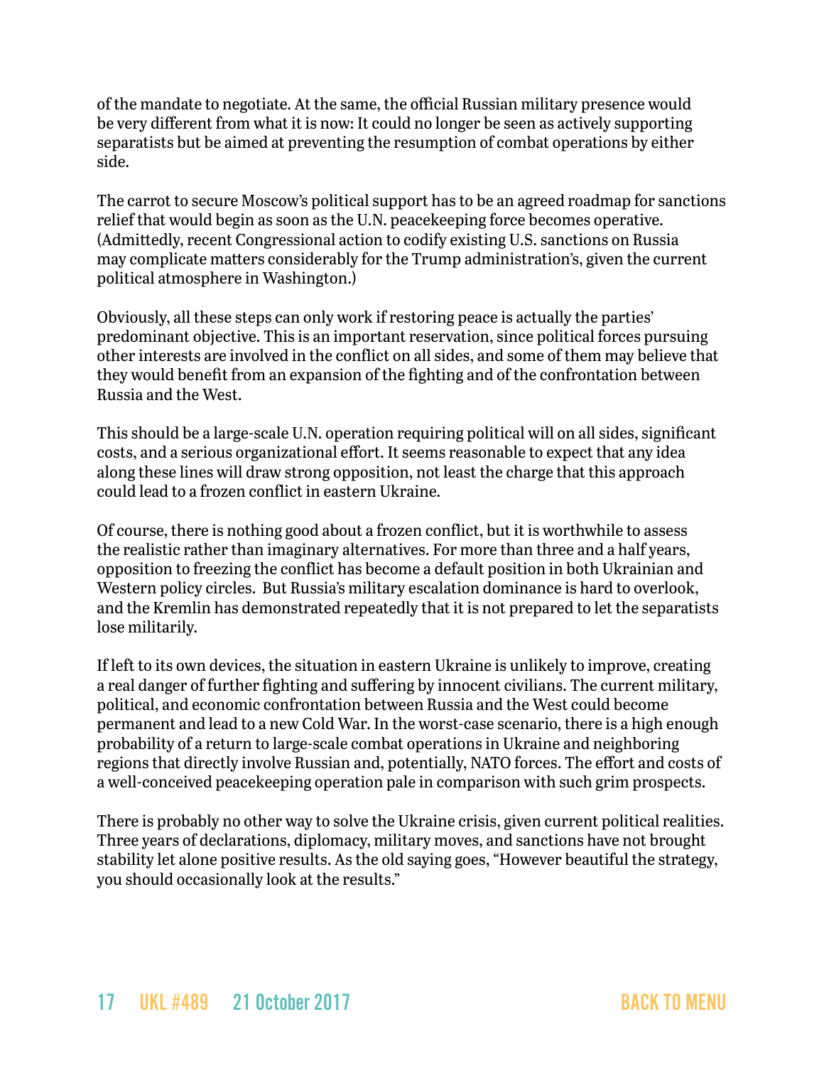of the mandate to negotiate. At the same, the official Russian military presence would be very different from what it is now: It could no longer be seen as actively supporting separatists but be aimed at preventing the resumption of combat operations by either side.

The carrot to secure Moscow's political support has to be an agreed roadmap for sanctions relief that would begin as soon as the U.N. peacekeeping force becomes operative. (Admittedly, recent Congressional action to codify existing U.S. sanctions on Russia may complicate matters considerably for the Trump administration's, given the current political atmosphere in Washington.)

Obviously, all these steps can only work if restoring peace is actually the parties' predominant objective. This is an important reservation, since political forces pursuing other interests are involved in the conflict on all sides, and some of them may believe that they would benefit from an expansion of the fighting and of the confrontation between Russia and the West.

This should be a large-scale U.N. operation requiring political will on all sides, significant costs, and a serious organizational effort. It seems reasonable to expect that any idea along these lines will draw strong opposition, not least the charge that this approach could lead to a frozen conflict in eastern Ukraine.

Of course, there is nothing good about a frozen conflict, but it is worthwhile to assess the realistic rather than imaginary alternatives. For more than three and a half years, opposition to freezing the conflict has become a default position in both Ukrainian and Western policy circles. But Russia's military escalation dominance is hard to overlook, and the Kremlin has demonstrated repeatedly that it is not prepared to let the separatists lose militarily.

If left to its own devices, the situation in eastern Ukraine is unlikely to improve, creating a real danger of further fighting and suffering by innocent civilians. The current military, political, and economic confrontation between Russia and the West could become permanent and lead to a new Cold War. In the worst-case scenario, there is a high enough probability of a return to large-scale combat operations in Ukraine and neighboring regions that directly involve Russian and, potentially, NATO forces. The effort and costs of a well-conceived peacekeeping operation pale in comparison with such grim prospects.

There is probably no other way to solve the Ukraine crisis, given current political realities. Three years of declarations, diplomacy, military moves, and sanctions have not brought stability let alone positive results. As the old saying goes, "However beautiful the strategy, you should occasionally look at the results."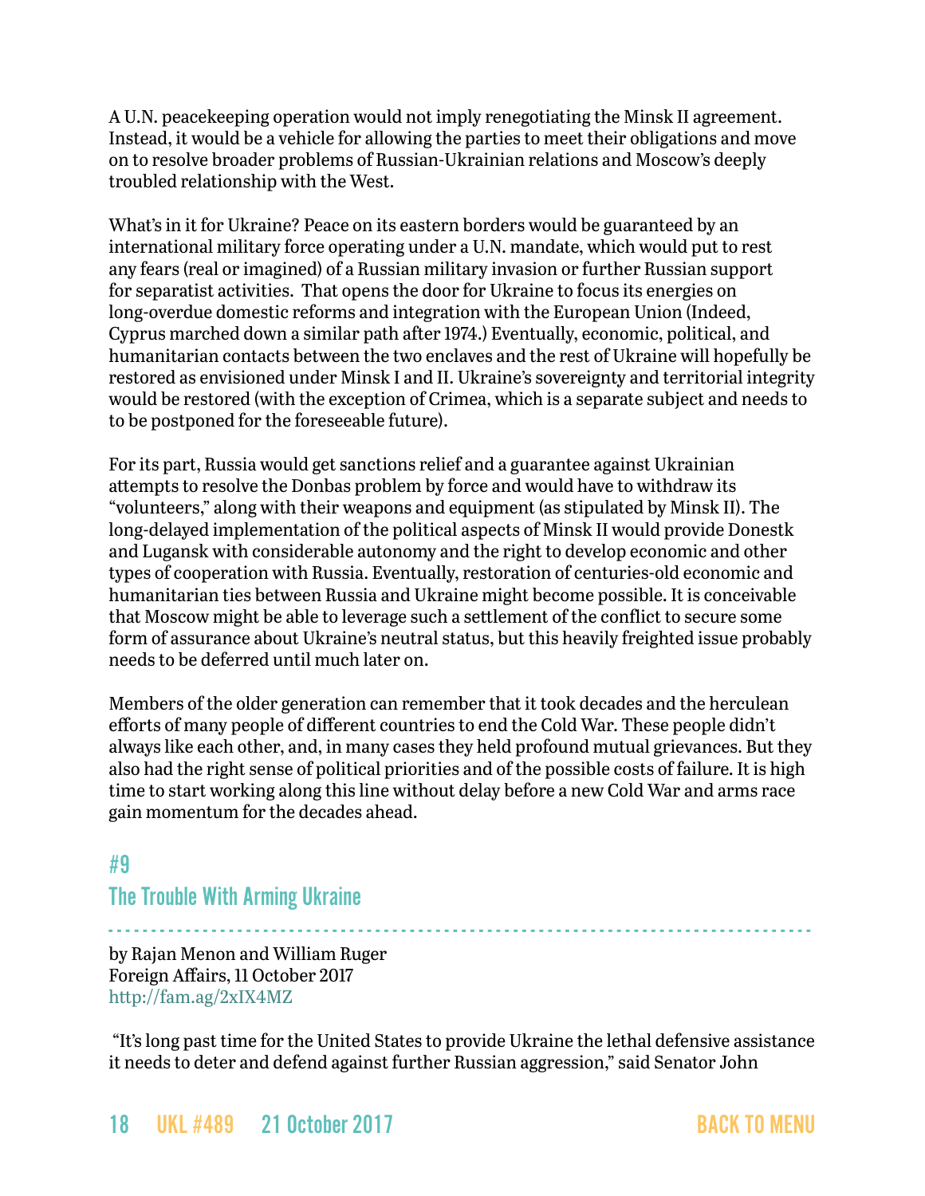A U.N. peacekeeping operation would not imply renegotiating the Minsk II agreement. Instead, it would be a vehicle for allowing the parties to meet their obligations and move on to resolve broader problems of Russian-Ukrainian relations and Moscow's deeply troubled relationship with the West.

What's in it for Ukraine? Peace on its eastern borders would be guaranteed by an international military force operating under a U.N. mandate, which would put to rest any fears (real or imagined) of a Russian military invasion or further Russian support for separatist activities. That opens the door for Ukraine to focus its energies on long-overdue domestic reforms and integration with the European Union (Indeed, Cyprus marched down a similar path after 1974.) Eventually, economic, political, and humanitarian contacts between the two enclaves and the rest of Ukraine will hopefully be restored as envisioned under Minsk I and II. Ukraine's sovereignty and territorial integrity would be restored (with the exception of Crimea, which is a separate subject and needs to to be postponed for the foreseeable future).

For its part, Russia would get sanctions relief and a guarantee against Ukrainian attempts to resolve the Donbas problem by force and would have to withdraw its "volunteers," along with their weapons and equipment (as stipulated by Minsk II). The long-delayed implementation of the political aspects of Minsk II would provide Donestk and Lugansk with considerable autonomy and the right to develop economic and other types of cooperation with Russia. Eventually, restoration of centuries-old economic and humanitarian ties between Russia and Ukraine might become possible. It is conceivable that Moscow might be able to leverage such a settlement of the conflict to secure some form of assurance about Ukraine's neutral status, but this heavily freighted issue probably needs to be deferred until much later on.

Members of the older generation can remember that it took decades and the herculean efforts of many people of different countries to end the Cold War. These people didn't always like each other, and, in many cases they held profound mutual grievances. But they also had the right sense of political priorities and of the possible costs of failure. It is high time to start working along this line without delay before a new Cold War and arms race gain momentum for the decades ahead.

## #9
## The Trouble With Arming Ukraine

by Rajan Menon and William Ruger
Foreign Affairs, 11 October 2017
http://fam.ag/2xIX4MZ

"It's long past time for the United States to provide Ukraine the lethal defensive assistance it needs to deter and defend against further Russian aggression," said Senator John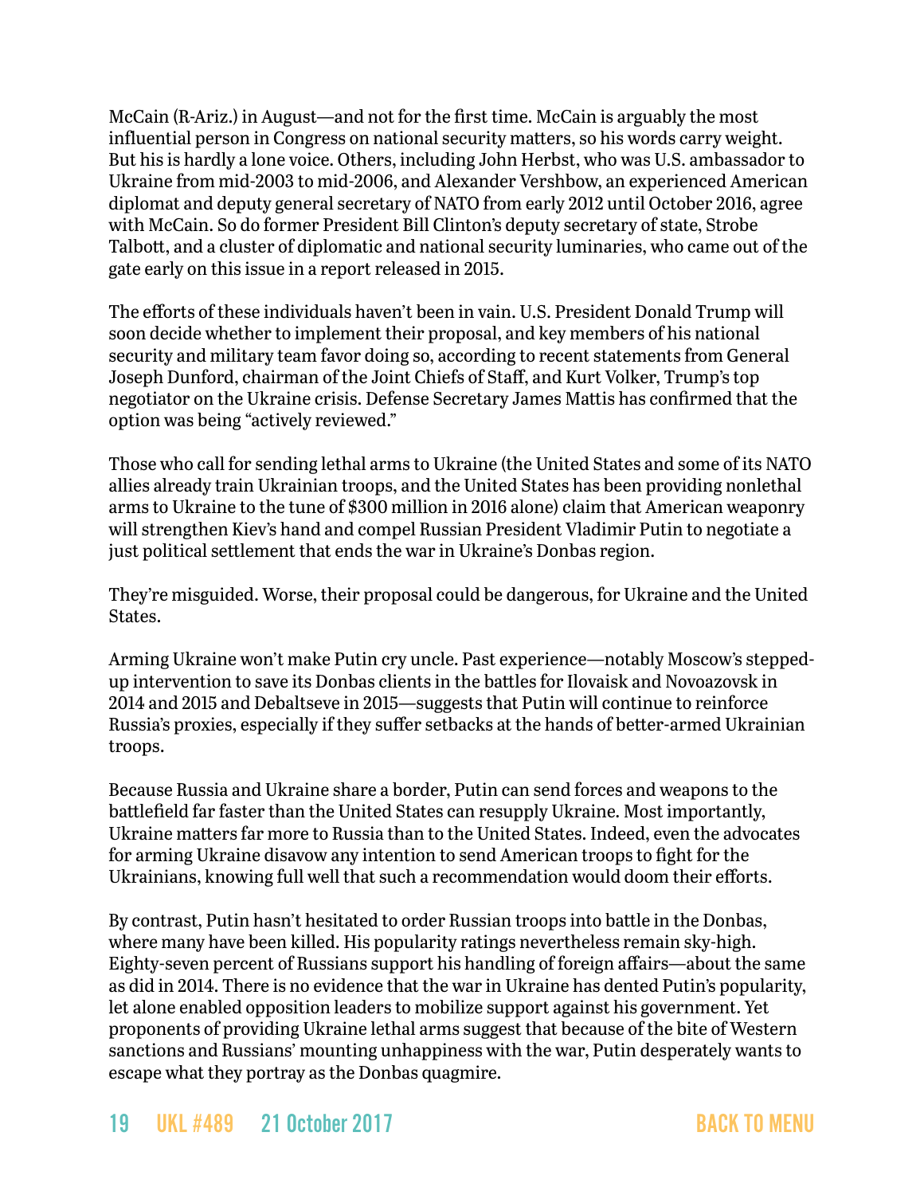McCain (R-Ariz.) in August—and not for the first time. McCain is arguably the most influential person in Congress on national security matters, so his words carry weight. But his is hardly a lone voice. Others, including John Herbst, who was U.S. ambassador to Ukraine from mid-2003 to mid-2006, and Alexander Vershbow, an experienced American diplomat and deputy general secretary of NATO from early 2012 until October 2016, agree with McCain. So do former President Bill Clinton's deputy secretary of state, Strobe Talbott, and a cluster of diplomatic and national security luminaries, who came out of the gate early on this issue in a report released in 2015.

The efforts of these individuals haven't been in vain. U.S. President Donald Trump will soon decide whether to implement their proposal, and key members of his national security and military team favor doing so, according to recent statements from General Joseph Dunford, chairman of the Joint Chiefs of Staff, and Kurt Volker, Trump's top negotiator on the Ukraine crisis. Defense Secretary James Mattis has confirmed that the option was being "actively reviewed."

Those who call for sending lethal arms to Ukraine (the United States and some of its NATO allies already train Ukrainian troops, and the United States has been providing nonlethal arms to Ukraine to the tune of $300 million in 2016 alone) claim that American weaponry will strengthen Kiev's hand and compel Russian President Vladimir Putin to negotiate a just political settlement that ends the war in Ukraine's Donbas region.

They're misguided. Worse, their proposal could be dangerous, for Ukraine and the United States.

Arming Ukraine won't make Putin cry uncle. Past experience—notably Moscow's stepped-up intervention to save its Donbas clients in the battles for Ilovaisk and Novoazovsk in 2014 and 2015 and Debaltseve in 2015—suggests that Putin will continue to reinforce Russia's proxies, especially if they suffer setbacks at the hands of better-armed Ukrainian troops.

Because Russia and Ukraine share a border, Putin can send forces and weapons to the battlefield far faster than the United States can resupply Ukraine. Most importantly, Ukraine matters far more to Russia than to the United States. Indeed, even the advocates for arming Ukraine disavow any intention to send American troops to fight for the Ukrainians, knowing full well that such a recommendation would doom their efforts.

By contrast, Putin hasn't hesitated to order Russian troops into battle in the Donbas, where many have been killed. His popularity ratings nevertheless remain sky-high. Eighty-seven percent of Russians support his handling of foreign affairs—about the same as did in 2014. There is no evidence that the war in Ukraine has dented Putin's popularity, let alone enabled opposition leaders to mobilize support against his government. Yet proponents of providing Ukraine lethal arms suggest that because of the bite of Western sanctions and Russians' mounting unhappiness with the war, Putin desperately wants to escape what they portray as the Donbas quagmire.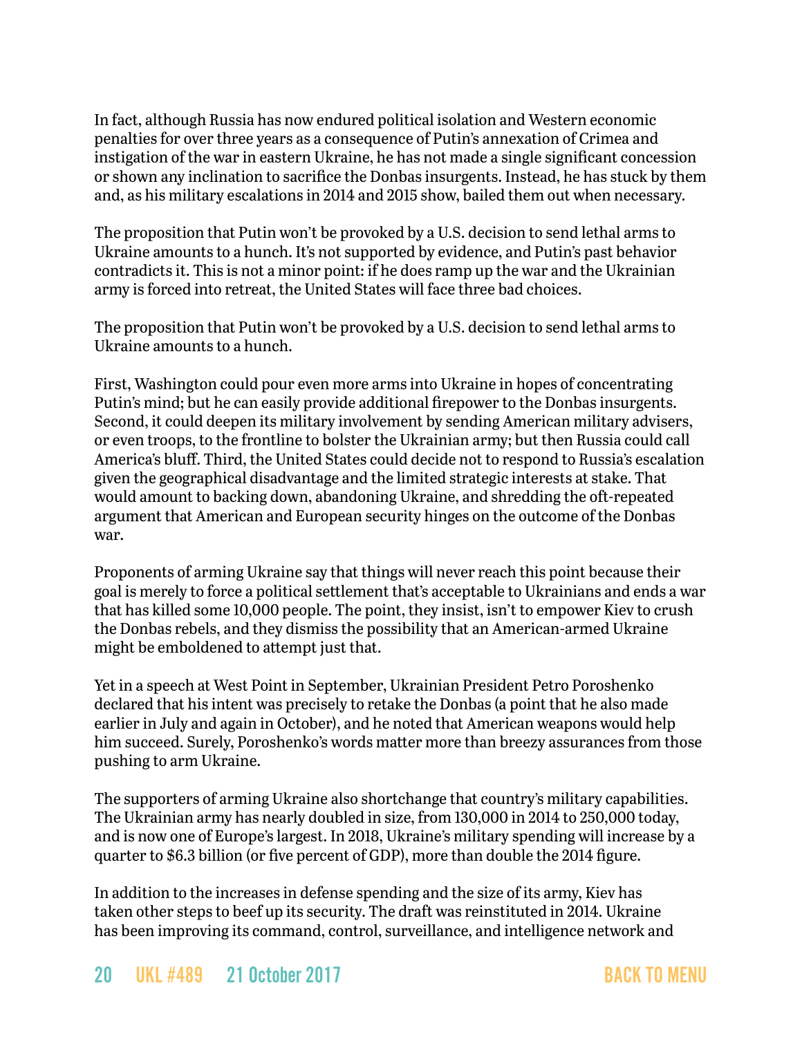In fact, although Russia has now endured political isolation and Western economic penalties for over three years as a consequence of Putin's annexation of Crimea and instigation of the war in eastern Ukraine, he has not made a single significant concession or shown any inclination to sacrifice the Donbas insurgents. Instead, he has stuck by them and, as his military escalations in 2014 and 2015 show, bailed them out when necessary.

The proposition that Putin won't be provoked by a U.S. decision to send lethal arms to Ukraine amounts to a hunch. It's not supported by evidence, and Putin's past behavior contradicts it. This is not a minor point: if he does ramp up the war and the Ukrainian army is forced into retreat, the United States will face three bad choices.

The proposition that Putin won't be provoked by a U.S. decision to send lethal arms to Ukraine amounts to a hunch.

First, Washington could pour even more arms into Ukraine in hopes of concentrating Putin's mind; but he can easily provide additional firepower to the Donbas insurgents. Second, it could deepen its military involvement by sending American military advisers, or even troops, to the frontline to bolster the Ukrainian army; but then Russia could call America's bluff. Third, the United States could decide not to respond to Russia's escalation given the geographical disadvantage and the limited strategic interests at stake. That would amount to backing down, abandoning Ukraine, and shredding the oft-repeated argument that American and European security hinges on the outcome of the Donbas war.

Proponents of arming Ukraine say that things will never reach this point because their goal is merely to force a political settlement that's acceptable to Ukrainians and ends a war that has killed some 10,000 people. The point, they insist, isn't to empower Kiev to crush the Donbas rebels, and they dismiss the possibility that an American-armed Ukraine might be emboldened to attempt just that.

Yet in a speech at West Point in September, Ukrainian President Petro Poroshenko declared that his intent was precisely to retake the Donbas (a point that he also made earlier in July and again in October), and he noted that American weapons would help him succeed. Surely, Poroshenko's words matter more than breezy assurances from those pushing to arm Ukraine.

The supporters of arming Ukraine also shortchange that country's military capabilities. The Ukrainian army has nearly doubled in size, from 130,000 in 2014 to 250,000 today, and is now one of Europe's largest. In 2018, Ukraine's military spending will increase by a quarter to $6.3 billion (or five percent of GDP), more than double the 2014 figure.

In addition to the increases in defense spending and the size of its army, Kiev has taken other steps to beef up its security. The draft was reinstituted in 2014. Ukraine has been improving its command, control, surveillance, and intelligence network and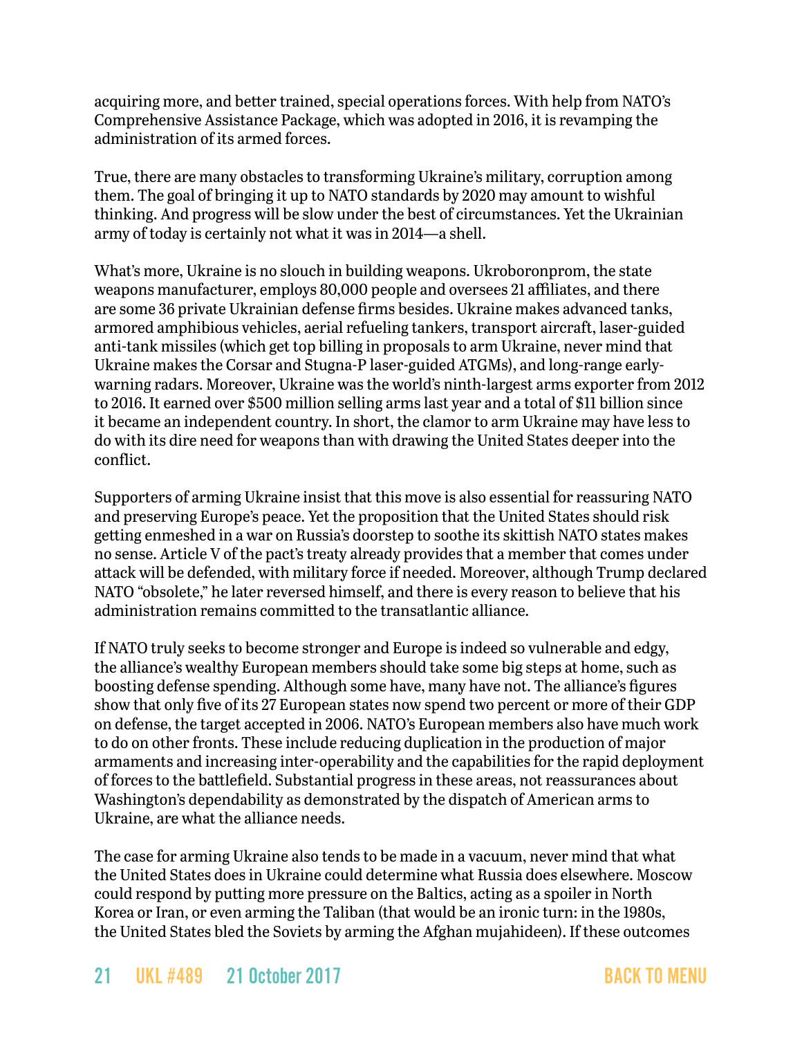acquiring more, and better trained, special operations forces. With help from NATO's Comprehensive Assistance Package, which was adopted in 2016, it is revamping the administration of its armed forces.

True, there are many obstacles to transforming Ukraine's military, corruption among them. The goal of bringing it up to NATO standards by 2020 may amount to wishful thinking. And progress will be slow under the best of circumstances. Yet the Ukrainian army of today is certainly not what it was in 2014—a shell.

What's more, Ukraine is no slouch in building weapons. Ukroboronprom, the state weapons manufacturer, employs 80,000 people and oversees 21 affiliates, and there are some 36 private Ukrainian defense firms besides. Ukraine makes advanced tanks, armored amphibious vehicles, aerial refueling tankers, transport aircraft, laser-guided anti-tank missiles (which get top billing in proposals to arm Ukraine, never mind that Ukraine makes the Corsar and Stugna-P laser-guided ATGMs), and long-range early-warning radars. Moreover, Ukraine was the world's ninth-largest arms exporter from 2012 to 2016. It earned over $500 million selling arms last year and a total of $11 billion since it became an independent country. In short, the clamor to arm Ukraine may have less to do with its dire need for weapons than with drawing the United States deeper into the conflict.

Supporters of arming Ukraine insist that this move is also essential for reassuring NATO and preserving Europe's peace. Yet the proposition that the United States should risk getting enmeshed in a war on Russia's doorstep to soothe its skittish NATO states makes no sense. Article V of the pact's treaty already provides that a member that comes under attack will be defended, with military force if needed. Moreover, although Trump declared NATO "obsolete," he later reversed himself, and there is every reason to believe that his administration remains committed to the transatlantic alliance.

If NATO truly seeks to become stronger and Europe is indeed so vulnerable and edgy, the alliance's wealthy European members should take some big steps at home, such as boosting defense spending. Although some have, many have not. The alliance's figures show that only five of its 27 European states now spend two percent or more of their GDP on defense, the target accepted in 2006. NATO's European members also have much work to do on other fronts. These include reducing duplication in the production of major armaments and increasing inter-operability and the capabilities for the rapid deployment of forces to the battlefield. Substantial progress in these areas, not reassurances about Washington's dependability as demonstrated by the dispatch of American arms to Ukraine, are what the alliance needs.

The case for arming Ukraine also tends to be made in a vacuum, never mind that what the United States does in Ukraine could determine what Russia does elsewhere. Moscow could respond by putting more pressure on the Baltics, acting as a spoiler in North Korea or Iran, or even arming the Taliban (that would be an ironic turn: in the 1980s, the United States bled the Soviets by arming the Afghan mujahideen). If these outcomes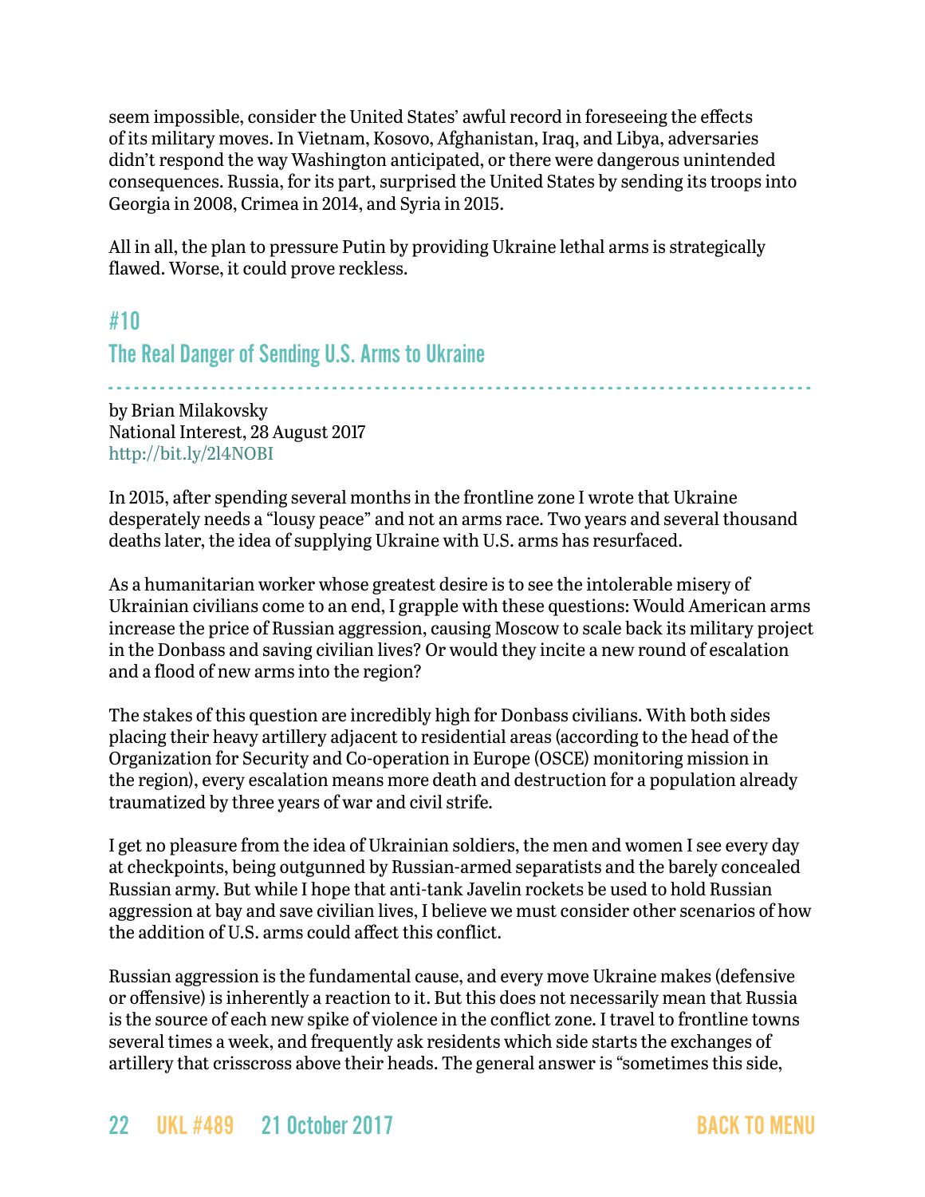seem impossible, consider the United States' awful record in foreseeing the effects of its military moves. In Vietnam, Kosovo, Afghanistan, Iraq, and Libya, adversaries didn't respond the way Washington anticipated, or there were dangerous unintended consequences. Russia, for its part, surprised the United States by sending its troops into Georgia in 2008, Crimea in 2014, and Syria in 2015.

All in all, the plan to pressure Putin by providing Ukraine lethal arms is strategically flawed. Worse, it could prove reckless.

## #10

## The Real Danger of Sending U.S. Arms to Ukraine

by Brian Milakovsky
National Interest, 28 August 2017
http://bit.ly/2l4NOBI

In 2015, after spending several months in the frontline zone I wrote that Ukraine desperately needs a "lousy peace" and not an arms race. Two years and several thousand deaths later, the idea of supplying Ukraine with U.S. arms has resurfaced.

As a humanitarian worker whose greatest desire is to see the intolerable misery of Ukrainian civilians come to an end, I grapple with these questions: Would American arms increase the price of Russian aggression, causing Moscow to scale back its military project in the Donbass and saving civilian lives? Or would they incite a new round of escalation and a flood of new arms into the region?

The stakes of this question are incredibly high for Donbass civilians. With both sides placing their heavy artillery adjacent to residential areas (according to the head of the Organization for Security and Co-operation in Europe (OSCE) monitoring mission in the region), every escalation means more death and destruction for a population already traumatized by three years of war and civil strife.

I get no pleasure from the idea of Ukrainian soldiers, the men and women I see every day at checkpoints, being outgunned by Russian-armed separatists and the barely concealed Russian army. But while I hope that anti-tank Javelin rockets be used to hold Russian aggression at bay and save civilian lives, I believe we must consider other scenarios of how the addition of U.S. arms could affect this conflict.

Russian aggression is the fundamental cause, and every move Ukraine makes (defensive or offensive) is inherently a reaction to it. But this does not necessarily mean that Russia is the source of each new spike of violence in the conflict zone. I travel to frontline towns several times a week, and frequently ask residents which side starts the exchanges of artillery that crisscross above their heads. The general answer is "sometimes this side,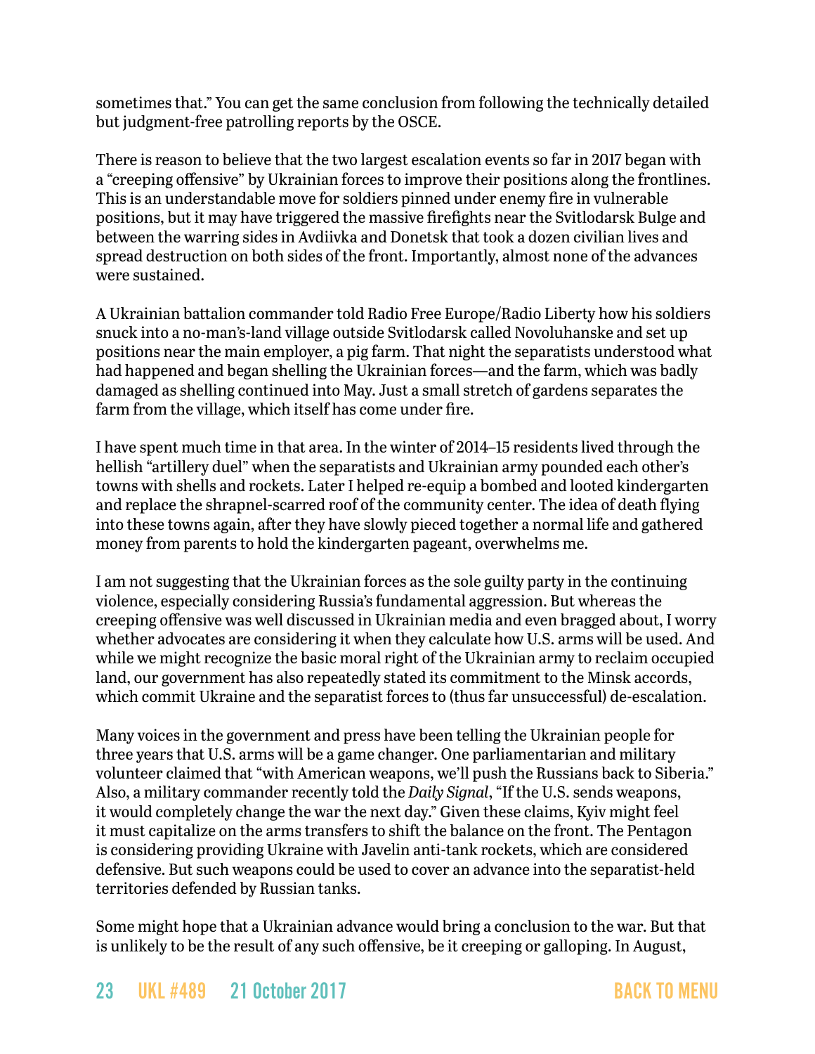sometimes that." You can get the same conclusion from following the technically detailed but judgment-free patrolling reports by the OSCE.

There is reason to believe that the two largest escalation events so far in 2017 began with a "creeping offensive" by Ukrainian forces to improve their positions along the frontlines. This is an understandable move for soldiers pinned under enemy fire in vulnerable positions, but it may have triggered the massive firefights near the Svitlodarsk Bulge and between the warring sides in Avdiivka and Donetsk that took a dozen civilian lives and spread destruction on both sides of the front. Importantly, almost none of the advances were sustained.

A Ukrainian battalion commander told Radio Free Europe/Radio Liberty how his soldiers snuck into a no-man's-land village outside Svitlodarsk called Novoluhanske and set up positions near the main employer, a pig farm. That night the separatists understood what had happened and began shelling the Ukrainian forces—and the farm, which was badly damaged as shelling continued into May. Just a small stretch of gardens separates the farm from the village, which itself has come under fire.

I have spent much time in that area. In the winter of 2014–15 residents lived through the hellish "artillery duel" when the separatists and Ukrainian army pounded each other's towns with shells and rockets. Later I helped re-equip a bombed and looted kindergarten and replace the shrapnel-scarred roof of the community center. The idea of death flying into these towns again, after they have slowly pieced together a normal life and gathered money from parents to hold the kindergarten pageant, overwhelms me.

I am not suggesting that the Ukrainian forces as the sole guilty party in the continuing violence, especially considering Russia's fundamental aggression. But whereas the creeping offensive was well discussed in Ukrainian media and even bragged about, I worry whether advocates are considering it when they calculate how U.S. arms will be used. And while we might recognize the basic moral right of the Ukrainian army to reclaim occupied land, our government has also repeatedly stated its commitment to the Minsk accords, which commit Ukraine and the separatist forces to (thus far unsuccessful) de-escalation.

Many voices in the government and press have been telling the Ukrainian people for three years that U.S. arms will be a game changer. One parliamentarian and military volunteer claimed that "with American weapons, we'll push the Russians back to Siberia." Also, a military commander recently told the *Daily Signal*, "If the U.S. sends weapons, it would completely change the war the next day." Given these claims, Kyiv might feel it must capitalize on the arms transfers to shift the balance on the front. The Pentagon is considering providing Ukraine with Javelin anti-tank rockets, which are considered defensive. But such weapons could be used to cover an advance into the separatist-held territories defended by Russian tanks.

Some might hope that a Ukrainian advance would bring a conclusion to the war. But that is unlikely to be the result of any such offensive, be it creeping or galloping. In August,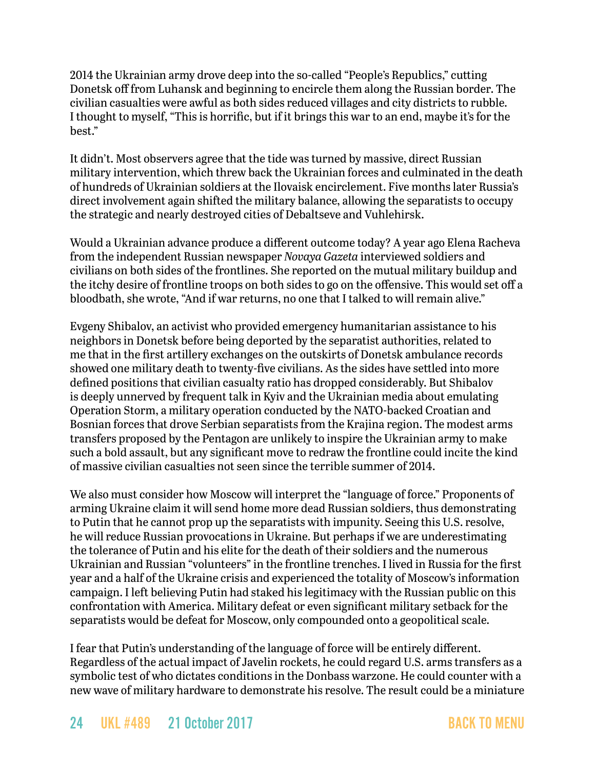2014 the Ukrainian army drove deep into the so-called "People's Republics," cutting Donetsk off from Luhansk and beginning to encircle them along the Russian border. The civilian casualties were awful as both sides reduced villages and city districts to rubble. I thought to myself, "This is horrific, but if it brings this war to an end, maybe it's for the best."

It didn't. Most observers agree that the tide was turned by massive, direct Russian military intervention, which threw back the Ukrainian forces and culminated in the death of hundreds of Ukrainian soldiers at the Ilovaisk encirclement. Five months later Russia's direct involvement again shifted the military balance, allowing the separatists to occupy the strategic and nearly destroyed cities of Debaltseve and Vuhlehirsk.

Would a Ukrainian advance produce a different outcome today? A year ago Elena Racheva from the independent Russian newspaper *Novaya Gazeta* interviewed soldiers and civilians on both sides of the frontlines. She reported on the mutual military buildup and the itchy desire of frontline troops on both sides to go on the offensive. This would set off a bloodbath, she wrote, "And if war returns, no one that I talked to will remain alive."

Evgeny Shibalov, an activist who provided emergency humanitarian assistance to his neighbors in Donetsk before being deported by the separatist authorities, related to me that in the first artillery exchanges on the outskirts of Donetsk ambulance records showed one military death to twenty-five civilians. As the sides have settled into more defined positions that civilian casualty ratio has dropped considerably. But Shibalov is deeply unnerved by frequent talk in Kyiv and the Ukrainian media about emulating Operation Storm, a military operation conducted by the NATO-backed Croatian and Bosnian forces that drove Serbian separatists from the Krajina region. The modest arms transfers proposed by the Pentagon are unlikely to inspire the Ukrainian army to make such a bold assault, but any significant move to redraw the frontline could incite the kind of massive civilian casualties not seen since the terrible summer of 2014.

We also must consider how Moscow will interpret the "language of force." Proponents of arming Ukraine claim it will send home more dead Russian soldiers, thus demonstrating to Putin that he cannot prop up the separatists with impunity. Seeing this U.S. resolve, he will reduce Russian provocations in Ukraine. But perhaps if we are underestimating the tolerance of Putin and his elite for the death of their soldiers and the numerous Ukrainian and Russian "volunteers" in the frontline trenches. I lived in Russia for the first year and a half of the Ukraine crisis and experienced the totality of Moscow's information campaign. I left believing Putin had staked his legitimacy with the Russian public on this confrontation with America. Military defeat or even significant military setback for the separatists would be defeat for Moscow, only compounded onto a geopolitical scale.

I fear that Putin's understanding of the language of force will be entirely different. Regardless of the actual impact of Javelin rockets, he could regard U.S. arms transfers as a symbolic test of who dictates conditions in the Donbass warzone. He could counter with a new wave of military hardware to demonstrate his resolve. The result could be a miniature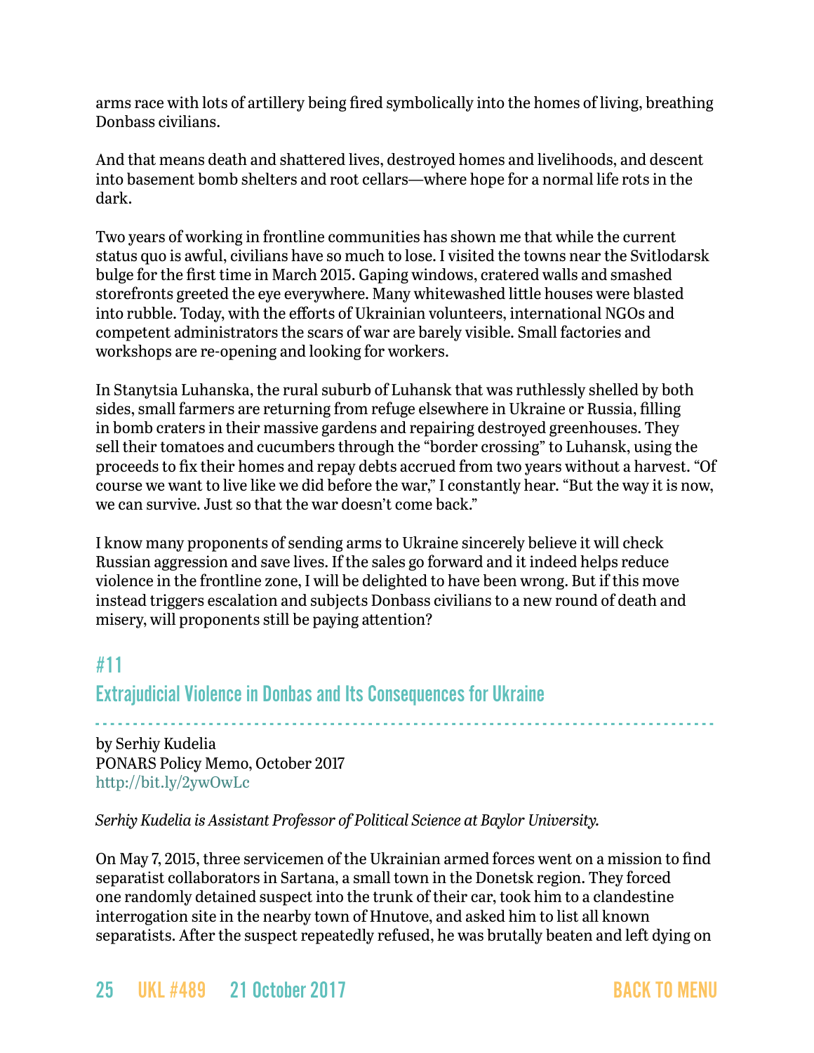arms race with lots of artillery being fired symbolically into the homes of living, breathing Donbass civilians.

And that means death and shattered lives, destroyed homes and livelihoods, and descent into basement bomb shelters and root cellars—where hope for a normal life rots in the dark.

Two years of working in frontline communities has shown me that while the current status quo is awful, civilians have so much to lose. I visited the towns near the Svitlodarsk bulge for the first time in March 2015. Gaping windows, cratered walls and smashed storefronts greeted the eye everywhere. Many whitewashed little houses were blasted into rubble. Today, with the efforts of Ukrainian volunteers, international NGOs and competent administrators the scars of war are barely visible. Small factories and workshops are re-opening and looking for workers.

In Stanytsia Luhanska, the rural suburb of Luhansk that was ruthlessly shelled by both sides, small farmers are returning from refuge elsewhere in Ukraine or Russia, filling in bomb craters in their massive gardens and repairing destroyed greenhouses. They sell their tomatoes and cucumbers through the "border crossing" to Luhansk, using the proceeds to fix their homes and repay debts accrued from two years without a harvest. "Of course we want to live like we did before the war," I constantly hear. "But the way it is now, we can survive. Just so that the war doesn't come back."

I know many proponents of sending arms to Ukraine sincerely believe it will check Russian aggression and save lives. If the sales go forward and it indeed helps reduce violence in the frontline zone, I will be delighted to have been wrong. But if this move instead triggers escalation and subjects Donbass civilians to a new round of death and misery, will proponents still be paying attention?

## #11

## Extrajudicial Violence in Donbas and Its Consequences for Ukraine

by Serhiy Kudelia
PONARS Policy Memo, October 2017
http://bit.ly/2ywOwLc

*Serhiy Kudelia is Assistant Professor of Political Science at Baylor University.*

On May 7, 2015, three servicemen of the Ukrainian armed forces went on a mission to find separatist collaborators in Sartana, a small town in the Donetsk region. They forced one randomly detained suspect into the trunk of their car, took him to a clandestine interrogation site in the nearby town of Hnutove, and asked him to list all known separatists. After the suspect repeatedly refused, he was brutally beaten and left dying on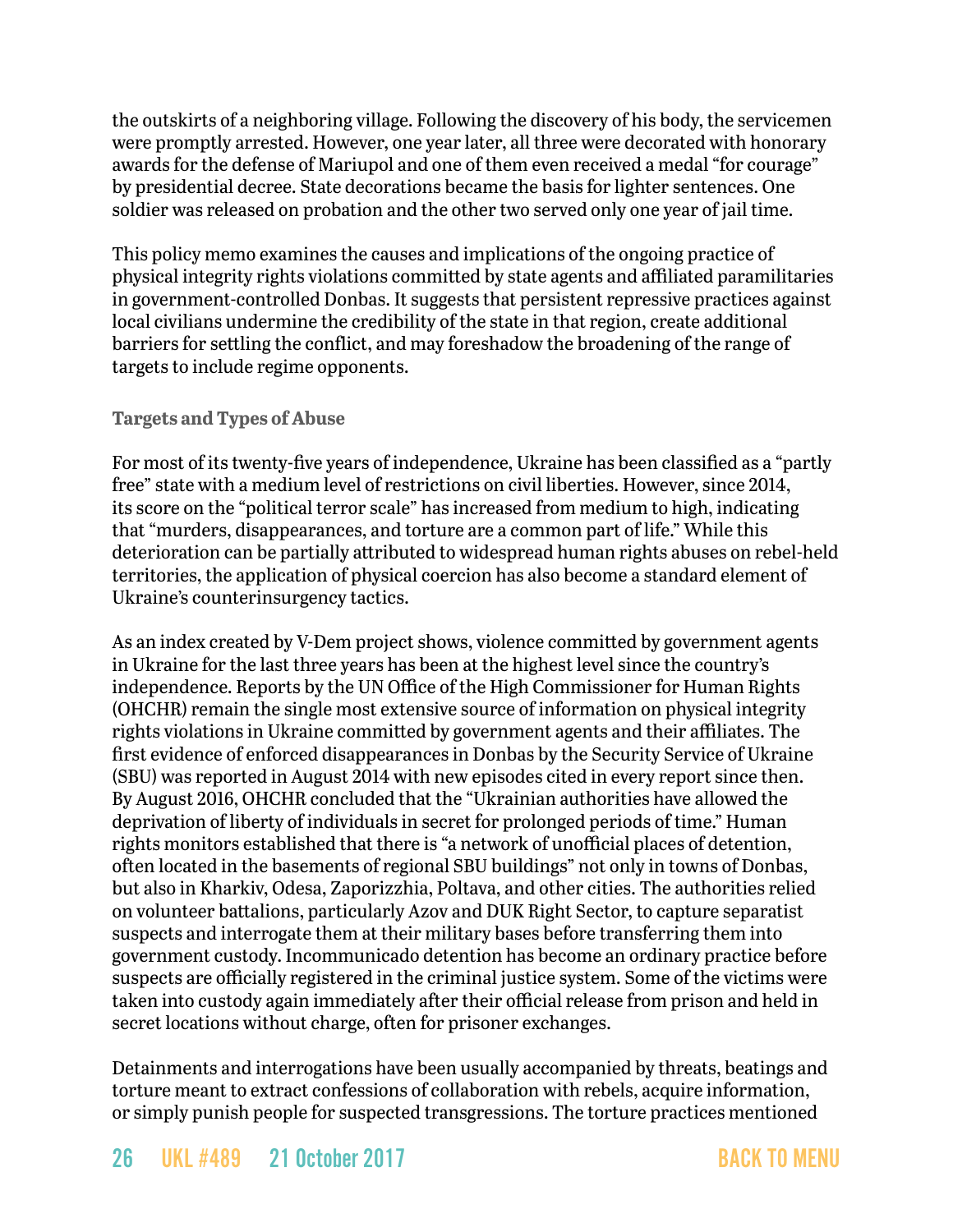the outskirts of a neighboring village. Following the discovery of his body, the servicemen were promptly arrested. However, one year later, all three were decorated with honorary awards for the defense of Mariupol and one of them even received a medal "for courage" by presidential decree. State decorations became the basis for lighter sentences. One soldier was released on probation and the other two served only one year of jail time.

This policy memo examines the causes and implications of the ongoing practice of physical integrity rights violations committed by state agents and affiliated paramilitaries in government-controlled Donbas. It suggests that persistent repressive practices against local civilians undermine the credibility of the state in that region, create additional barriers for settling the conflict, and may foreshadow the broadening of the range of targets to include regime opponents.

### Targets and Types of Abuse

For most of its twenty-five years of independence, Ukraine has been classified as a "partly free" state with a medium level of restrictions on civil liberties. However, since 2014, its score on the "political terror scale" has increased from medium to high, indicating that "murders, disappearances, and torture are a common part of life." While this deterioration can be partially attributed to widespread human rights abuses on rebel-held territories, the application of physical coercion has also become a standard element of Ukraine's counterinsurgency tactics.

As an index created by V-Dem project shows, violence committed by government agents in Ukraine for the last three years has been at the highest level since the country's independence. Reports by the UN Office of the High Commissioner for Human Rights (OHCHR) remain the single most extensive source of information on physical integrity rights violations in Ukraine committed by government agents and their affiliates. The first evidence of enforced disappearances in Donbas by the Security Service of Ukraine (SBU) was reported in August 2014 with new episodes cited in every report since then. By August 2016, OHCHR concluded that the "Ukrainian authorities have allowed the deprivation of liberty of individuals in secret for prolonged periods of time." Human rights monitors established that there is "a network of unofficial places of detention, often located in the basements of regional SBU buildings" not only in towns of Donbas, but also in Kharkiv, Odesa, Zaporizzhia, Poltava, and other cities. The authorities relied on volunteer battalions, particularly Azov and DUK Right Sector, to capture separatist suspects and interrogate them at their military bases before transferring them into government custody. Incommunicado detention has become an ordinary practice before suspects are officially registered in the criminal justice system. Some of the victims were taken into custody again immediately after their official release from prison and held in secret locations without charge, often for prisoner exchanges.

Detainments and interrogations have been usually accompanied by threats, beatings and torture meant to extract confessions of collaboration with rebels, acquire information, or simply punish people for suspected transgressions. The torture practices mentioned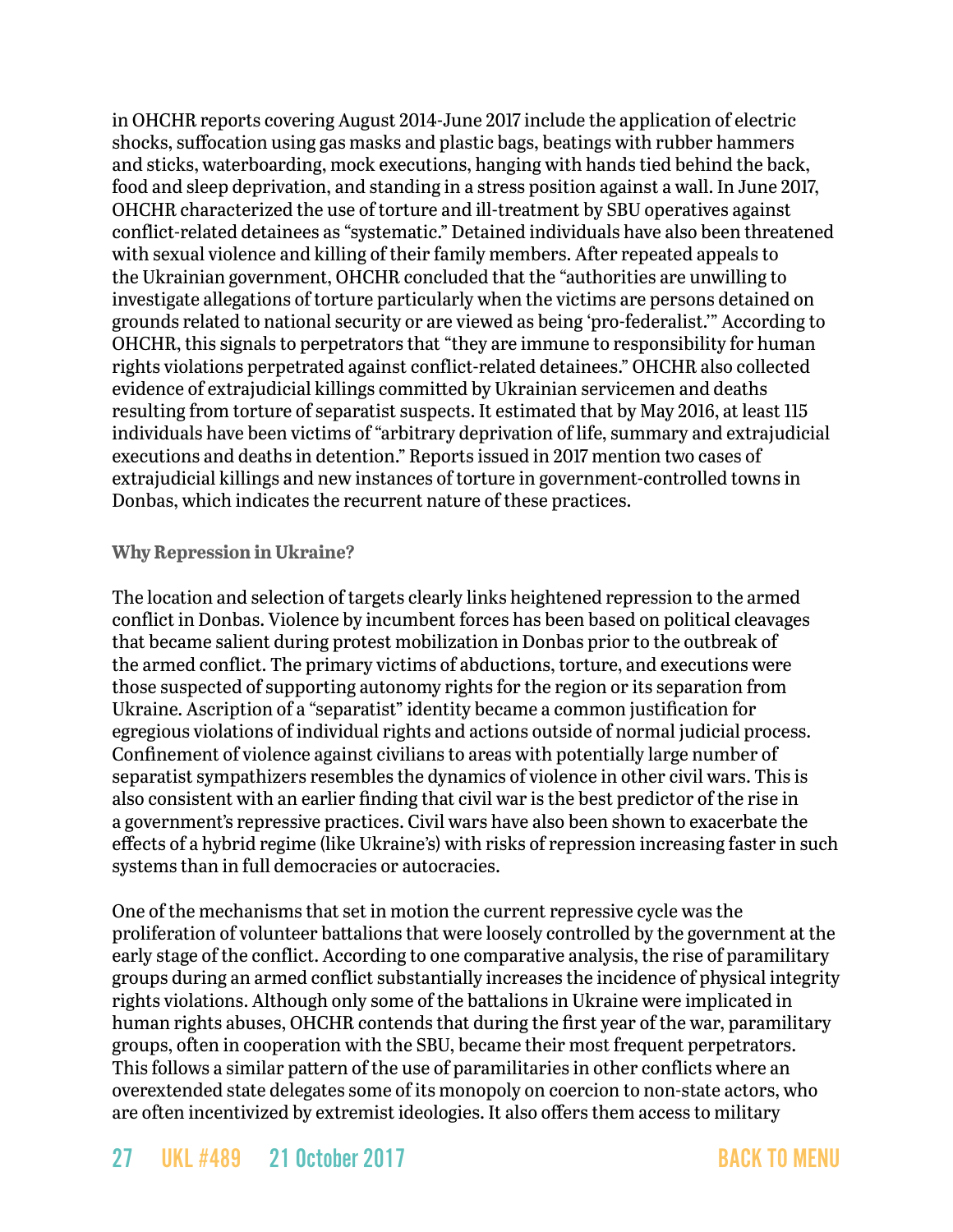in OHCHR reports covering August 2014-June 2017 include the application of electric shocks, suffocation using gas masks and plastic bags, beatings with rubber hammers and sticks, waterboarding, mock executions, hanging with hands tied behind the back, food and sleep deprivation, and standing in a stress position against a wall. In June 2017, OHCHR characterized the use of torture and ill-treatment by SBU operatives against conflict-related detainees as "systematic." Detained individuals have also been threatened with sexual violence and killing of their family members. After repeated appeals to the Ukrainian government, OHCHR concluded that the "authorities are unwilling to investigate allegations of torture particularly when the victims are persons detained on grounds related to national security or are viewed as being 'pro-federalist.'" According to OHCHR, this signals to perpetrators that "they are immune to responsibility for human rights violations perpetrated against conflict-related detainees." OHCHR also collected evidence of extrajudicial killings committed by Ukrainian servicemen and deaths resulting from torture of separatist suspects. It estimated that by May 2016, at least 115 individuals have been victims of "arbitrary deprivation of life, summary and extrajudicial executions and deaths in detention." Reports issued in 2017 mention two cases of extrajudicial killings and new instances of torture in government-controlled towns in Donbas, which indicates the recurrent nature of these practices.

### Why Repression in Ukraine?

The location and selection of targets clearly links heightened repression to the armed conflict in Donbas. Violence by incumbent forces has been based on political cleavages that became salient during protest mobilization in Donbas prior to the outbreak of the armed conflict. The primary victims of abductions, torture, and executions were those suspected of supporting autonomy rights for the region or its separation from Ukraine. Ascription of a "separatist" identity became a common justification for egregious violations of individual rights and actions outside of normal judicial process. Confinement of violence against civilians to areas with potentially large number of separatist sympathizers resembles the dynamics of violence in other civil wars. This is also consistent with an earlier finding that civil war is the best predictor of the rise in a government's repressive practices. Civil wars have also been shown to exacerbate the effects of a hybrid regime (like Ukraine's) with risks of repression increasing faster in such systems than in full democracies or autocracies.

One of the mechanisms that set in motion the current repressive cycle was the proliferation of volunteer battalions that were loosely controlled by the government at the early stage of the conflict. According to one comparative analysis, the rise of paramilitary groups during an armed conflict substantially increases the incidence of physical integrity rights violations. Although only some of the battalions in Ukraine were implicated in human rights abuses, OHCHR contends that during the first year of the war, paramilitary groups, often in cooperation with the SBU, became their most frequent perpetrators. This follows a similar pattern of the use of paramilitaries in other conflicts where an overextended state delegates some of its monopoly on coercion to non-state actors, who are often incentivized by extremist ideologies. It also offers them access to military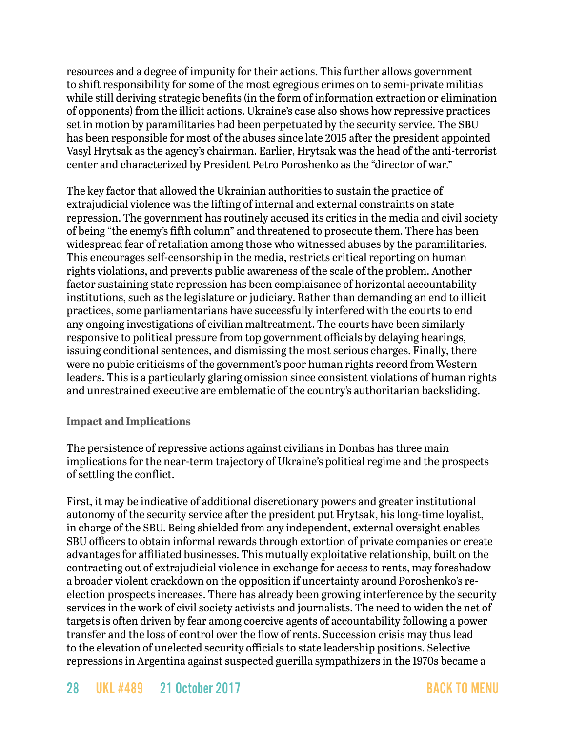resources and a degree of impunity for their actions. This further allows government to shift responsibility for some of the most egregious crimes on to semi-private militias while still deriving strategic benefits (in the form of information extraction or elimination of opponents) from the illicit actions. Ukraine's case also shows how repressive practices set in motion by paramilitaries had been perpetuated by the security service. The SBU has been responsible for most of the abuses since late 2015 after the president appointed Vasyl Hrytsak as the agency's chairman. Earlier, Hrytsak was the head of the anti-terrorist center and characterized by President Petro Poroshenko as the "director of war."

The key factor that allowed the Ukrainian authorities to sustain the practice of extrajudicial violence was the lifting of internal and external constraints on state repression. The government has routinely accused its critics in the media and civil society of being "the enemy's fifth column" and threatened to prosecute them. There has been widespread fear of retaliation among those who witnessed abuses by the paramilitaries. This encourages self-censorship in the media, restricts critical reporting on human rights violations, and prevents public awareness of the scale of the problem. Another factor sustaining state repression has been complaisance of horizontal accountability institutions, such as the legislature or judiciary. Rather than demanding an end to illicit practices, some parliamentarians have successfully interfered with the courts to end any ongoing investigations of civilian maltreatment. The courts have been similarly responsive to political pressure from top government officials by delaying hearings, issuing conditional sentences, and dismissing the most serious charges. Finally, there were no pubic criticisms of the government's poor human rights record from Western leaders. This is a particularly glaring omission since consistent violations of human rights and unrestrained executive are emblematic of the country's authoritarian backsliding.

### Impact and Implications

The persistence of repressive actions against civilians in Donbas has three main implications for the near-term trajectory of Ukraine's political regime and the prospects of settling the conflict.

First, it may be indicative of additional discretionary powers and greater institutional autonomy of the security service after the president put Hrytsak, his long-time loyalist, in charge of the SBU. Being shielded from any independent, external oversight enables SBU officers to obtain informal rewards through extortion of private companies or create advantages for affiliated businesses. This mutually exploitative relationship, built on the contracting out of extrajudicial violence in exchange for access to rents, may foreshadow a broader violent crackdown on the opposition if uncertainty around Poroshenko's re-election prospects increases. There has already been growing interference by the security services in the work of civil society activists and journalists. The need to widen the net of targets is often driven by fear among coercive agents of accountability following a power transfer and the loss of control over the flow of rents. Succession crisis may thus lead to the elevation of unelected security officials to state leadership positions. Selective repressions in Argentina against suspected guerilla sympathizers in the 1970s became a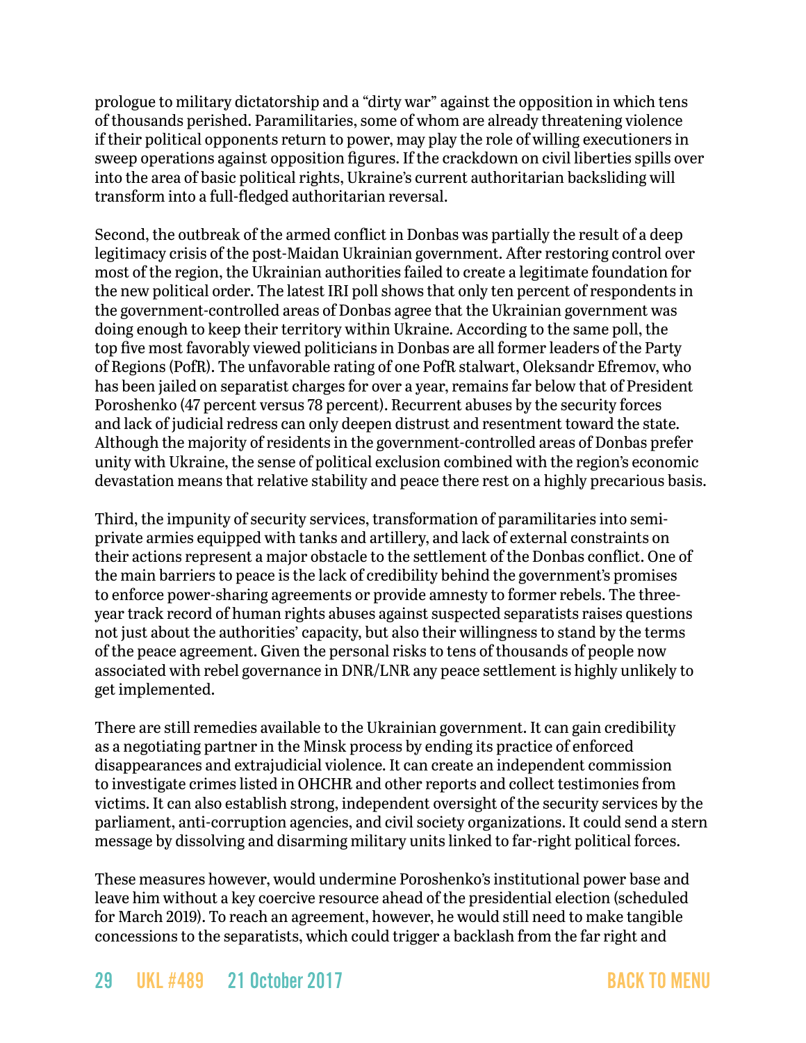prologue to military dictatorship and a "dirty war" against the opposition in which tens of thousands perished. Paramilitaries, some of whom are already threatening violence if their political opponents return to power, may play the role of willing executioners in sweep operations against opposition figures. If the crackdown on civil liberties spills over into the area of basic political rights, Ukraine's current authoritarian backsliding will transform into a full-fledged authoritarian reversal.

Second, the outbreak of the armed conflict in Donbas was partially the result of a deep legitimacy crisis of the post-Maidan Ukrainian government. After restoring control over most of the region, the Ukrainian authorities failed to create a legitimate foundation for the new political order. The latest IRI poll shows that only ten percent of respondents in the government-controlled areas of Donbas agree that the Ukrainian government was doing enough to keep their territory within Ukraine. According to the same poll, the top five most favorably viewed politicians in Donbas are all former leaders of the Party of Regions (PofR). The unfavorable rating of one PofR stalwart, Oleksandr Efremov, who has been jailed on separatist charges for over a year, remains far below that of President Poroshenko (47 percent versus 78 percent). Recurrent abuses by the security forces and lack of judicial redress can only deepen distrust and resentment toward the state. Although the majority of residents in the government-controlled areas of Donbas prefer unity with Ukraine, the sense of political exclusion combined with the region's economic devastation means that relative stability and peace there rest on a highly precarious basis.

Third, the impunity of security services, transformation of paramilitaries into semi-private armies equipped with tanks and artillery, and lack of external constraints on their actions represent a major obstacle to the settlement of the Donbas conflict. One of the main barriers to peace is the lack of credibility behind the government's promises to enforce power-sharing agreements or provide amnesty to former rebels. The three-year track record of human rights abuses against suspected separatists raises questions not just about the authorities' capacity, but also their willingness to stand by the terms of the peace agreement. Given the personal risks to tens of thousands of people now associated with rebel governance in DNR/LNR any peace settlement is highly unlikely to get implemented.

There are still remedies available to the Ukrainian government. It can gain credibility as a negotiating partner in the Minsk process by ending its practice of enforced disappearances and extrajudicial violence. It can create an independent commission to investigate crimes listed in OHCHR and other reports and collect testimonies from victims. It can also establish strong, independent oversight of the security services by the parliament, anti-corruption agencies, and civil society organizations. It could send a stern message by dissolving and disarming military units linked to far-right political forces.

These measures however, would undermine Poroshenko's institutional power base and leave him without a key coercive resource ahead of the presidential election (scheduled for March 2019). To reach an agreement, however, he would still need to make tangible concessions to the separatists, which could trigger a backlash from the far right and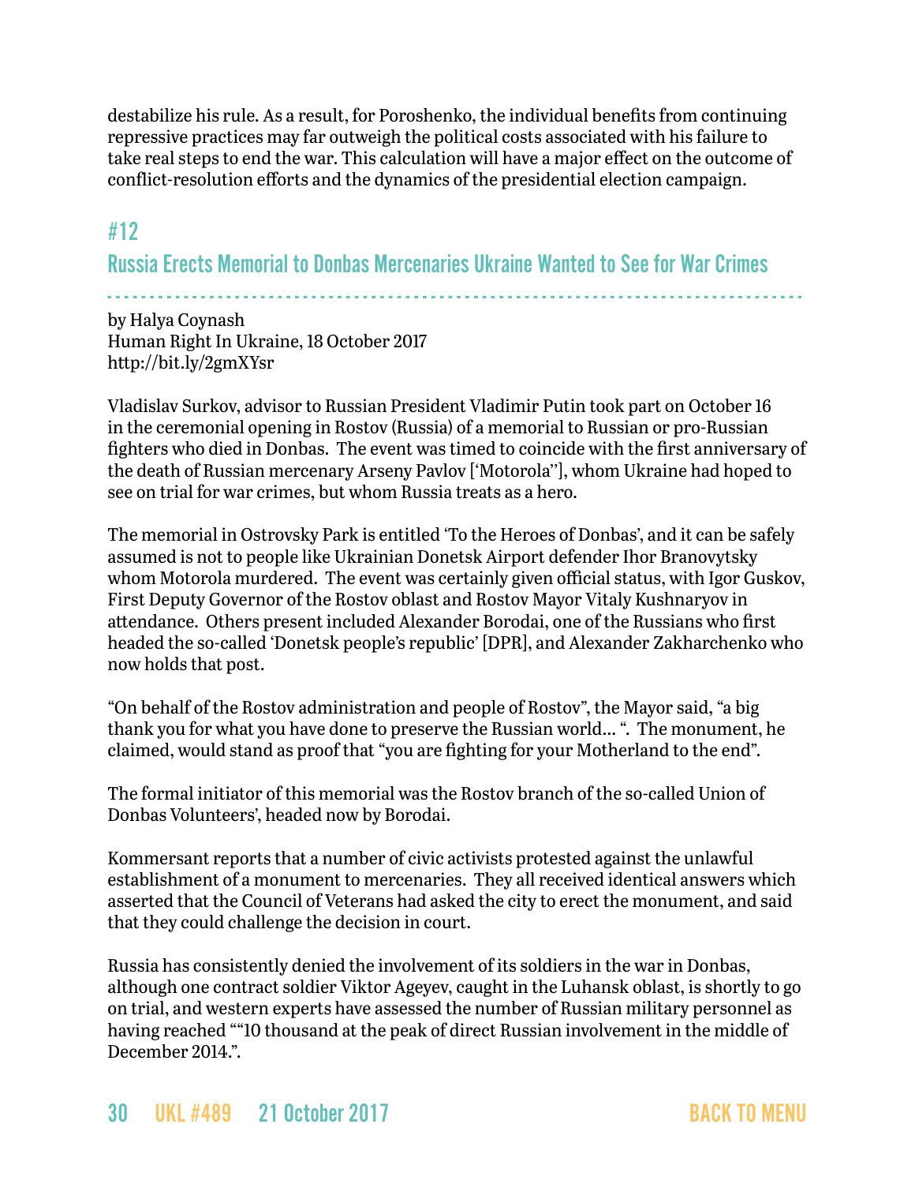destabilize his rule. As a result, for Poroshenko, the individual benefits from continuing repressive practices may far outweigh the political costs associated with his failure to take real steps to end the war. This calculation will have a major effect on the outcome of conflict-resolution efforts and the dynamics of the presidential election campaign.

## #12

## Russia Erects Memorial to Donbas Mercenaries Ukraine Wanted to See for War Crimes

by Halya Coynash
Human Right In Ukraine, 18 October 2017
http://bit.ly/2gmXYsr

Vladislav Surkov, advisor to Russian President Vladimir Putin took part on October 16 in the ceremonial opening in Rostov (Russia) of a memorial to Russian or pro-Russian fighters who died in Donbas. The event was timed to coincide with the first anniversary of the death of Russian mercenary Arseny Pavlov ['Motorola''], whom Ukraine had hoped to see on trial for war crimes, but whom Russia treats as a hero.

The memorial in Ostrovsky Park is entitled 'To the Heroes of Donbas', and it can be safely assumed is not to people like Ukrainian Donetsk Airport defender Ihor Branovytsky whom Motorola murdered. The event was certainly given official status, with Igor Guskov, First Deputy Governor of the Rostov oblast and Rostov Mayor Vitaly Kushnaryov in attendance. Others present included Alexander Borodai, one of the Russians who first headed the so-called 'Donetsk people's republic' [DPR], and Alexander Zakharchenko who now holds that post.

"On behalf of the Rostov administration and people of Rostov", the Mayor said, "a big thank you for what you have done to preserve the Russian world... ". The monument, he claimed, would stand as proof that "you are fighting for your Motherland to the end".

The formal initiator of this memorial was the Rostov branch of the so-called Union of Donbas Volunteers', headed now by Borodai.

Kommersant reports that a number of civic activists protested against the unlawful establishment of a monument to mercenaries. They all received identical answers which asserted that the Council of Veterans had asked the city to erect the monument, and said that they could challenge the decision in court.

Russia has consistently denied the involvement of its soldiers in the war in Donbas, although one contract soldier Viktor Ageyev, caught in the Luhansk oblast, is shortly to go on trial, and western experts have assessed the number of Russian military personnel as having reached ""10 thousand at the peak of direct Russian involvement in the middle of December 2014.".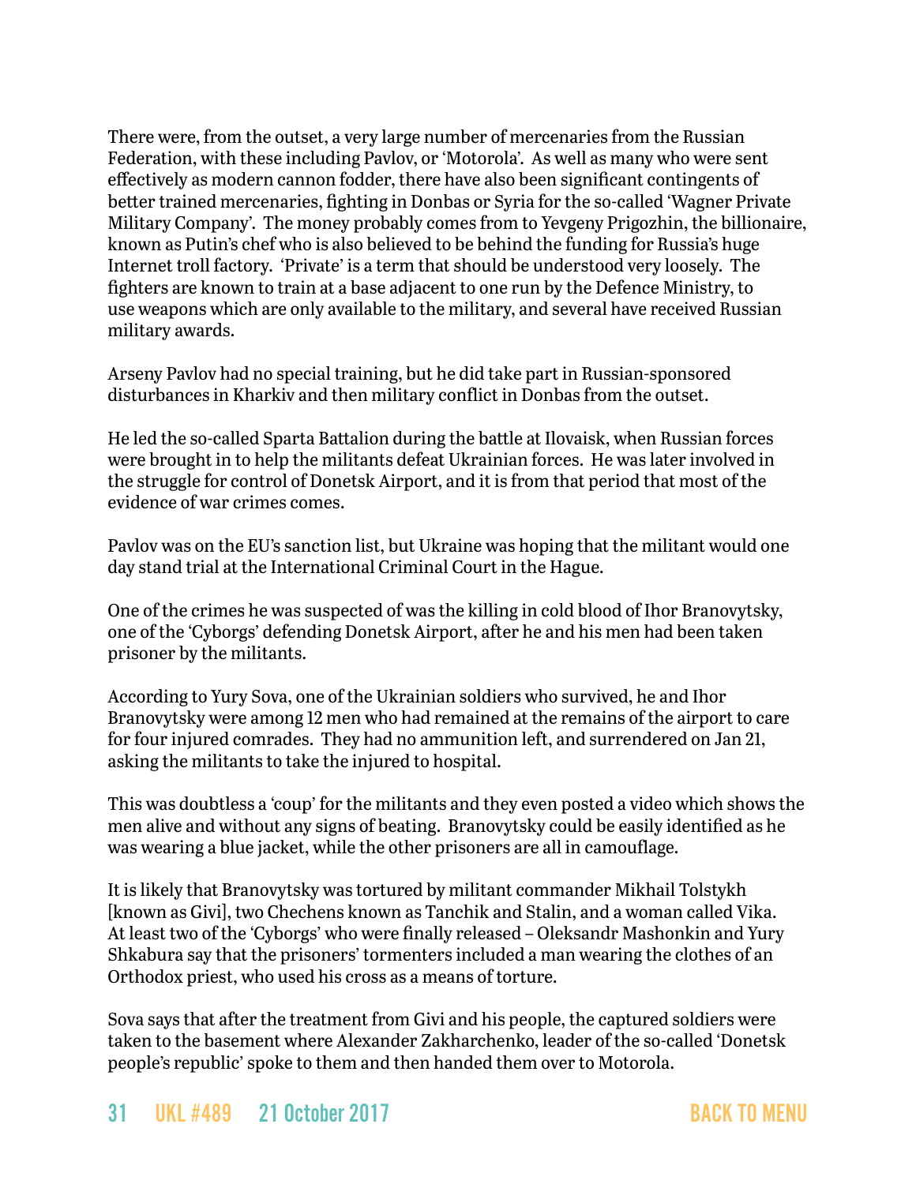There were, from the outset, a very large number of mercenaries from the Russian Federation, with these including Pavlov, or 'Motorola'. As well as many who were sent effectively as modern cannon fodder, there have also been significant contingents of better trained mercenaries, fighting in Donbas or Syria for the so-called 'Wagner Private Military Company'. The money probably comes from to Yevgeny Prigozhin, the billionaire, known as Putin's chef who is also believed to be behind the funding for Russia's huge Internet troll factory. 'Private' is a term that should be understood very loosely. The fighters are known to train at a base adjacent to one run by the Defence Ministry, to use weapons which are only available to the military, and several have received Russian military awards.

Arseny Pavlov had no special training, but he did take part in Russian-sponsored disturbances in Kharkiv and then military conflict in Donbas from the outset.

He led the so-called Sparta Battalion during the battle at Ilovaisk, when Russian forces were brought in to help the militants defeat Ukrainian forces. He was later involved in the struggle for control of Donetsk Airport, and it is from that period that most of the evidence of war crimes comes.

Pavlov was on the EU's sanction list, but Ukraine was hoping that the militant would one day stand trial at the International Criminal Court in the Hague.

One of the crimes he was suspected of was the killing in cold blood of Ihor Branovytsky, one of the 'Cyborgs' defending Donetsk Airport, after he and his men had been taken prisoner by the militants.

According to Yury Sova, one of the Ukrainian soldiers who survived, he and Ihor Branovytsky were among 12 men who had remained at the remains of the airport to care for four injured comrades. They had no ammunition left, and surrendered on Jan 21, asking the militants to take the injured to hospital.

This was doubtless a 'coup' for the militants and they even posted a video which shows the men alive and without any signs of beating. Branovytsky could be easily identified as he was wearing a blue jacket, while the other prisoners are all in camouflage.

It is likely that Branovytsky was tortured by militant commander Mikhail Tolstykh [known as Givi], two Chechens known as Tanchik and Stalin, and a woman called Vika. At least two of the 'Cyborgs' who were finally released – Oleksandr Mashonkin and Yury Shkabura say that the prisoners' tormenters included a man wearing the clothes of an Orthodox priest, who used his cross as a means of torture.

Sova says that after the treatment from Givi and his people, the captured soldiers were taken to the basement where Alexander Zakharchenko, leader of the so-called 'Donetsk people's republic' spoke to them and then handed them over to Motorola.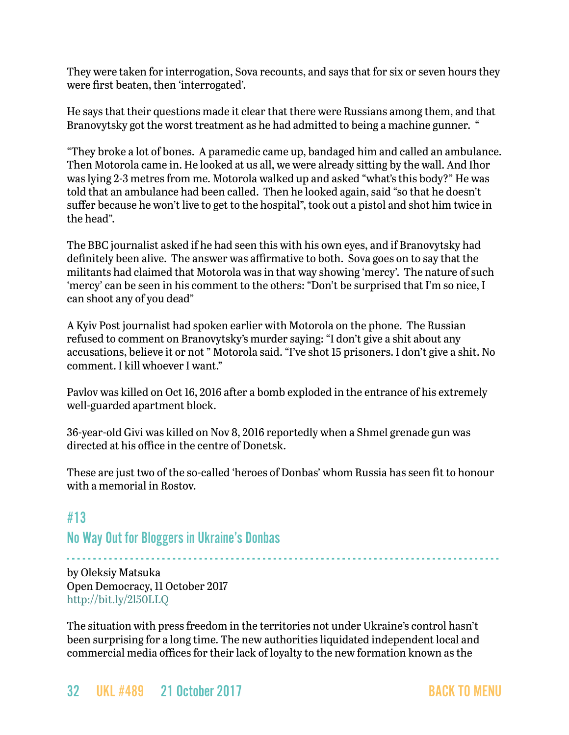They were taken for interrogation, Sova recounts, and says that for six or seven hours they were first beaten, then 'interrogated'.

He says that their questions made it clear that there were Russians among them, and that Branovytsky got the worst treatment as he had admitted to being a machine gunner. "

"They broke a lot of bones. A paramedic came up, bandaged him and called an ambulance. Then Motorola came in. He looked at us all, we were already sitting by the wall. And Ihor was lying 2-3 metres from me. Motorola walked up and asked "what's this body?" He was told that an ambulance had been called. Then he looked again, said "so that he doesn't suffer because he won't live to get to the hospital", took out a pistol and shot him twice in the head".

The BBC journalist asked if he had seen this with his own eyes, and if Branovytsky had definitely been alive. The answer was affirmative to both. Sova goes on to say that the militants had claimed that Motorola was in that way showing 'mercy'. The nature of such 'mercy' can be seen in his comment to the others: "Don't be surprised that I'm so nice, I can shoot any of you dead"

A Kyiv Post journalist had spoken earlier with Motorola on the phone. The Russian refused to comment on Branovytsky's murder saying: "I don't give a shit about any accusations, believe it or not " Motorola said. "I've shot 15 prisoners. I don't give a shit. No comment. I kill whoever I want."

Pavlov was killed on Oct 16, 2016 after a bomb exploded in the entrance of his extremely well-guarded apartment block.

36-year-old Givi was killed on Nov 8, 2016 reportedly when a Shmel grenade gun was directed at his office in the centre of Donetsk.

These are just two of the so-called 'heroes of Donbas' whom Russia has seen fit to honour with a memorial in Rostov.

## #13
## No Way Out for Bloggers in Ukraine's Donbas

by Oleksiy Matsuka
Open Democracy, 11 October 2017
http://bit.ly/2l5OLLQ

The situation with press freedom in the territories not under Ukraine's control hasn't been surprising for a long time. The new authorities liquidated independent local and commercial media offices for their lack of loyalty to the new formation known as the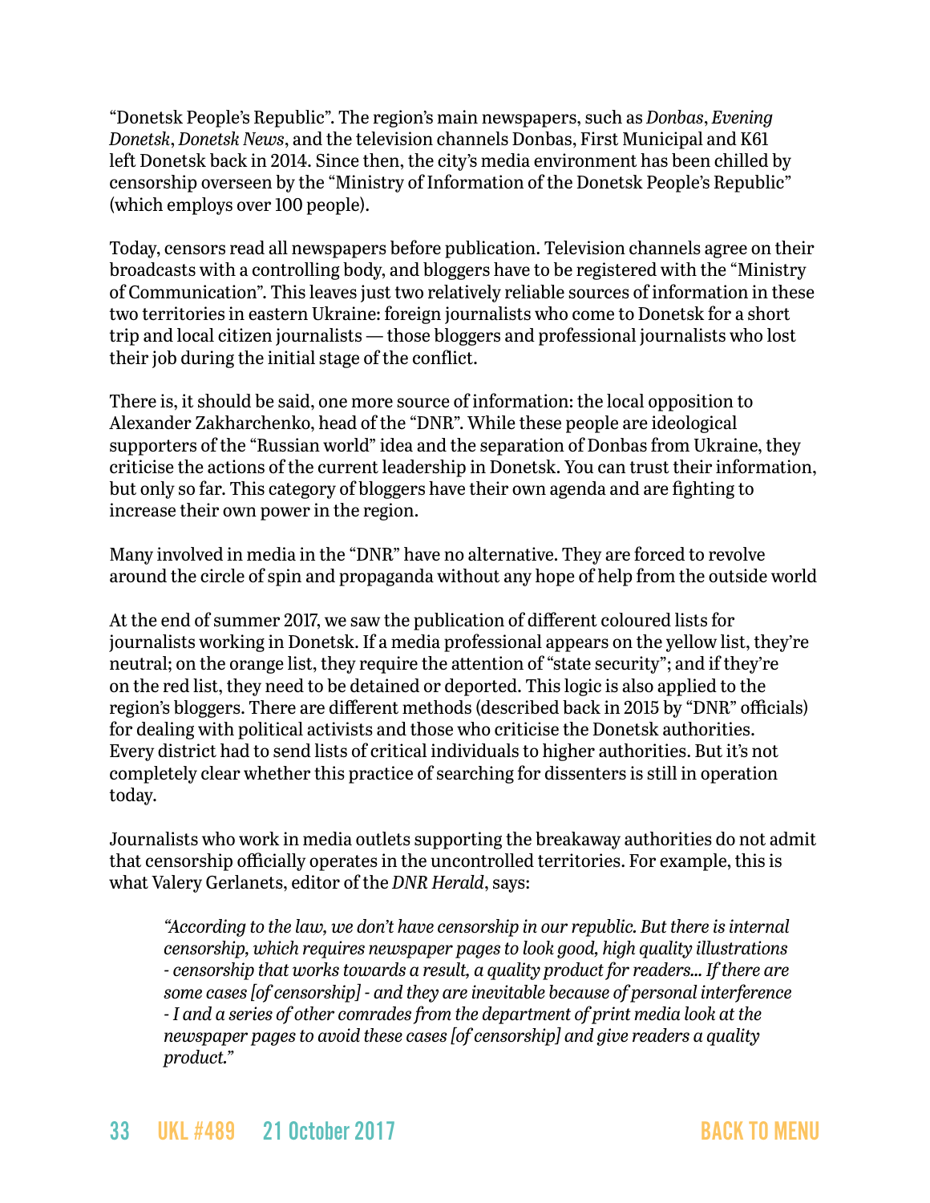"Donetsk People's Republic". The region's main newspapers, such as *Donbas*, *Evening Donetsk*, *Donetsk News*, and the television channels Donbas, First Municipal and K61 left Donetsk back in 2014. Since then, the city's media environment has been chilled by censorship overseen by the "Ministry of Information of the Donetsk People's Republic" (which employs over 100 people).

Today, censors read all newspapers before publication. Television channels agree on their broadcasts with a controlling body, and bloggers have to be registered with the "Ministry of Communication". This leaves just two relatively reliable sources of information in these two territories in eastern Ukraine: foreign journalists who come to Donetsk for a short trip and local citizen journalists — those bloggers and professional journalists who lost their job during the initial stage of the conflict.

There is, it should be said, one more source of information: the local opposition to Alexander Zakharchenko, head of the "DNR". While these people are ideological supporters of the "Russian world" idea and the separation of Donbas from Ukraine, they criticise the actions of the current leadership in Donetsk. You can trust their information, but only so far. This category of bloggers have their own agenda and are fighting to increase their own power in the region.

Many involved in media in the "DNR" have no alternative. They are forced to revolve around the circle of spin and propaganda without any hope of help from the outside world

At the end of summer 2017, we saw the publication of different coloured lists for journalists working in Donetsk. If a media professional appears on the yellow list, they're neutral; on the orange list, they require the attention of "state security"; and if they're on the red list, they need to be detained or deported. This logic is also applied to the region's bloggers. There are different methods (described back in 2015 by "DNR" officials) for dealing with political activists and those who criticise the Donetsk authorities. Every district had to send lists of critical individuals to higher authorities. But it's not completely clear whether this practice of searching for dissenters is still in operation today.

Journalists who work in media outlets supporting the breakaway authorities do not admit that censorship officially operates in the uncontrolled territories. For example, this is what Valery Gerlanets, editor of the *DNR Herald*, says:

> *"According to the law, we don't have censorship in our republic. But there is internal censorship, which requires newspaper pages to look good, high quality illustrations - censorship that works towards a result, a quality product for readers... If there are some cases [of censorship] - and they are inevitable because of personal interference - I and a series of other comrades from the department of print media look at the newspaper pages to avoid these cases [of censorship] and give readers a quality product."*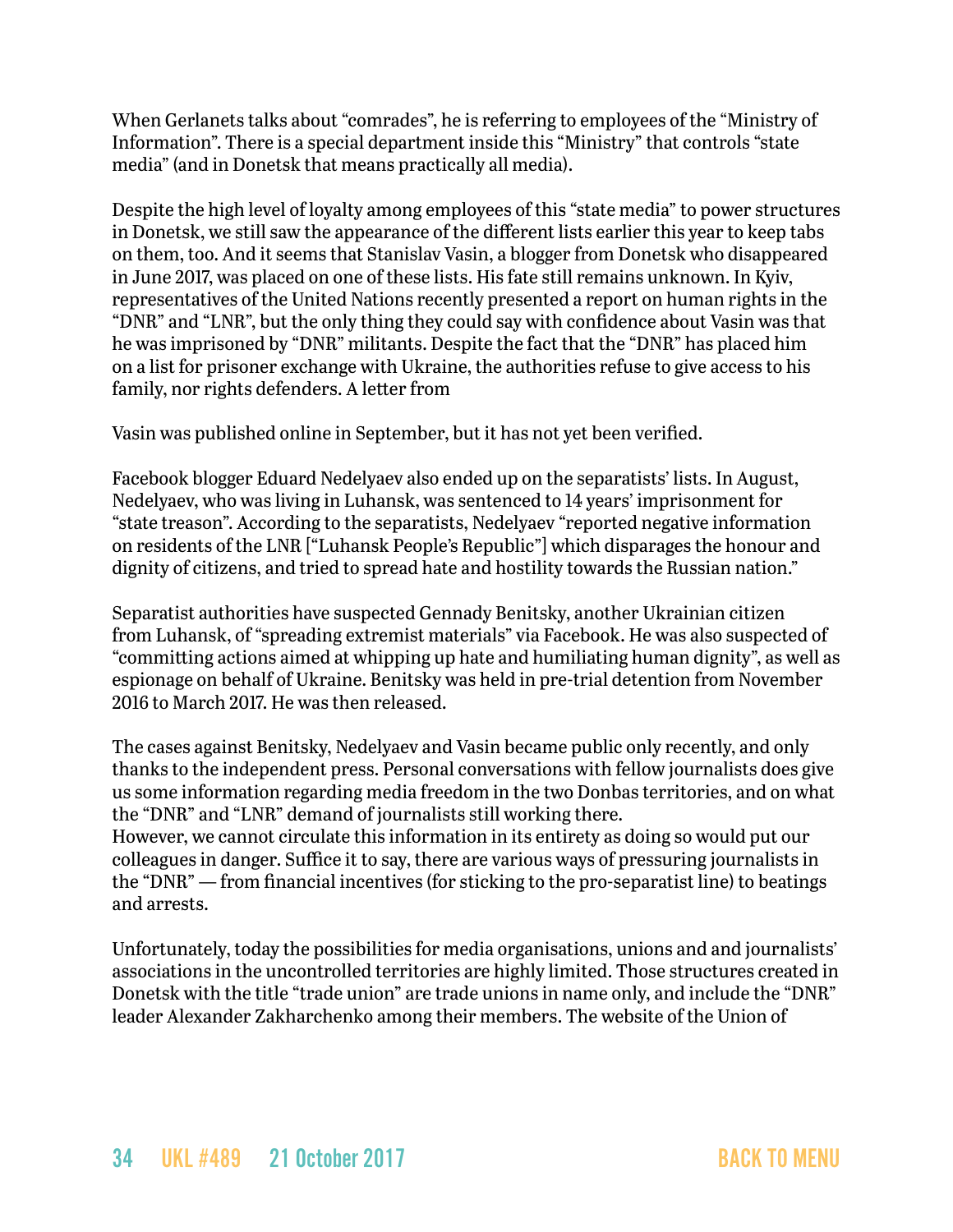When Gerlanets talks about “comrades”, he is referring to employees of the “Ministry of Information”. There is a special department inside this “Ministry” that controls “state media” (and in Donetsk that means practically all media).

Despite the high level of loyalty among employees of this “state media” to power structures in Donetsk, we still saw the appearance of the different lists earlier this year to keep tabs on them, too. And it seems that Stanislav Vasin, a blogger from Donetsk who disappeared in June 2017, was placed on one of these lists. His fate still remains unknown. In Kyiv, representatives of the United Nations recently presented a report on human rights in the “DNR” and “LNR”, but the only thing they could say with confidence about Vasin was that he was imprisoned by “DNR” militants. Despite the fact that the “DNR” has placed him on a list for prisoner exchange with Ukraine, the authorities refuse to give access to his family, nor rights defenders. A letter from

Vasin was published online in September, but it has not yet been verified.

Facebook blogger Eduard Nedelyaev also ended up on the separatists’ lists. In August, Nedelyaev, who was living in Luhansk, was sentenced to 14 years’ imprisonment for “state treason”. According to the separatists, Nedelyaev “reported negative information on residents of the LNR [“Luhansk People’s Republic”] which disparages the honour and dignity of citizens, and tried to spread hate and hostility towards the Russian nation.”

Separatist authorities have suspected Gennady Benitsky, another Ukrainian citizen from Luhansk, of “spreading extremist materials” via Facebook. He was also suspected of “committing actions aimed at whipping up hate and humiliating human dignity”, as well as espionage on behalf of Ukraine. Benitsky was held in pre-trial detention from November 2016 to March 2017. He was then released.

The cases against Benitsky, Nedelyaev and Vasin became public only recently, and only thanks to the independent press. Personal conversations with fellow journalists does give us some information regarding media freedom in the two Donbas territories, and on what the “DNR” and “LNR” demand of journalists still working there.
However, we cannot circulate this information in its entirety as doing so would put our colleagues in danger. Suffice it to say, there are various ways of pressuring journalists in the “DNR” — from financial incentives (for sticking to the pro-separatist line) to beatings and arrests.

Unfortunately, today the possibilities for media organisations, unions and and journalists’ associations in the uncontrolled territories are highly limited. Those structures created in Donetsk with the title “trade union” are trade unions in name only, and include the “DNR” leader Alexander Zakharchenko among their members. The website of the Union of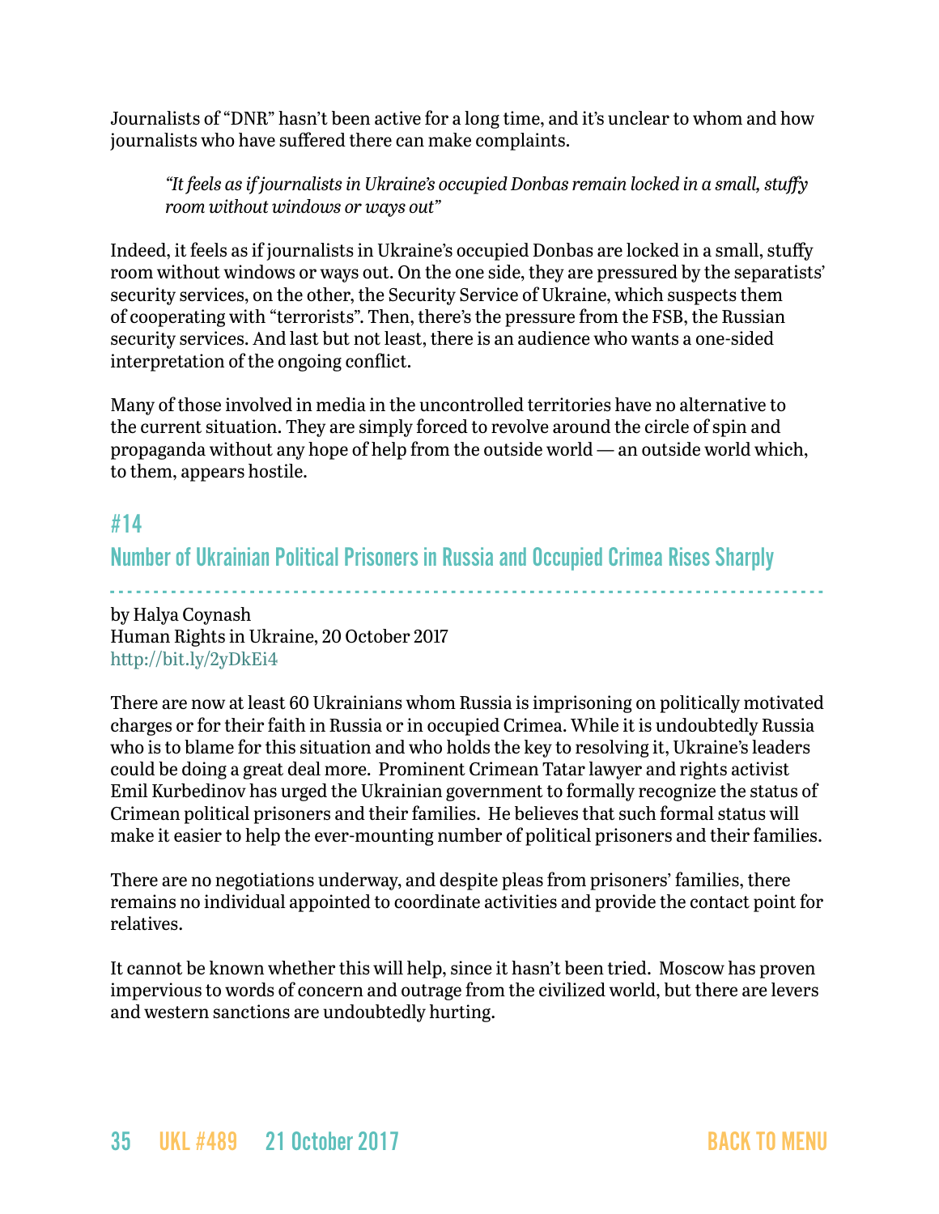Journalists of "DNR" hasn't been active for a long time, and it's unclear to whom and how journalists who have suffered there can make complaints.

> *"It feels as if journalists in Ukraine's occupied Donbas remain locked in a small, stuffy room without windows or ways out"*

Indeed, it feels as if journalists in Ukraine's occupied Donbas are locked in a small, stuffy room without windows or ways out. On the one side, they are pressured by the separatists' security services, on the other, the Security Service of Ukraine, which suspects them of cooperating with "terrorists". Then, there's the pressure from the FSB, the Russian security services. And last but not least, there is an audience who wants a one-sided interpretation of the ongoing conflict.

Many of those involved in media in the uncontrolled territories have no alternative to the current situation. They are simply forced to revolve around the circle of spin and propaganda without any hope of help from the outside world — an outside world which, to them, appears hostile.

## #14

## Number of Ukrainian Political Prisoners in Russia and Occupied Crimea Rises Sharply

by Halya Coynash
Human Rights in Ukraine, 20 October 2017
http://bit.ly/2yDkEi4

There are now at least 60 Ukrainians whom Russia is imprisoning on politically motivated charges or for their faith in Russia or in occupied Crimea. While it is undoubtedly Russia who is to blame for this situation and who holds the key to resolving it, Ukraine's leaders could be doing a great deal more. Prominent Crimean Tatar lawyer and rights activist Emil Kurbedinov has urged the Ukrainian government to formally recognize the status of Crimean political prisoners and their families. He believes that such formal status will make it easier to help the ever-mounting number of political prisoners and their families.

There are no negotiations underway, and despite pleas from prisoners' families, there remains no individual appointed to coordinate activities and provide the contact point for relatives.

It cannot be known whether this will help, since it hasn't been tried. Moscow has proven impervious to words of concern and outrage from the civilized world, but there are levers and western sanctions are undoubtedly hurting.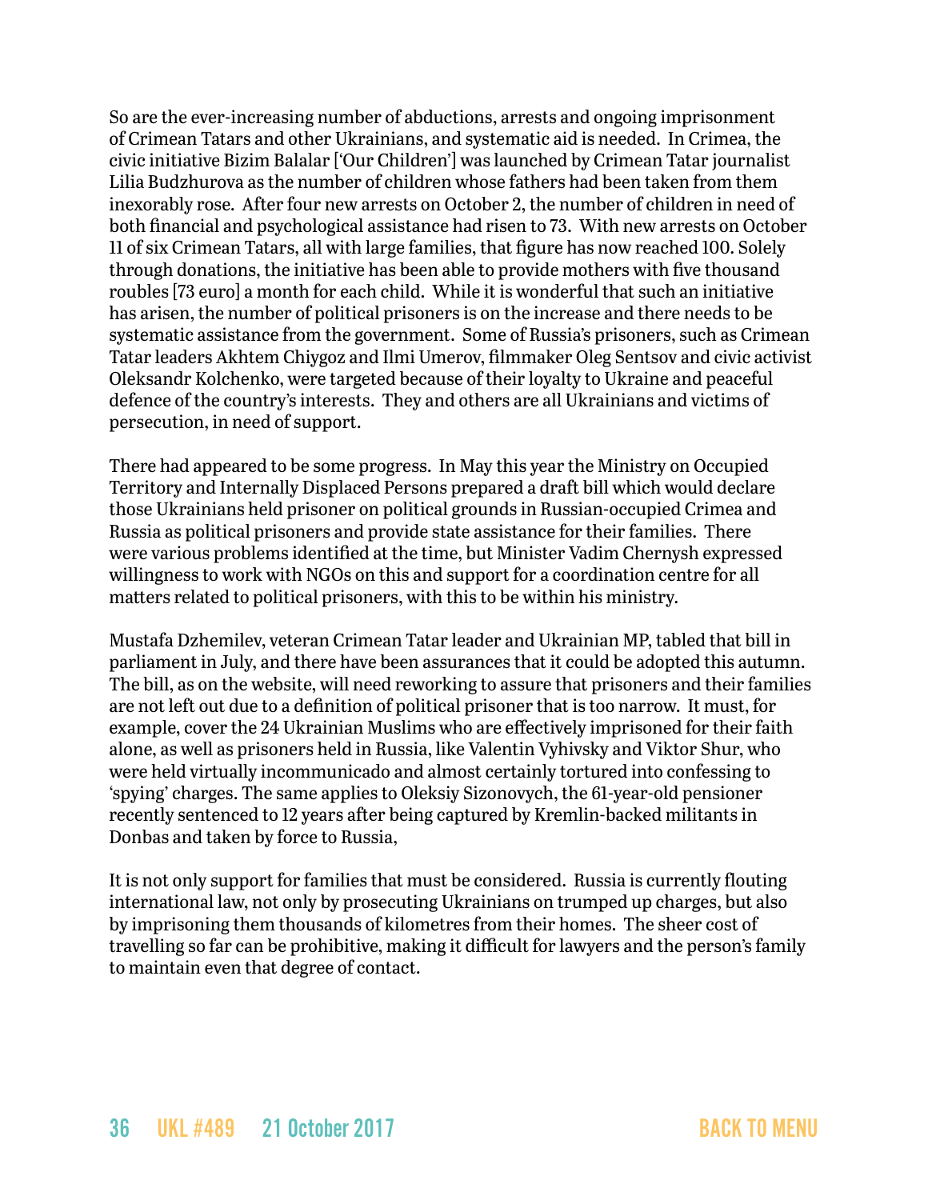So are the ever-increasing number of abductions, arrests and ongoing imprisonment of Crimean Tatars and other Ukrainians, and systematic aid is needed. In Crimea, the civic initiative Bizim Balalar ['Our Children'] was launched by Crimean Tatar journalist Lilia Budzhurova as the number of children whose fathers had been taken from them inexorably rose. After four new arrests on October 2, the number of children in need of both financial and psychological assistance had risen to 73. With new arrests on October 11 of six Crimean Tatars, all with large families, that figure has now reached 100. Solely through donations, the initiative has been able to provide mothers with five thousand roubles [73 euro] a month for each child. While it is wonderful that such an initiative has arisen, the number of political prisoners is on the increase and there needs to be systematic assistance from the government. Some of Russia's prisoners, such as Crimean Tatar leaders Akhtem Chiygoz and Ilmi Umerov, filmmaker Oleg Sentsov and civic activist Oleksandr Kolchenko, were targeted because of their loyalty to Ukraine and peaceful defence of the country's interests. They and others are all Ukrainians and victims of persecution, in need of support.

There had appeared to be some progress. In May this year the Ministry on Occupied Territory and Internally Displaced Persons prepared a draft bill which would declare those Ukrainians held prisoner on political grounds in Russian-occupied Crimea and Russia as political prisoners and provide state assistance for their families. There were various problems identified at the time, but Minister Vadim Chernysh expressed willingness to work with NGOs on this and support for a coordination centre for all matters related to political prisoners, with this to be within his ministry.

Mustafa Dzhemilev, veteran Crimean Tatar leader and Ukrainian MP, tabled that bill in parliament in July, and there have been assurances that it could be adopted this autumn. The bill, as on the website, will need reworking to assure that prisoners and their families are not left out due to a definition of political prisoner that is too narrow. It must, for example, cover the 24 Ukrainian Muslims who are effectively imprisoned for their faith alone, as well as prisoners held in Russia, like Valentin Vyhivsky and Viktor Shur, who were held virtually incommunicado and almost certainly tortured into confessing to 'spying' charges. The same applies to Oleksiy Sizonovych, the 61-year-old pensioner recently sentenced to 12 years after being captured by Kremlin-backed militants in Donbas and taken by force to Russia,

It is not only support for families that must be considered. Russia is currently flouting international law, not only by prosecuting Ukrainians on trumped up charges, but also by imprisoning them thousands of kilometres from their homes. The sheer cost of travelling so far can be prohibitive, making it difficult for lawyers and the person's family to maintain even that degree of contact.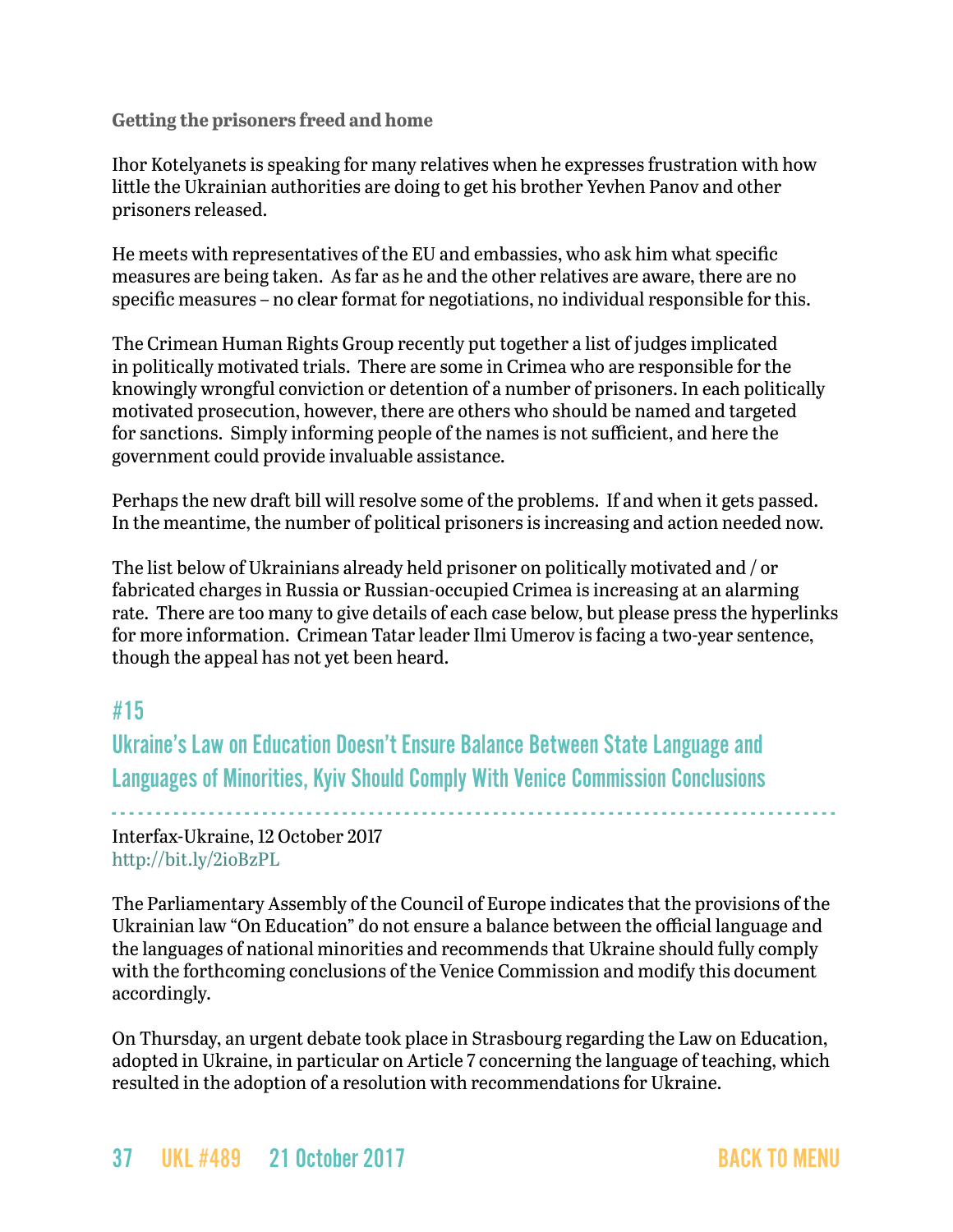**Getting the prisoners freed and home**

Ihor Kotelyanets is speaking for many relatives when he expresses frustration with how little the Ukrainian authorities are doing to get his brother Yevhen Panov and other prisoners released.

He meets with representatives of the EU and embassies, who ask him what specific measures are being taken. As far as he and the other relatives are aware, there are no specific measures – no clear format for negotiations, no individual responsible for this.

The Crimean Human Rights Group recently put together a list of judges implicated in politically motivated trials. There are some in Crimea who are responsible for the knowingly wrongful conviction or detention of a number of prisoners. In each politically motivated prosecution, however, there are others who should be named and targeted for sanctions. Simply informing people of the names is not sufficient, and here the government could provide invaluable assistance.

Perhaps the new draft bill will resolve some of the problems. If and when it gets passed. In the meantime, the number of political prisoners is increasing and action needed now.

The list below of Ukrainians already held prisoner on politically motivated and / or fabricated charges in Russia or Russian-occupied Crimea is increasing at an alarming rate. There are too many to give details of each case below, but please press the hyperlinks for more information. Crimean Tatar leader Ilmi Umerov is facing a two-year sentence, though the appeal has not yet been heard.

## #15

## Ukraine's Law on Education Doesn't Ensure Balance Between State Language and Languages of Minorities, Kyiv Should Comply With Venice Commission Conclusions

Interfax-Ukraine, 12 October 2017
http://bit.ly/2ioBzPL

The Parliamentary Assembly of the Council of Europe indicates that the provisions of the Ukrainian law "On Education" do not ensure a balance between the official language and the languages of national minorities and recommends that Ukraine should fully comply with the forthcoming conclusions of the Venice Commission and modify this document accordingly.

On Thursday, an urgent debate took place in Strasbourg regarding the Law on Education, adopted in Ukraine, in particular on Article 7 concerning the language of teaching, which resulted in the adoption of a resolution with recommendations for Ukraine.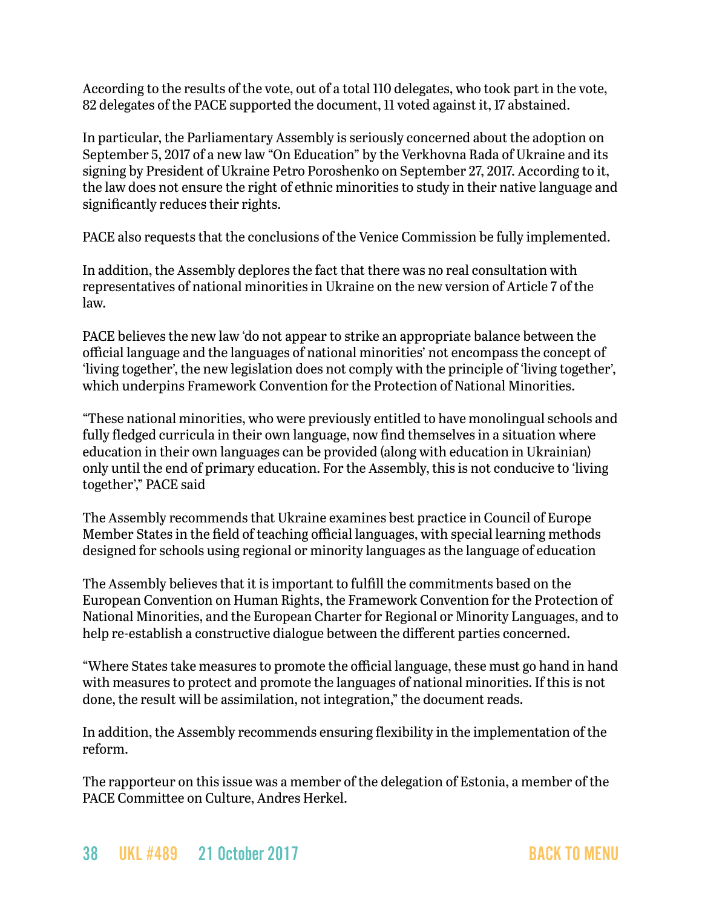According to the results of the vote, out of a total 110 delegates, who took part in the vote, 82 delegates of the PACE supported the document, 11 voted against it, 17 abstained.

In particular, the Parliamentary Assembly is seriously concerned about the adoption on September 5, 2017 of a new law "On Education" by the Verkhovna Rada of Ukraine and its signing by President of Ukraine Petro Poroshenko on September 27, 2017. According to it, the law does not ensure the right of ethnic minorities to study in their native language and significantly reduces their rights.

PACE also requests that the conclusions of the Venice Commission be fully implemented.

In addition, the Assembly deplores the fact that there was no real consultation with representatives of national minorities in Ukraine on the new version of Article 7 of the law.

PACE believes the new law 'do not appear to strike an appropriate balance between the official language and the languages of national minorities' not encompass the concept of 'living together', the new legislation does not comply with the principle of 'living together', which underpins Framework Convention for the Protection of National Minorities.

"These national minorities, who were previously entitled to have monolingual schools and fully fledged curricula in their own language, now find themselves in a situation where education in their own languages can be provided (along with education in Ukrainian) only until the end of primary education. For the Assembly, this is not conducive to 'living together'," PACE said

The Assembly recommends that Ukraine examines best practice in Council of Europe Member States in the field of teaching official languages, with special learning methods designed for schools using regional or minority languages as the language of education

The Assembly believes that it is important to fulfill the commitments based on the European Convention on Human Rights, the Framework Convention for the Protection of National Minorities, and the European Charter for Regional or Minority Languages, and to help re-establish a constructive dialogue between the different parties concerned.

"Where States take measures to promote the official language, these must go hand in hand with measures to protect and promote the languages of national minorities. If this is not done, the result will be assimilation, not integration," the document reads.

In addition, the Assembly recommends ensuring flexibility in the implementation of the reform.

The rapporteur on this issue was a member of the delegation of Estonia, a member of the PACE Committee on Culture, Andres Herkel.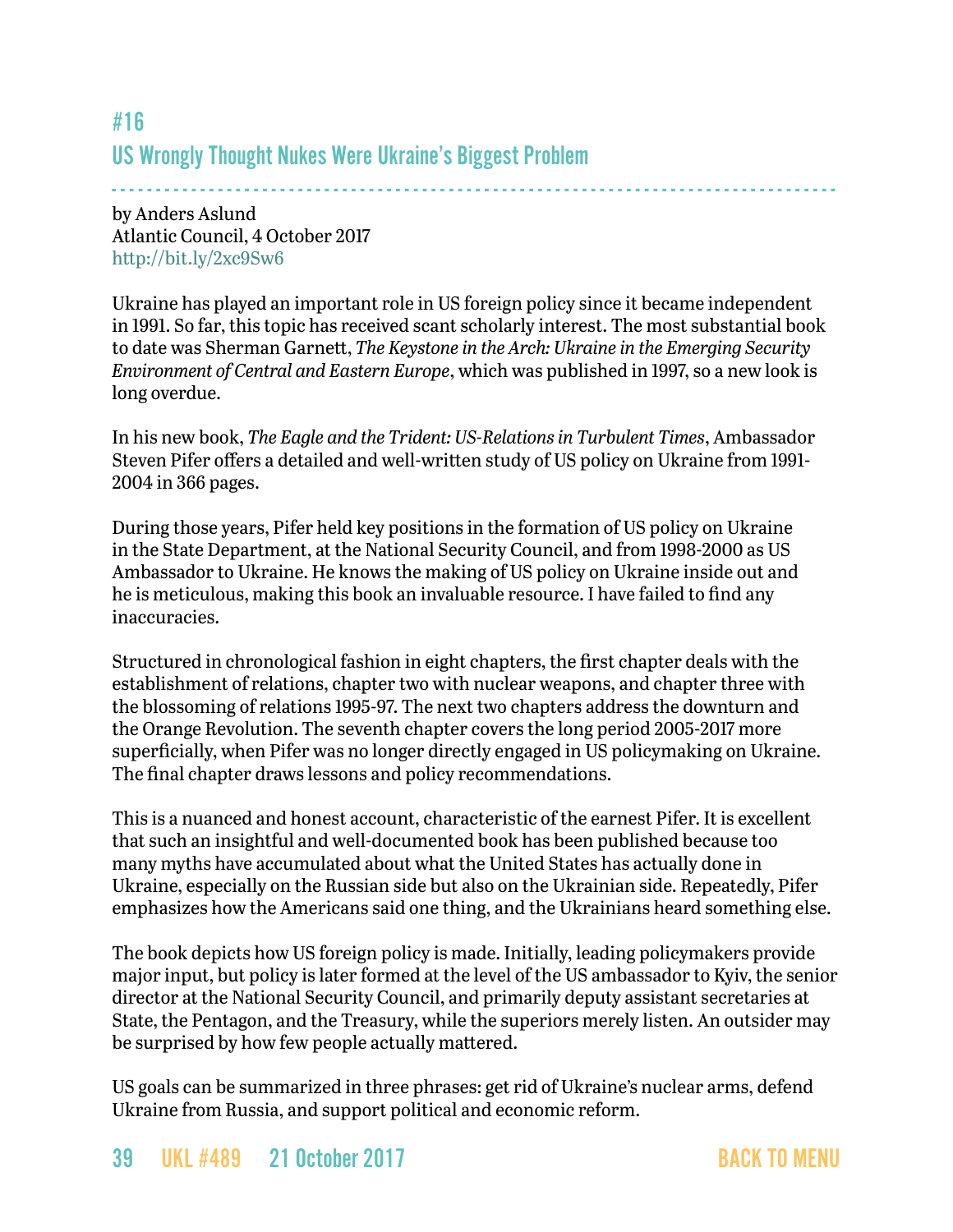## #16
## US Wrongly Thought Nukes Were Ukraine's Biggest Problem

by Anders Aslund
Atlantic Council, 4 October 2017
http://bit.ly/2xc9Sw6

Ukraine has played an important role in US foreign policy since it became independent in 1991. So far, this topic has received scant scholarly interest. The most substantial book to date was Sherman Garnett, *The Keystone in the Arch: Ukraine in the Emerging Security Environment of Central and Eastern Europe*, which was published in 1997, so a new look is long overdue.

In his new book, *The Eagle and the Trident: US-Relations in Turbulent Times*, Ambassador Steven Pifer offers a detailed and well-written study of US policy on Ukraine from 1991-2004 in 366 pages.

During those years, Pifer held key positions in the formation of US policy on Ukraine in the State Department, at the National Security Council, and from 1998-2000 as US Ambassador to Ukraine. He knows the making of US policy on Ukraine inside out and he is meticulous, making this book an invaluable resource. I have failed to find any inaccuracies.

Structured in chronological fashion in eight chapters, the first chapter deals with the establishment of relations, chapter two with nuclear weapons, and chapter three with the blossoming of relations 1995-97. The next two chapters address the downturn and the Orange Revolution. The seventh chapter covers the long period 2005-2017 more superficially, when Pifer was no longer directly engaged in US policymaking on Ukraine. The final chapter draws lessons and policy recommendations.

This is a nuanced and honest account, characteristic of the earnest Pifer. It is excellent that such an insightful and well-documented book has been published because too many myths have accumulated about what the United States has actually done in Ukraine, especially on the Russian side but also on the Ukrainian side. Repeatedly, Pifer emphasizes how the Americans said one thing, and the Ukrainians heard something else.

The book depicts how US foreign policy is made. Initially, leading policymakers provide major input, but policy is later formed at the level of the US ambassador to Kyiv, the senior director at the National Security Council, and primarily deputy assistant secretaries at State, the Pentagon, and the Treasury, while the superiors merely listen. An outsider may be surprised by how few people actually mattered.

US goals can be summarized in three phrases: get rid of Ukraine's nuclear arms, defend Ukraine from Russia, and support political and economic reform.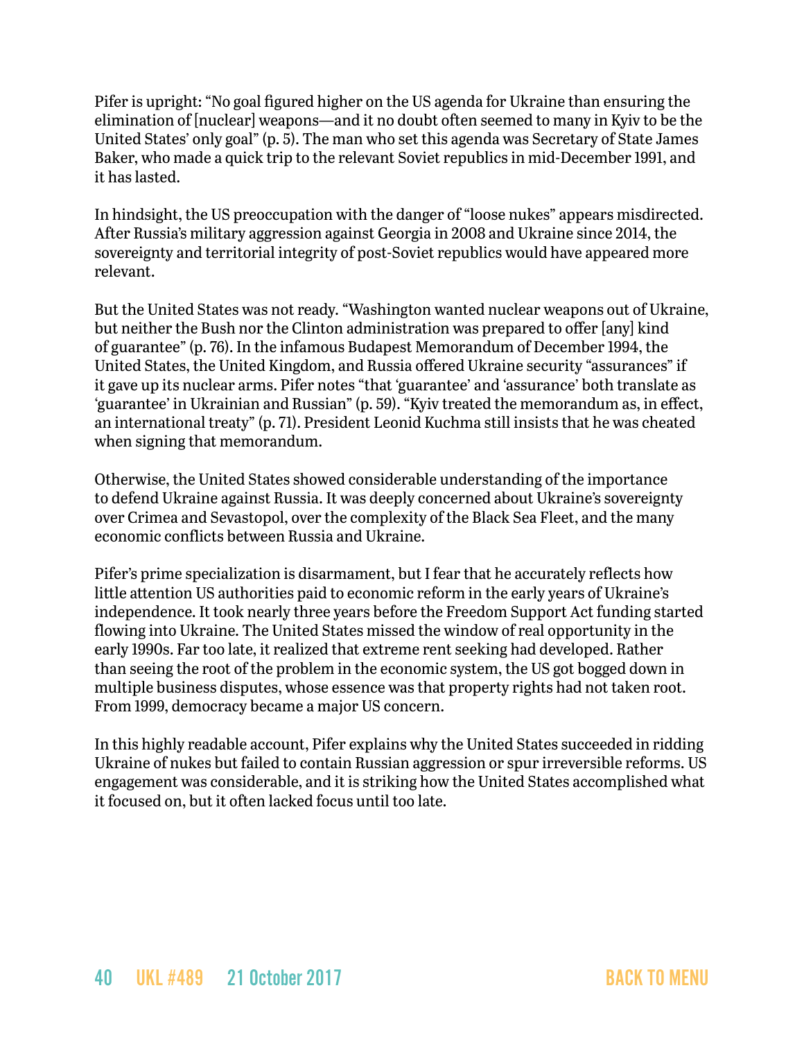Pifer is upright: “No goal figured higher on the US agenda for Ukraine than ensuring the elimination of [nuclear] weapons—and it no doubt often seemed to many in Kyiv to be the United States’ only goal” (p. 5). The man who set this agenda was Secretary of State James Baker, who made a quick trip to the relevant Soviet republics in mid-December 1991, and it has lasted.

In hindsight, the US preoccupation with the danger of “loose nukes” appears misdirected. After Russia’s military aggression against Georgia in 2008 and Ukraine since 2014, the sovereignty and territorial integrity of post-Soviet republics would have appeared more relevant.

But the United States was not ready. “Washington wanted nuclear weapons out of Ukraine, but neither the Bush nor the Clinton administration was prepared to offer [any] kind of guarantee” (p. 76). In the infamous Budapest Memorandum of December 1994, the United States, the United Kingdom, and Russia offered Ukraine security “assurances” if it gave up its nuclear arms. Pifer notes “that ‘guarantee’ and ‘assurance’ both translate as ‘guarantee’ in Ukrainian and Russian” (p. 59). “Kyiv treated the memorandum as, in effect, an international treaty” (p. 71). President Leonid Kuchma still insists that he was cheated when signing that memorandum.

Otherwise, the United States showed considerable understanding of the importance to defend Ukraine against Russia. It was deeply concerned about Ukraine’s sovereignty over Crimea and Sevastopol, over the complexity of the Black Sea Fleet, and the many economic conflicts between Russia and Ukraine.

Pifer’s prime specialization is disarmament, but I fear that he accurately reflects how little attention US authorities paid to economic reform in the early years of Ukraine’s independence. It took nearly three years before the Freedom Support Act funding started flowing into Ukraine. The United States missed the window of real opportunity in the early 1990s. Far too late, it realized that extreme rent seeking had developed. Rather than seeing the root of the problem in the economic system, the US got bogged down in multiple business disputes, whose essence was that property rights had not taken root. From 1999, democracy became a major US concern.

In this highly readable account, Pifer explains why the United States succeeded in ridding Ukraine of nukes but failed to contain Russian aggression or spur irreversible reforms. US engagement was considerable, and it is striking how the United States accomplished what it focused on, but it often lacked focus until too late.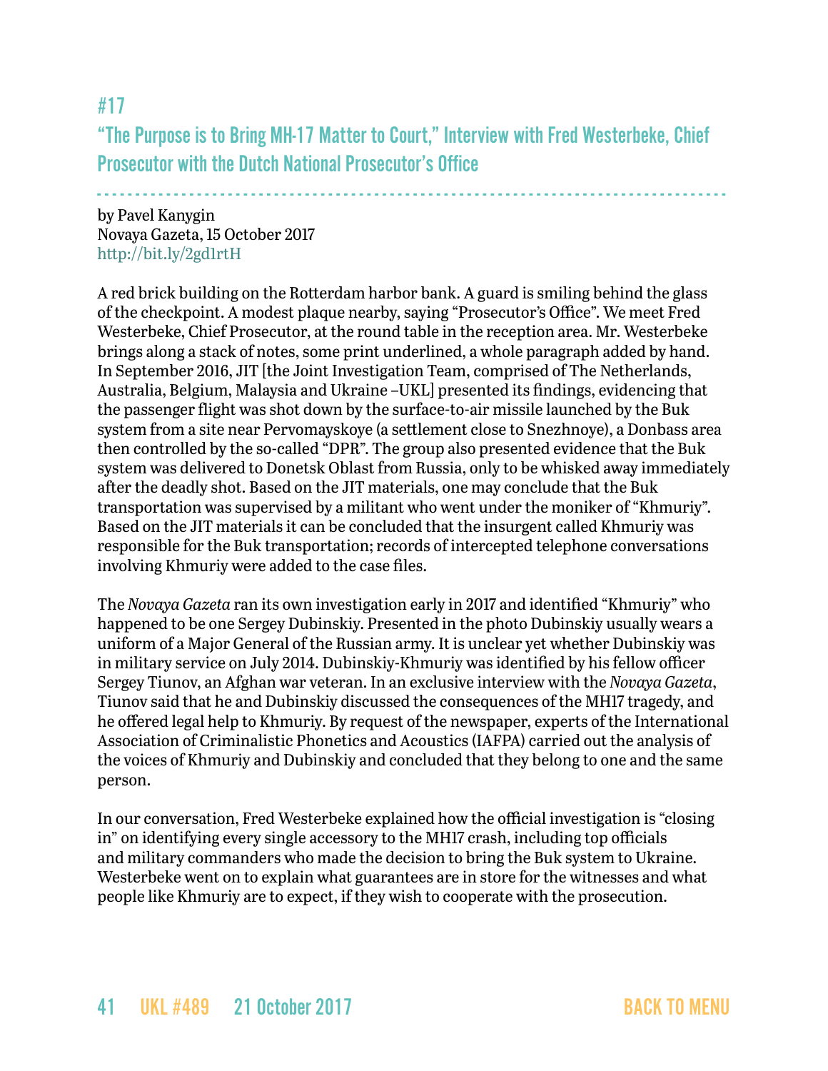## #17

## "The Purpose is to Bring MH-17 Matter to Court," Interview with Fred Westerbeke, Chief Prosecutor with the Dutch National Prosecutor's Office

by Pavel Kanygin
Novaya Gazeta, 15 October 2017
http://bit.ly/2gd1rtH

A red brick building on the Rotterdam harbor bank. A guard is smiling behind the glass of the checkpoint. A modest plaque nearby, saying "Prosecutor's Office". We meet Fred Westerbeke, Chief Prosecutor, at the round table in the reception area. Mr. Westerbeke brings along a stack of notes, some print underlined, a whole paragraph added by hand. In September 2016, JIT [the Joint Investigation Team, comprised of The Netherlands, Australia, Belgium, Malaysia and Ukraine –UKL] presented its findings, evidencing that the passenger flight was shot down by the surface-to-air missile launched by the Buk system from a site near Pervomayskoye (a settlement close to Snezhnoye), a Donbass area then controlled by the so-called "DPR". The group also presented evidence that the Buk system was delivered to Donetsk Oblast from Russia, only to be whisked away immediately after the deadly shot. Based on the JIT materials, one may conclude that the Buk transportation was supervised by a militant who went under the moniker of "Khmuriy". Based on the JIT materials it can be concluded that the insurgent called Khmuriy was responsible for the Buk transportation; records of intercepted telephone conversations involving Khmuriy were added to the case files.

The *Novaya Gazeta* ran its own investigation early in 2017 and identified "Khmuriy" who happened to be one Sergey Dubinskiy. Presented in the photo Dubinskiy usually wears a uniform of a Major General of the Russian army. It is unclear yet whether Dubinskiy was in military service on July 2014. Dubinskiy-Khmuriy was identified by his fellow officer Sergey Tiunov, an Afghan war veteran. In an exclusive interview with the *Novaya Gazeta*, Tiunov said that he and Dubinskiy discussed the consequences of the MH17 tragedy, and he offered legal help to Khmuriy. By request of the newspaper, experts of the International Association of Criminalistic Phonetics and Acoustics (IAFPA) carried out the analysis of the voices of Khmuriy and Dubinskiy and concluded that they belong to one and the same person.

In our conversation, Fred Westerbeke explained how the official investigation is "closing in" on identifying every single accessory to the MH17 crash, including top officials and military commanders who made the decision to bring the Buk system to Ukraine. Westerbeke went on to explain what guarantees are in store for the witnesses and what people like Khmuriy are to expect, if they wish to cooperate with the prosecution.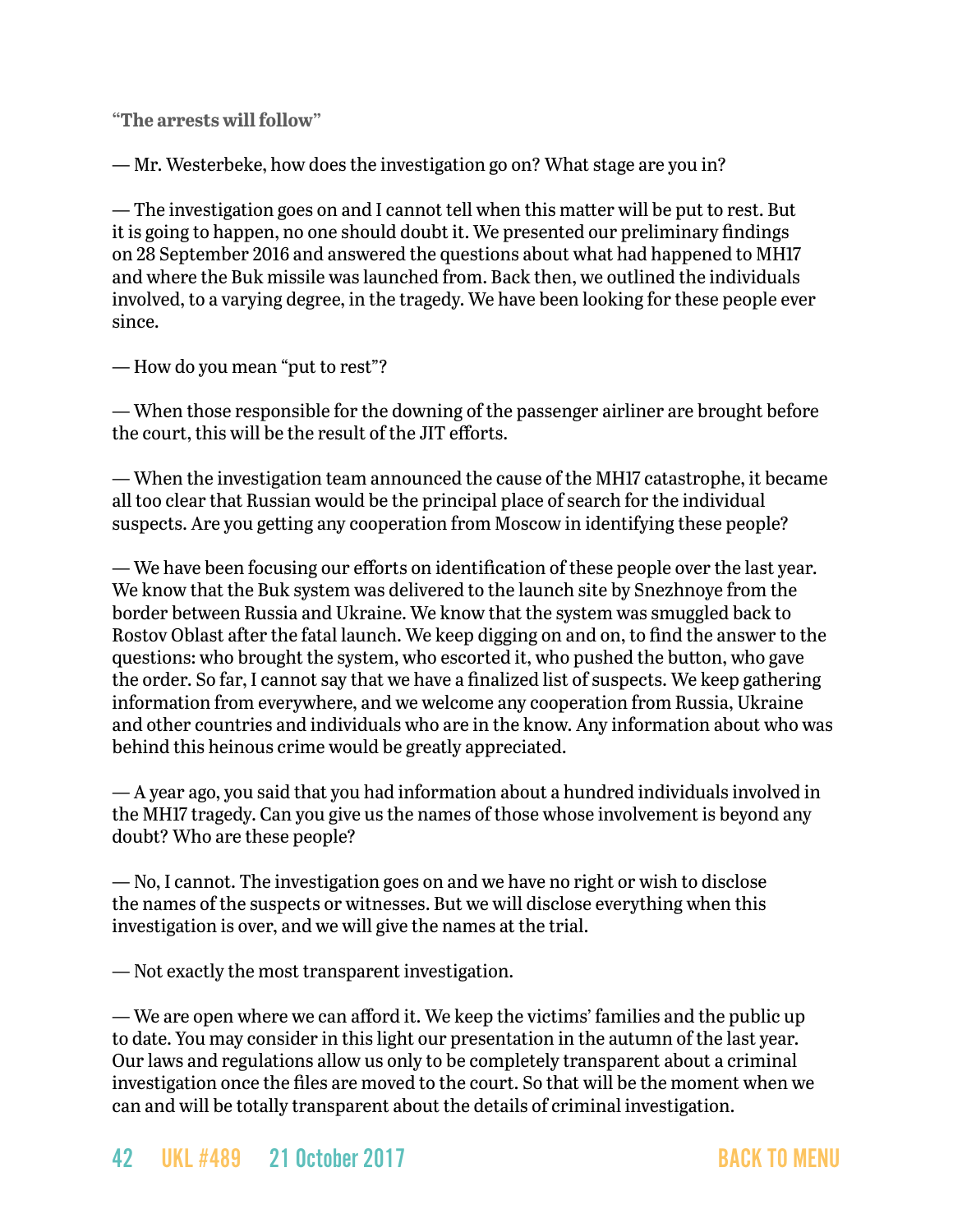**"The arrests will follow"**

— Mr. Westerbeke, how does the investigation go on? What stage are you in?

— The investigation goes on and I cannot tell when this matter will be put to rest. But it is going to happen, no one should doubt it. We presented our preliminary findings on 28 September 2016 and answered the questions about what had happened to MH17 and where the Buk missile was launched from. Back then, we outlined the individuals involved, to a varying degree, in the tragedy. We have been looking for these people ever since.

— How do you mean "put to rest"?

— When those responsible for the downing of the passenger airliner are brought before the court, this will be the result of the JIT efforts.

— When the investigation team announced the cause of the MH17 catastrophe, it became all too clear that Russian would be the principal place of search for the individual suspects. Are you getting any cooperation from Moscow in identifying these people?

— We have been focusing our efforts on identification of these people over the last year. We know that the Buk system was delivered to the launch site by Snezhnoye from the border between Russia and Ukraine. We know that the system was smuggled back to Rostov Oblast after the fatal launch. We keep digging on and on, to find the answer to the questions: who brought the system, who escorted it, who pushed the button, who gave the order. So far, I cannot say that we have a finalized list of suspects. We keep gathering information from everywhere, and we welcome any cooperation from Russia, Ukraine and other countries and individuals who are in the know. Any information about who was behind this heinous crime would be greatly appreciated.

— A year ago, you said that you had information about a hundred individuals involved in the MH17 tragedy. Can you give us the names of those whose involvement is beyond any doubt? Who are these people?

— No, I cannot. The investigation goes on and we have no right or wish to disclose the names of the suspects or witnesses. But we will disclose everything when this investigation is over, and we will give the names at the trial.

— Not exactly the most transparent investigation.

— We are open where we can afford it. We keep the victims' families and the public up to date. You may consider in this light our presentation in the autumn of the last year. Our laws and regulations allow us only to be completely transparent about a criminal investigation once the files are moved to the court. So that will be the moment when we can and will be totally transparent about the details of criminal investigation.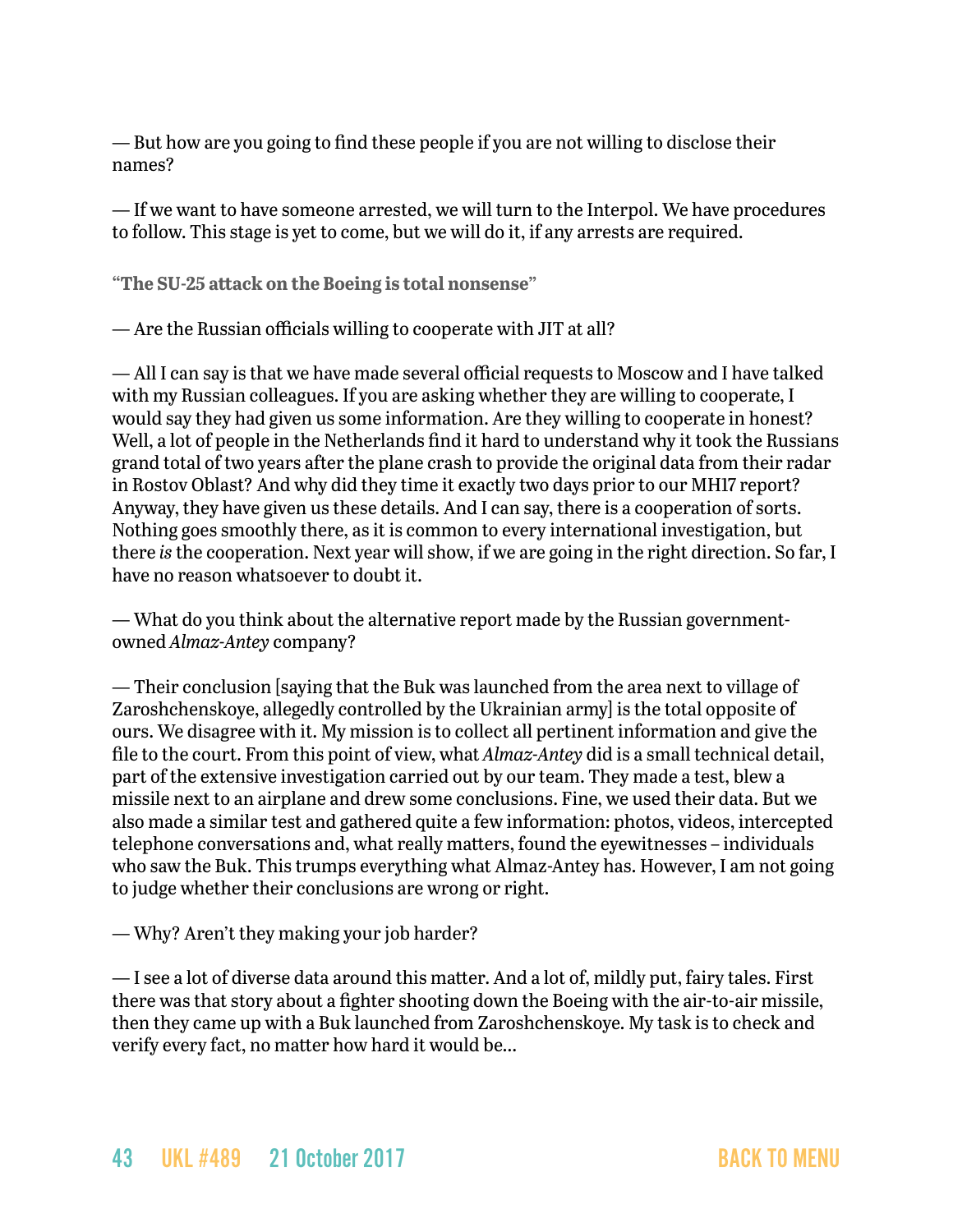— But how are you going to find these people if you are not willing to disclose their names?

— If we want to have someone arrested, we will turn to the Interpol. We have procedures to follow. This stage is yet to come, but we will do it, if any arrests are required.

### "The SU-25 attack on the Boeing is total nonsense"

— Are the Russian officials willing to cooperate with JIT at all?

— All I can say is that we have made several official requests to Moscow and I have talked with my Russian colleagues. If you are asking whether they are willing to cooperate, I would say they had given us some information. Are they willing to cooperate in honest? Well, a lot of people in the Netherlands find it hard to understand why it took the Russians grand total of two years after the plane crash to provide the original data from their radar in Rostov Oblast? And why did they time it exactly two days prior to our MH17 report? Anyway, they have given us these details. And I can say, there is a cooperation of sorts. Nothing goes smoothly there, as it is common to every international investigation, but there *is* the cooperation. Next year will show, if we are going in the right direction. So far, I have no reason whatsoever to doubt it.

— What do you think about the alternative report made by the Russian government-owned *Almaz-Antey* company?

— Their conclusion [saying that the Buk was launched from the area next to village of Zaroshchenskoye, allegedly controlled by the Ukrainian army] is the total opposite of ours. We disagree with it. My mission is to collect all pertinent information and give the file to the court. From this point of view, what *Almaz-Antey* did is a small technical detail, part of the extensive investigation carried out by our team. They made a test, blew a missile next to an airplane and drew some conclusions. Fine, we used their data. But we also made a similar test and gathered quite a few information: photos, videos, intercepted telephone conversations and, what really matters, found the eyewitnesses – individuals who saw the Buk. This trumps everything what Almaz-Antey has. However, I am not going to judge whether their conclusions are wrong or right.

— Why? Aren't they making your job harder?

— I see a lot of diverse data around this matter. And a lot of, mildly put, fairy tales. First there was that story about a fighter shooting down the Boeing with the air-to-air missile, then they came up with a Buk launched from Zaroshchenskoye. My task is to check and verify every fact, no matter how hard it would be...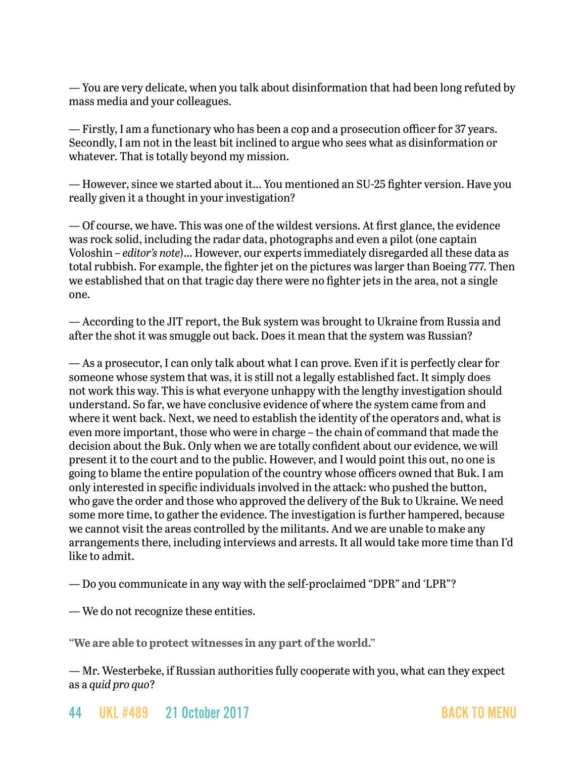— You are very delicate, when you talk about disinformation that had been long refuted by mass media and your colleagues.

— Firstly, I am a functionary who has been a cop and a prosecution officer for 37 years. Secondly, I am not in the least bit inclined to argue who sees what as disinformation or whatever. That is totally beyond my mission.

— However, since we started about it... You mentioned an SU-25 fighter version. Have you really given it a thought in your investigation?

— Of course, we have. This was one of the wildest versions. At first glance, the evidence was rock solid, including the radar data, photographs and even a pilot (one captain Voloshin – *editor's note*)... However, our experts immediately disregarded all these data as total rubbish. For example, the fighter jet on the pictures was larger than Boeing 777. Then we established that on that tragic day there were no fighter jets in the area, not a single one.

— According to the JIT report, the Buk system was brought to Ukraine from Russia and after the shot it was smuggle out back. Does it mean that the system was Russian?

— As a prosecutor, I can only talk about what I can prove. Even if it is perfectly clear for someone whose system that was, it is still not a legally established fact. It simply does not work this way. This is what everyone unhappy with the lengthy investigation should understand. So far, we have conclusive evidence of where the system came from and where it went back. Next, we need to establish the identity of the operators and, what is even more important, those who were in charge – the chain of command that made the decision about the Buk. Only when we are totally confident about our evidence, we will present it to the court and to the public. However, and I would point this out, no one is going to blame the entire population of the country whose officers owned that Buk. I am only interested in specific individuals involved in the attack: who pushed the button, who gave the order and those who approved the delivery of the Buk to Ukraine. We need some more time, to gather the evidence. The investigation is further hampered, because we cannot visit the areas controlled by the militants. And we are unable to make any arrangements there, including interviews and arrests. It all would take more time than I'd like to admit.

— Do you communicate in any way with the self-proclaimed "DPR" and 'LPR"?

— We do not recognize these entities.

**"We are able to protect witnesses in any part of the world."**

— Mr. Westerbeke, if Russian authorities fully cooperate with you, what can they expect as a *quid pro quo*?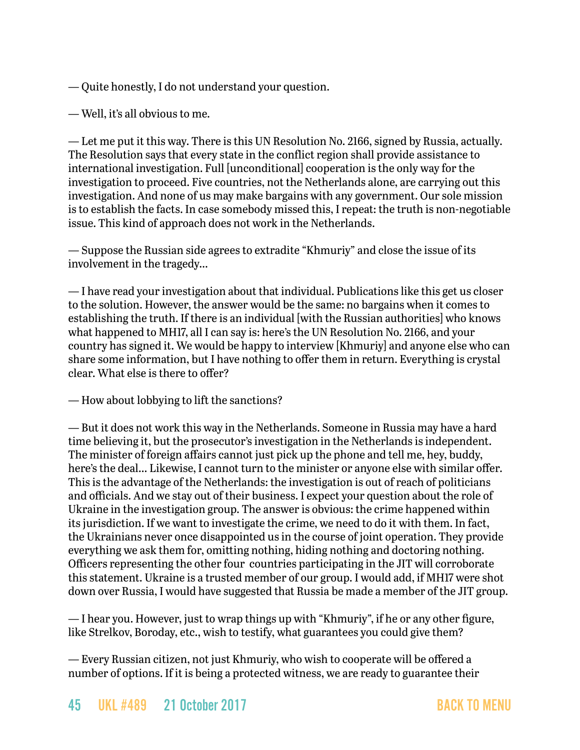— Quite honestly, I do not understand your question.

— Well, it's all obvious to me.

— Let me put it this way. There is this UN Resolution No. 2166, signed by Russia, actually. The Resolution says that every state in the conflict region shall provide assistance to international investigation. Full [unconditional] cooperation is the only way for the investigation to proceed. Five countries, not the Netherlands alone, are carrying out this investigation. And none of us may make bargains with any government. Our sole mission is to establish the facts. In case somebody missed this, I repeat: the truth is non-negotiable issue. This kind of approach does not work in the Netherlands.

— Suppose the Russian side agrees to extradite "Khmuriy" and close the issue of its involvement in the tragedy…

— I have read your investigation about that individual. Publications like this get us closer to the solution. However, the answer would be the same: no bargains when it comes to establishing the truth. If there is an individual [with the Russian authorities] who knows what happened to MH17, all I can say is: here's the UN Resolution No. 2166, and your country has signed it. We would be happy to interview [Khmuriy] and anyone else who can share some information, but I have nothing to offer them in return. Everything is crystal clear. What else is there to offer?

— How about lobbying to lift the sanctions?

— But it does not work this way in the Netherlands. Someone in Russia may have a hard time believing it, but the prosecutor's investigation in the Netherlands is independent. The minister of foreign affairs cannot just pick up the phone and tell me, hey, buddy, here's the deal… Likewise, I cannot turn to the minister or anyone else with similar offer. This is the advantage of the Netherlands: the investigation is out of reach of politicians and officials. And we stay out of their business. I expect your question about the role of Ukraine in the investigation group. The answer is obvious: the crime happened within its jurisdiction. If we want to investigate the crime, we need to do it with them. In fact, the Ukrainians never once disappointed us in the course of joint operation. They provide everything we ask them for, omitting nothing, hiding nothing and doctoring nothing. Officers representing the other four countries participating in the JIT will corroborate this statement. Ukraine is a trusted member of our group. I would add, if MH17 were shot down over Russia, I would have suggested that Russia be made a member of the JIT group.

— I hear you. However, just to wrap things up with "Khmuriy", if he or any other figure, like Strelkov, Boroday, etc., wish to testify, what guarantees you could give them?

— Every Russian citizen, not just Khmuriy, who wish to cooperate will be offered a number of options. If it is being a protected witness, we are ready to guarantee their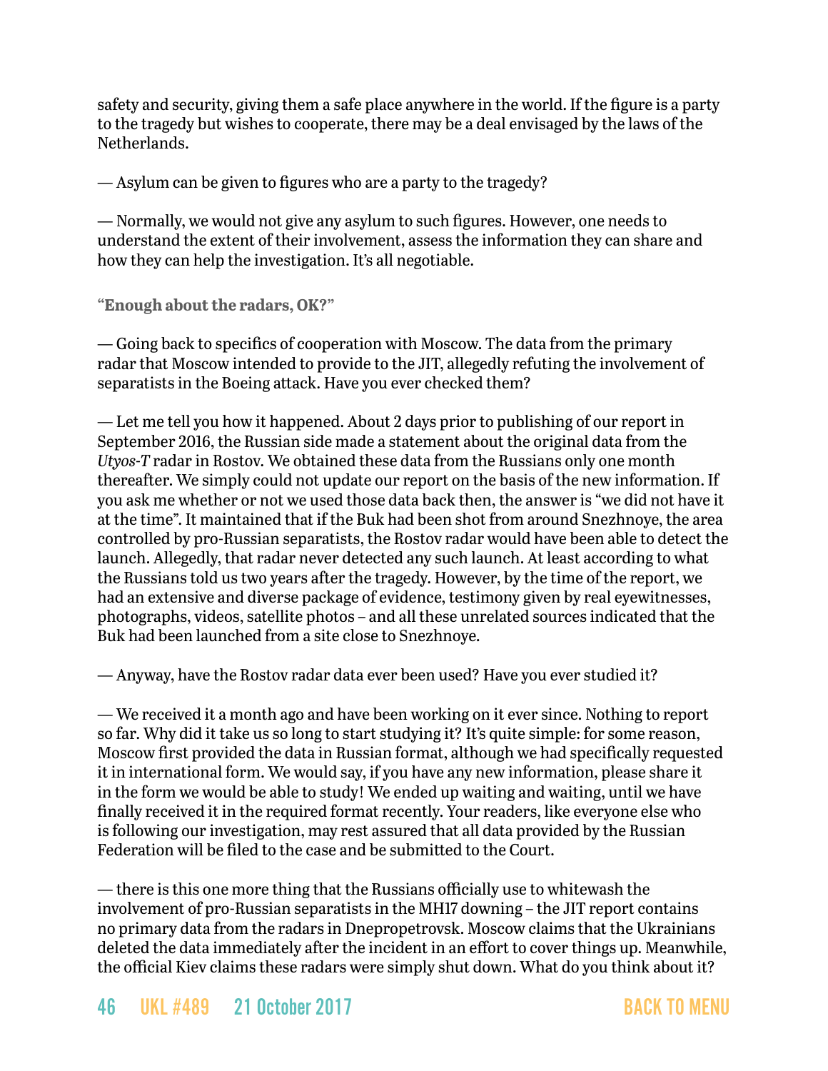safety and security, giving them a safe place anywhere in the world. If the figure is a party to the tragedy but wishes to cooperate, there may be a deal envisaged by the laws of the Netherlands.

— Asylum can be given to figures who are a party to the tragedy?

— Normally, we would not give any asylum to such figures. However, one needs to understand the extent of their involvement, assess the information they can share and how they can help the investigation. It's all negotiable.

**"Enough about the radars, OK?"**

— Going back to specifics of cooperation with Moscow. The data from the primary radar that Moscow intended to provide to the JIT, allegedly refuting the involvement of separatists in the Boeing attack. Have you ever checked them?

— Let me tell you how it happened. About 2 days prior to publishing of our report in September 2016, the Russian side made a statement about the original data from the *Utyos-T* radar in Rostov. We obtained these data from the Russians only one month thereafter. We simply could not update our report on the basis of the new information. If you ask me whether or not we used those data back then, the answer is "we did not have it at the time". It maintained that if the Buk had been shot from around Snezhnoye, the area controlled by pro-Russian separatists, the Rostov radar would have been able to detect the launch. Allegedly, that radar never detected any such launch. At least according to what the Russians told us two years after the tragedy. However, by the time of the report, we had an extensive and diverse package of evidence, testimony given by real eyewitnesses, photographs, videos, satellite photos – and all these unrelated sources indicated that the Buk had been launched from a site close to Snezhnoye.

— Anyway, have the Rostov radar data ever been used? Have you ever studied it?

— We received it a month ago and have been working on it ever since. Nothing to report so far. Why did it take us so long to start studying it? It's quite simple: for some reason, Moscow first provided the data in Russian format, although we had specifically requested it in international form. We would say, if you have any new information, please share it in the form we would be able to study! We ended up waiting and waiting, until we have finally received it in the required format recently. Your readers, like everyone else who is following our investigation, may rest assured that all data provided by the Russian Federation will be filed to the case and be submitted to the Court.

— there is this one more thing that the Russians officially use to whitewash the involvement of pro-Russian separatists in the MH17 downing – the JIT report contains no primary data from the radars in Dnepropetrovsk. Moscow claims that the Ukrainians deleted the data immediately after the incident in an effort to cover things up. Meanwhile, the official Kiev claims these radars were simply shut down. What do you think about it?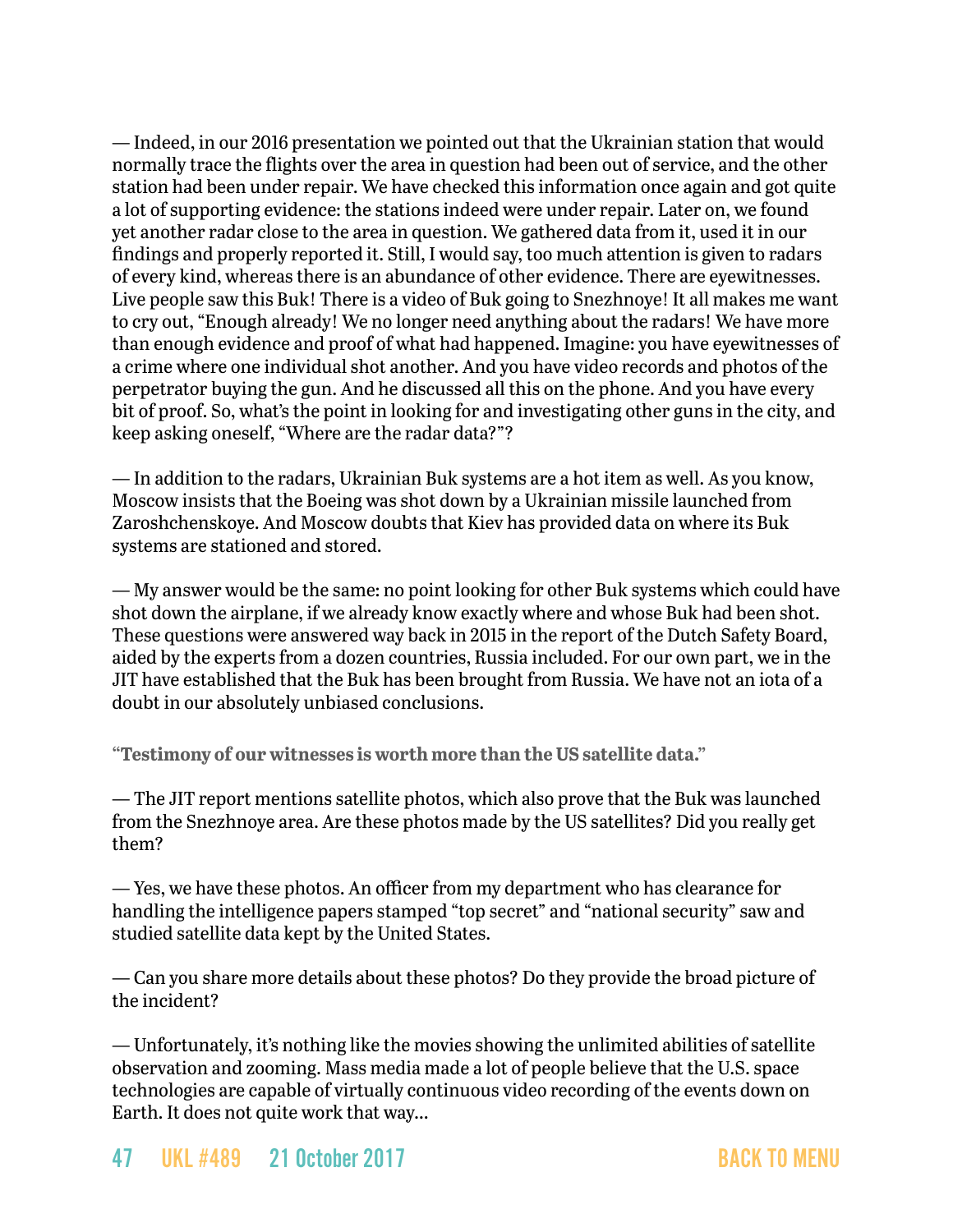— Indeed, in our 2016 presentation we pointed out that the Ukrainian station that would normally trace the flights over the area in question had been out of service, and the other station had been under repair. We have checked this information once again and got quite a lot of supporting evidence: the stations indeed were under repair. Later on, we found yet another radar close to the area in question. We gathered data from it, used it in our findings and properly reported it. Still, I would say, too much attention is given to radars of every kind, whereas there is an abundance of other evidence. There are eyewitnesses. Live people saw this Buk! There is a video of Buk going to Snezhnoye! It all makes me want to cry out, "Enough already! We no longer need anything about the radars! We have more than enough evidence and proof of what had happened. Imagine: you have eyewitnesses of a crime where one individual shot another. And you have video records and photos of the perpetrator buying the gun. And he discussed all this on the phone. And you have every bit of proof. So, what's the point in looking for and investigating other guns in the city, and keep asking oneself, "Where are the radar data?"?

— In addition to the radars, Ukrainian Buk systems are a hot item as well. As you know, Moscow insists that the Boeing was shot down by a Ukrainian missile launched from Zaroshchenskoye. And Moscow doubts that Kiev has provided data on where its Buk systems are stationed and stored.

— My answer would be the same: no point looking for other Buk systems which could have shot down the airplane, if we already know exactly where and whose Buk had been shot. These questions were answered way back in 2015 in the report of the Dutch Safety Board, aided by the experts from a dozen countries, Russia included. For our own part, we in the JIT have established that the Buk has been brought from Russia. We have not an iota of a doubt in our absolutely unbiased conclusions.

**"Testimony of our witnesses is worth more than the US satellite data."**

— The JIT report mentions satellite photos, which also prove that the Buk was launched from the Snezhnoye area. Are these photos made by the US satellites? Did you really get them?

— Yes, we have these photos. An officer from my department who has clearance for handling the intelligence papers stamped "top secret" and "national security" saw and studied satellite data kept by the United States.

— Can you share more details about these photos? Do they provide the broad picture of the incident?

— Unfortunately, it's nothing like the movies showing the unlimited abilities of satellite observation and zooming. Mass media made a lot of people believe that the U.S. space technologies are capable of virtually continuous video recording of the events down on Earth. It does not quite work that way...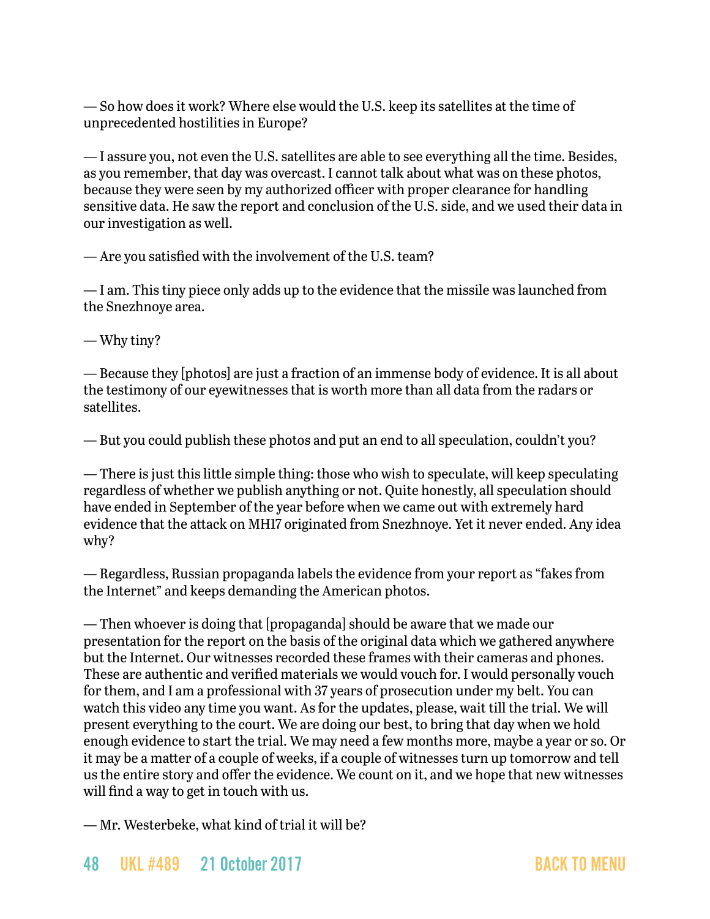— So how does it work? Where else would the U.S. keep its satellites at the time of unprecedented hostilities in Europe?

— I assure you, not even the U.S. satellites are able to see everything all the time. Besides, as you remember, that day was overcast. I cannot talk about what was on these photos, because they were seen by my authorized officer with proper clearance for handling sensitive data. He saw the report and conclusion of the U.S. side, and we used their data in our investigation as well.

— Are you satisfied with the involvement of the U.S. team?

— I am. This tiny piece only adds up to the evidence that the missile was launched from the Snezhnoye area.

— Why tiny?

— Because they [photos] are just a fraction of an immense body of evidence. It is all about the testimony of our eyewitnesses that is worth more than all data from the radars or satellites.

— But you could publish these photos and put an end to all speculation, couldn't you?

— There is just this little simple thing: those who wish to speculate, will keep speculating regardless of whether we publish anything or not. Quite honestly, all speculation should have ended in September of the year before when we came out with extremely hard evidence that the attack on MH17 originated from Snezhnoye. Yet it never ended. Any idea why?

— Regardless, Russian propaganda labels the evidence from your report as "fakes from the Internet" and keeps demanding the American photos.

— Then whoever is doing that [propaganda] should be aware that we made our presentation for the report on the basis of the original data which we gathered anywhere but the Internet. Our witnesses recorded these frames with their cameras and phones. These are authentic and verified materials we would vouch for. I would personally vouch for them, and I am a professional with 37 years of prosecution under my belt. You can watch this video any time you want. As for the updates, please, wait till the trial. We will present everything to the court. We are doing our best, to bring that day when we hold enough evidence to start the trial. We may need a few months more, maybe a year or so. Or it may be a matter of a couple of weeks, if a couple of witnesses turn up tomorrow and tell us the entire story and offer the evidence. We count on it, and we hope that new witnesses will find a way to get in touch with us.

— Mr. Westerbeke, what kind of trial it will be?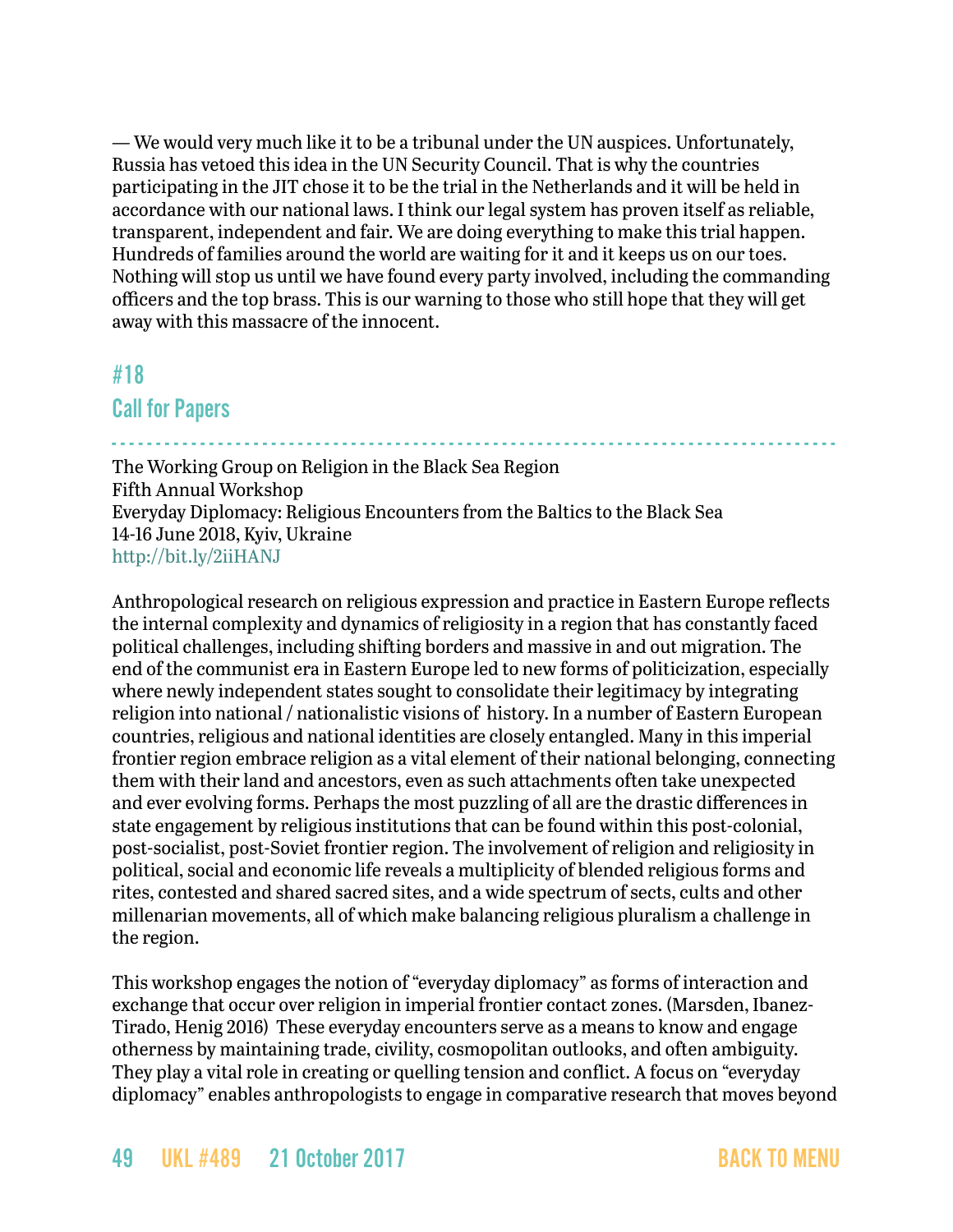— We would very much like it to be a tribunal under the UN auspices. Unfortunately, Russia has vetoed this idea in the UN Security Council. That is why the countries participating in the JIT chose it to be the trial in the Netherlands and it will be held in accordance with our national laws. I think our legal system has proven itself as reliable, transparent, independent and fair. We are doing everything to make this trial happen. Hundreds of families around the world are waiting for it and it keeps us on our toes. Nothing will stop us until we have found every party involved, including the commanding officers and the top brass. This is our warning to those who still hope that they will get away with this massacre of the innocent.

## #18

## Call for Papers

The Working Group on Religion in the Black Sea Region
Fifth Annual Workshop
Everyday Diplomacy: Religious Encounters from the Baltics to the Black Sea
14-16 June 2018, Kyiv, Ukraine
http://bit.ly/2iiHANJ

Anthropological research on religious expression and practice in Eastern Europe reflects the internal complexity and dynamics of religiosity in a region that has constantly faced political challenges, including shifting borders and massive in and out migration. The end of the communist era in Eastern Europe led to new forms of politicization, especially where newly independent states sought to consolidate their legitimacy by integrating religion into national / nationalistic visions of history. In a number of Eastern European countries, religious and national identities are closely entangled. Many in this imperial frontier region embrace religion as a vital element of their national belonging, connecting them with their land and ancestors, even as such attachments often take unexpected and ever evolving forms. Perhaps the most puzzling of all are the drastic differences in state engagement by religious institutions that can be found within this post-colonial, post-socialist, post-Soviet frontier region. The involvement of religion and religiosity in political, social and economic life reveals a multiplicity of blended religious forms and rites, contested and shared sacred sites, and a wide spectrum of sects, cults and other millenarian movements, all of which make balancing religious pluralism a challenge in the region.

This workshop engages the notion of "everyday diplomacy" as forms of interaction and exchange that occur over religion in imperial frontier contact zones. (Marsden, Ibanez-Tirado, Henig 2016) These everyday encounters serve as a means to know and engage otherness by maintaining trade, civility, cosmopolitan outlooks, and often ambiguity. They play a vital role in creating or quelling tension and conflict. A focus on "everyday diplomacy" enables anthropologists to engage in comparative research that moves beyond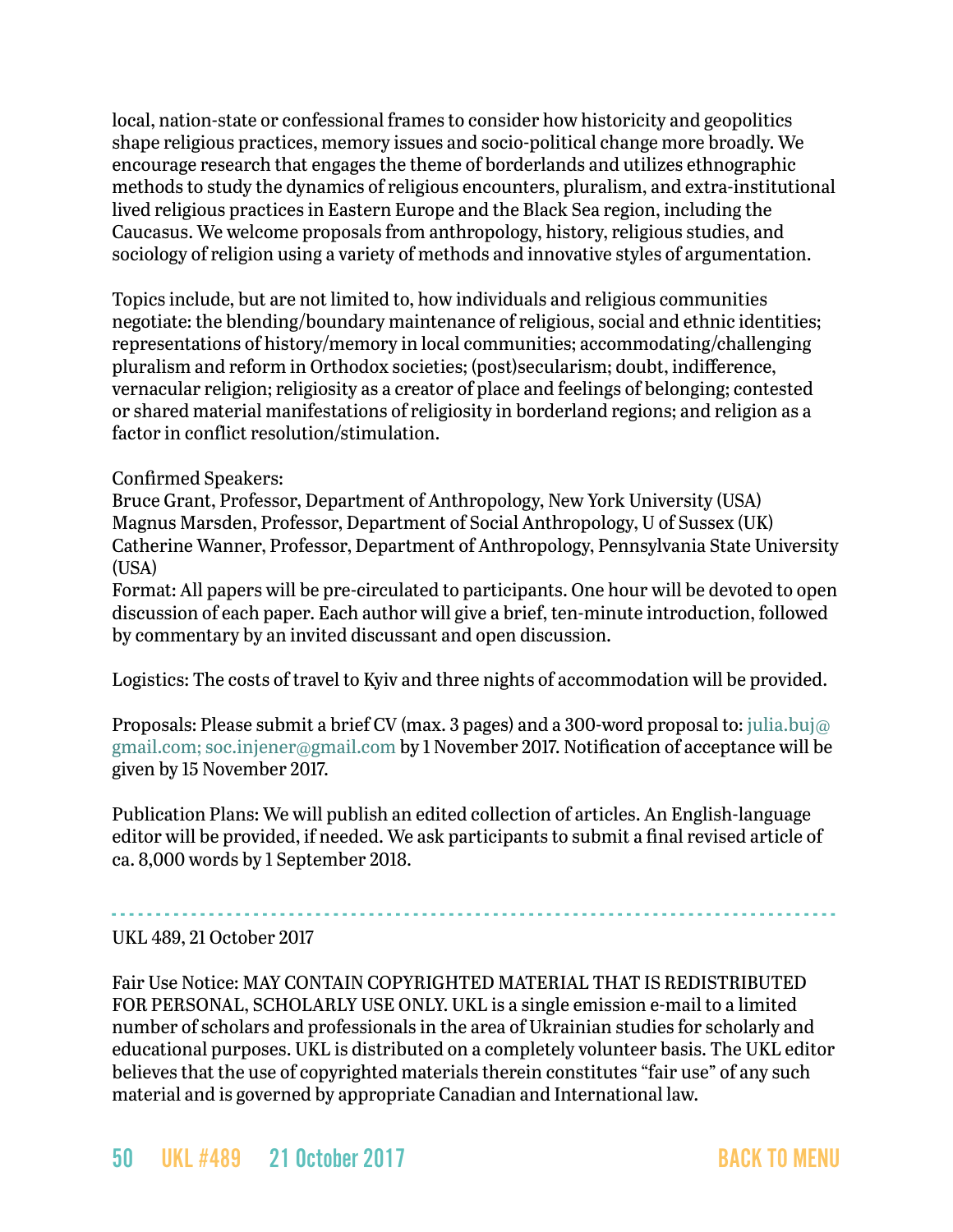local, nation-state or confessional frames to consider how historicity and geopolitics shape religious practices, memory issues and socio-political change more broadly. We encourage research that engages the theme of borderlands and utilizes ethnographic methods to study the dynamics of religious encounters, pluralism, and extra-institutional lived religious practices in Eastern Europe and the Black Sea region, including the Caucasus. We welcome proposals from anthropology, history, religious studies, and sociology of religion using a variety of methods and innovative styles of argumentation.

Topics include, but are not limited to, how individuals and religious communities negotiate: the blending/boundary maintenance of religious, social and ethnic identities; representations of history/memory in local communities; accommodating/challenging pluralism and reform in Orthodox societies; (post)secularism; doubt, indifference, vernacular religion; religiosity as a creator of place and feelings of belonging; contested or shared material manifestations of religiosity in borderland regions; and religion as a factor in conflict resolution/stimulation.

Confirmed Speakers:
Bruce Grant, Professor, Department of Anthropology, New York University (USA)
Magnus Marsden, Professor, Department of Social Anthropology, U of Sussex (UK)
Catherine Wanner, Professor, Department of Anthropology, Pennsylvania State University (USA)
Format: All papers will be pre-circulated to participants. One hour will be devoted to open discussion of each paper. Each author will give a brief, ten-minute introduction, followed by commentary by an invited discussant and open discussion.

Logistics: The costs of travel to Kyiv and three nights of accommodation will be provided.

Proposals: Please submit a brief CV (max. 3 pages) and a 300-word proposal to: julia.buj@gmail.com; soc.injener@gmail.com by 1 November 2017. Notification of acceptance will be given by 15 November 2017.

Publication Plans: We will publish an edited collection of articles. An English-language editor will be provided, if needed. We ask participants to submit a final revised article of ca. 8,000 words by 1 September 2018.

---

UKL 489, 21 October 2017

Fair Use Notice: MAY CONTAIN COPYRIGHTED MATERIAL THAT IS REDISTRIBUTED FOR PERSONAL, SCHOLARLY USE ONLY. UKL is a single emission e-mail to a limited number of scholars and professionals in the area of Ukrainian studies for scholarly and educational purposes. UKL is distributed on a completely volunteer basis. The UKL editor believes that the use of copyrighted materials therein constitutes "fair use" of any such material and is governed by appropriate Canadian and International law.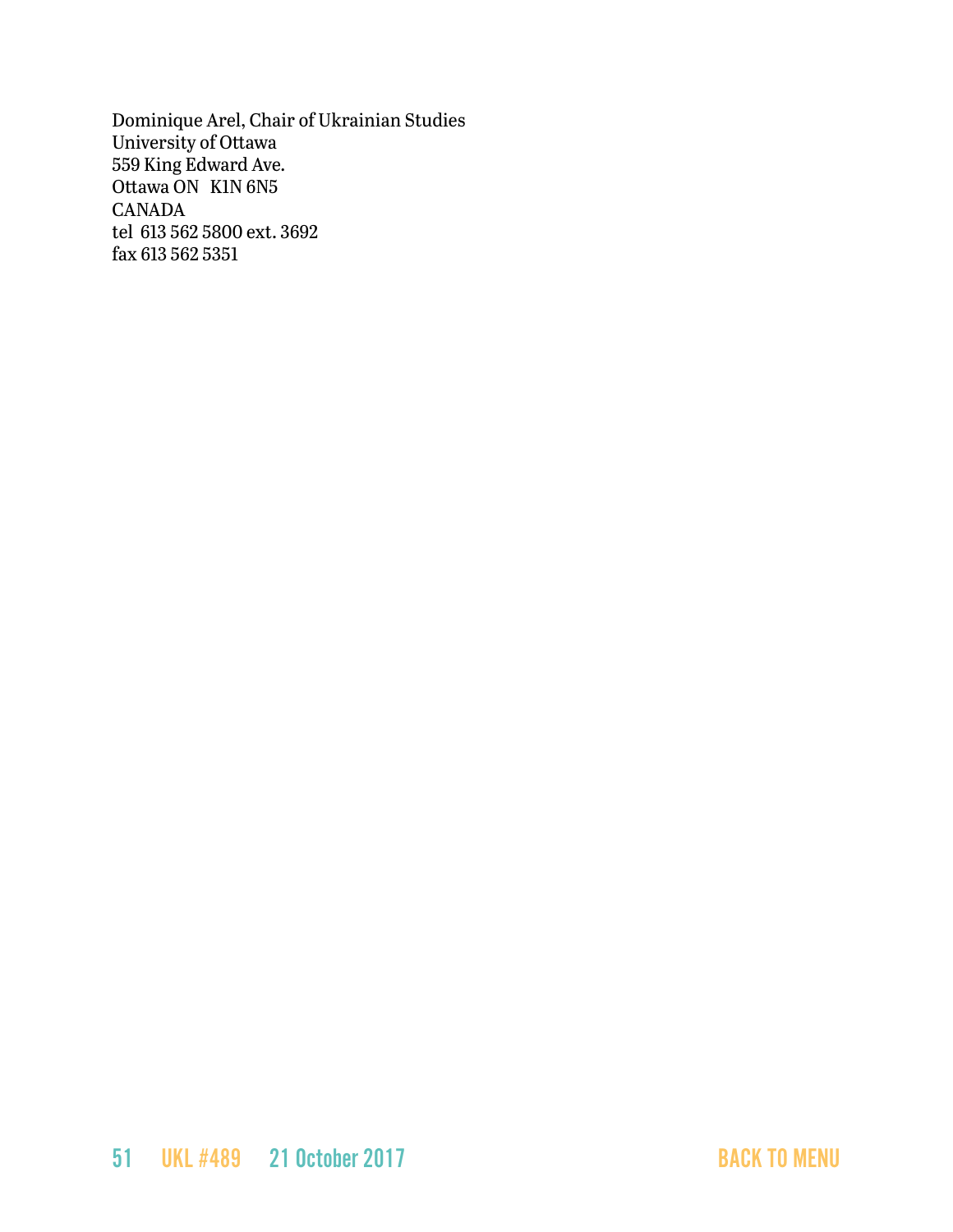Dominique Arel, Chair of Ukrainian Studies
University of Ottawa
559 King Edward Ave.
Ottawa ON   K1N 6N5
CANADA
tel  613 562 5800 ext. 3692
fax 613 562 5351